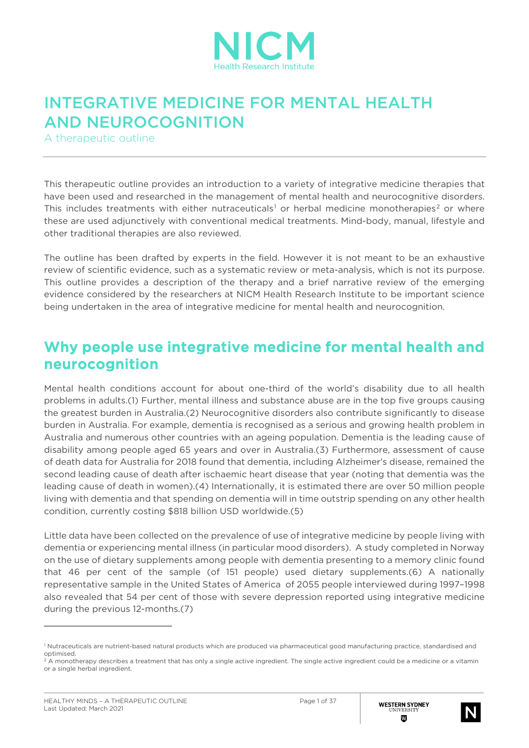# INTEGRATIVE MEDICINE FOR MENTAL HEALTH AND NEUROCOGNITION

A therapeutic outline

This therapeutic outline provides an introduction to a variety of integrative medicine therapies that have been used and researched in the management of mental health and neurocognitive disorders. This includes treatments with either nutraceuticals[1] or herbal medicine monotherapies[2] or where these are used adjunctively with conventional medical treatments. Mind-body, manual, lifestyle and other traditional therapies are also reviewed.

The outline has been drafted by experts in the field. However it is not meant to be an exhaustive review of scientific evidence, such as a systematic review or meta-analysis, which is not its purpose. This outline provides a description of the therapy and a brief narrative review of the emerging evidence considered by the researchers at NICM Health Research Institute to be important science being undertaken in the area of integrative medicine for mental health and neurocognition.

## Why people use integrative medicine for mental health and neurocognition

Mental health conditions account for about one-third of the world's disability due to all health problems in adults.(1) Further, mental illness and substance abuse are in the top five groups causing the greatest burden in Australia.(2) Neurocognitive disorders also contribute significantly to disease burden in Australia. For example, dementia is recognised as a serious and growing health problem in Australia and numerous other countries with an ageing population. Dementia is the leading cause of disability among people aged 65 years and over in Australia.(3) Furthermore, assessment of cause of death data for Australia for 2018 found that dementia, including Alzheimer's disease, remained the second leading cause of death after ischaemic heart disease that year (noting that dementia was the leading cause of death in women).(4) Internationally, it is estimated there are over 50 million people living with dementia and that spending on dementia will in time outstrip spending on any other health condition, currently costing $818 billion USD worldwide.(5)

Little data have been collected on the prevalence of use of integrative medicine by people living with dementia or experiencing mental illness (in particular mood disorders). A study completed in Norway on the use of dietary supplements among people with dementia presenting to a memory clinic found that 46 per cent of the sample (of 151 people) used dietary supplements.(6) A nationally representative sample in the United States of America of 2055 people interviewed during 1997–1998 also revealed that 54 per cent of those with severe depression reported using integrative medicine during the previous 12-months.(7)

---

[1] Nutraceuticals are nutrient-based natural products which are produced via pharmaceutical good manufacturing practice, standardised and optimised.

[2] A monotherapy describes a treatment that has only a single active ingredient. The single active ingredient could be a medicine or a vitamin or a single herbal ingredient.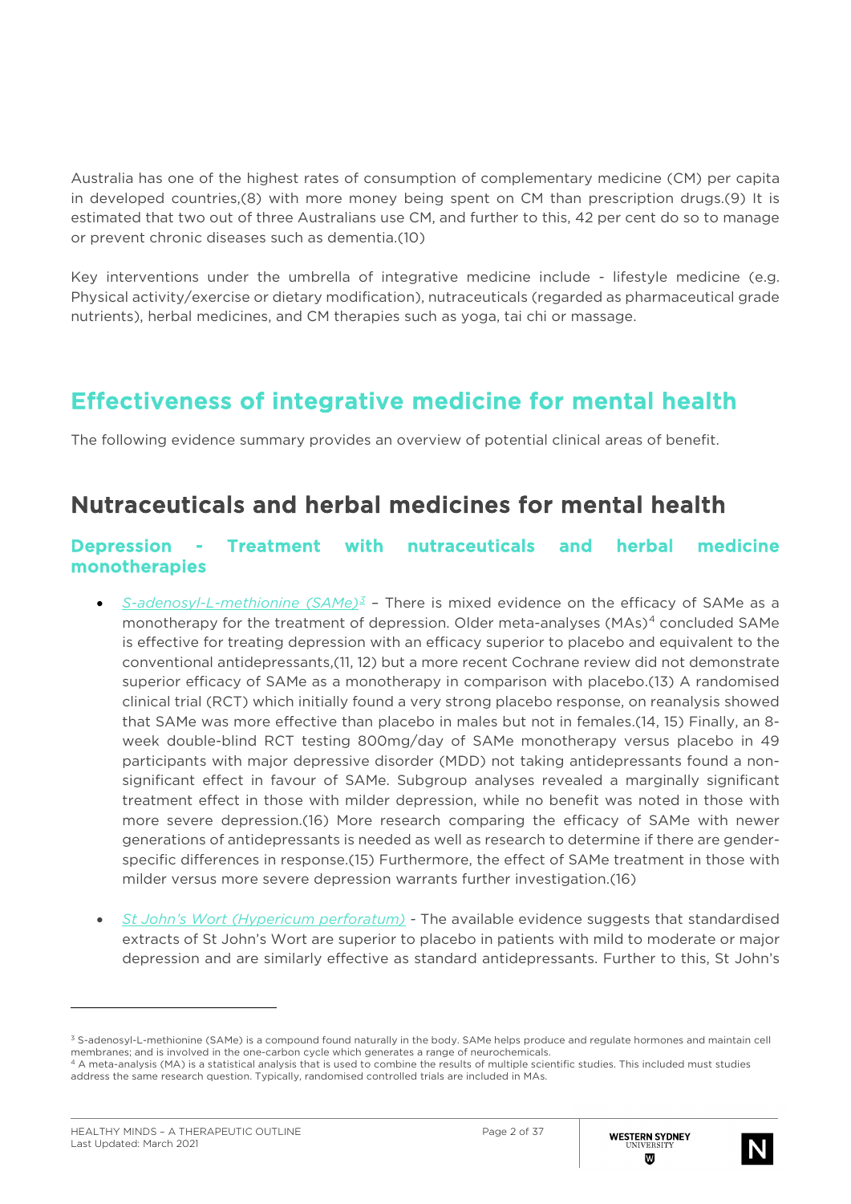Australia has one of the highest rates of consumption of complementary medicine (CM) per capita in developed countries,(8) with more money being spent on CM than prescription drugs.(9) It is estimated that two out of three Australians use CM, and further to this, 42 per cent do so to manage or prevent chronic diseases such as dementia.(10)

Key interventions under the umbrella of integrative medicine include - lifestyle medicine (e.g. Physical activity/exercise or dietary modification), nutraceuticals (regarded as pharmaceutical grade nutrients), herbal medicines, and CM therapies such as yoga, tai chi or massage.

# Effectiveness of integrative medicine for mental health

The following evidence summary provides an overview of potential clinical areas of benefit.

## Nutraceuticals and herbal medicines for mental health

### Depression - Treatment with nutraceuticals and herbal medicine monotherapies

- *S-adenosyl-L-methionine (SAMe)*[3] – There is mixed evidence on the efficacy of SAMe as a monotherapy for the treatment of depression. Older meta-analyses (MAs)[4] concluded SAMe is effective for treating depression with an efficacy superior to placebo and equivalent to the conventional antidepressants,(11, 12) but a more recent Cochrane review did not demonstrate superior efficacy of SAMe as a monotherapy in comparison with placebo.(13) A randomised clinical trial (RCT) which initially found a very strong placebo response, on reanalysis showed that SAMe was more effective than placebo in males but not in females.(14, 15) Finally, an 8-week double-blind RCT testing 800mg/day of SAMe monotherapy versus placebo in 49 participants with major depressive disorder (MDD) not taking antidepressants found a non-significant effect in favour of SAMe. Subgroup analyses revealed a marginally significant treatment effect in those with milder depression, while no benefit was noted in those with more severe depression.(16) More research comparing the efficacy of SAMe with newer generations of antidepressants is needed as well as research to determine if there are gender-specific differences in response.(15) Furthermore, the effect of SAMe treatment in those with milder versus more severe depression warrants further investigation.(16)

- *St John's Wort (Hypericum perforatum)* - The available evidence suggests that standardised extracts of St John's Wort are superior to placebo in patients with mild to moderate or major depression and are similarly effective as standard antidepressants. Further to this, St John's

---

[3] S-adenosyl-L-methionine (SAMe) is a compound found naturally in the body. SAMe helps produce and regulate hormones and maintain cell membranes; and is involved in the one-carbon cycle which generates a range of neurochemicals.

[4] A meta-analysis (MA) is a statistical analysis that is used to combine the results of multiple scientific studies. This included must studies address the same research question. Typically, randomised controlled trials are included in MAs.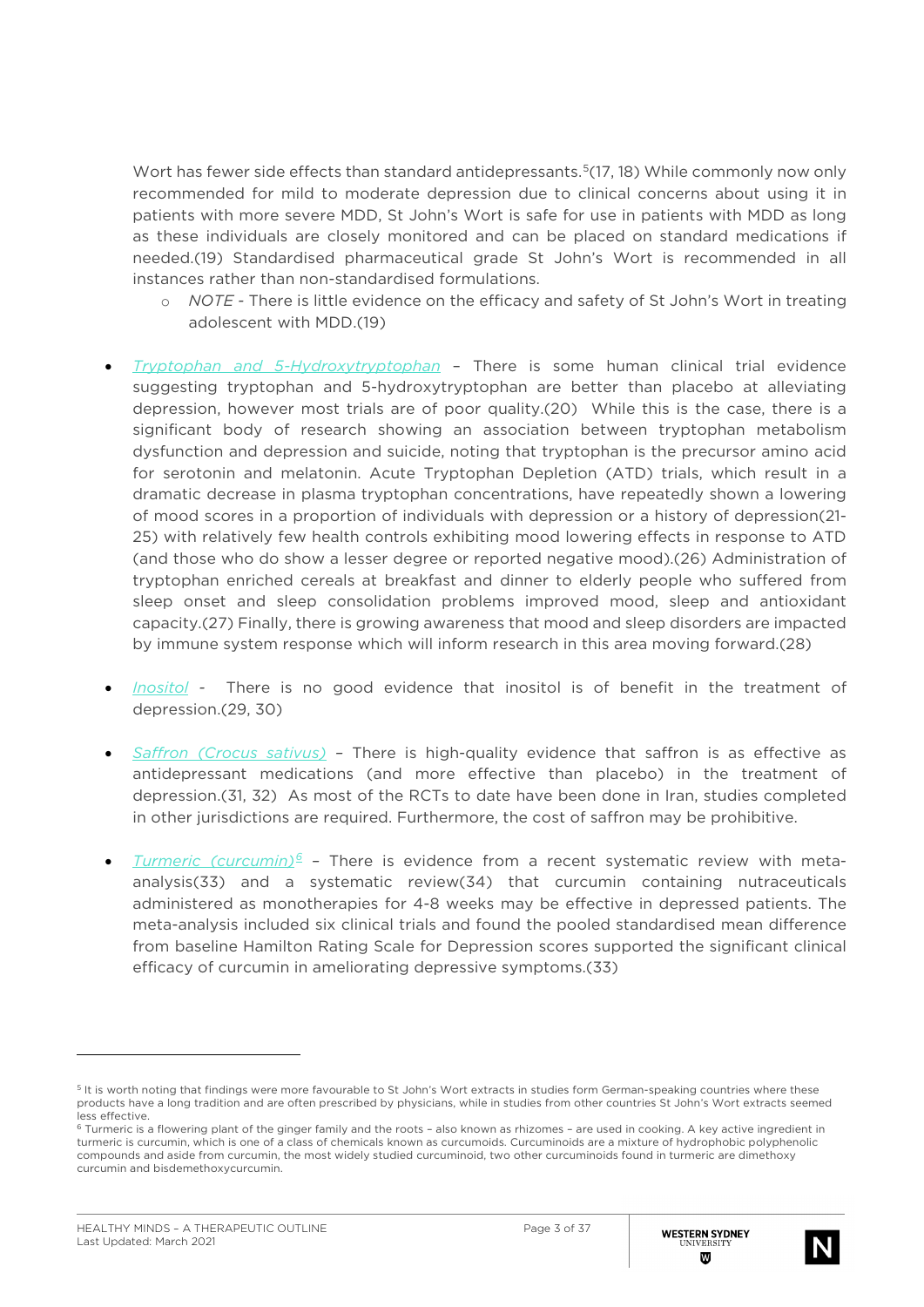Wort has fewer side effects than standard antidepressants.[5](17, 18) While commonly now only recommended for mild to moderate depression due to clinical concerns about using it in patients with more severe MDD, St John's Wort is safe for use in patients with MDD as long as these individuals are closely monitored and can be placed on standard medications if needed.(19) Standardised pharmaceutical grade St John's Wort is recommended in all instances rather than non-standardised formulations.

- *NOTE* - There is little evidence on the efficacy and safety of St John's Wort in treating adolescent with MDD.(19)

- *Tryptophan and 5-Hydroxytryptophan* – There is some human clinical trial evidence suggesting tryptophan and 5-hydroxytryptophan are better than placebo at alleviating depression, however most trials are of poor quality.(20) While this is the case, there is a significant body of research showing an association between tryptophan metabolism dysfunction and depression and suicide, noting that tryptophan is the precursor amino acid for serotonin and melatonin. Acute Tryptophan Depletion (ATD) trials, which result in a dramatic decrease in plasma tryptophan concentrations, have repeatedly shown a lowering of mood scores in a proportion of individuals with depression or a history of depression(21-25) with relatively few health controls exhibiting mood lowering effects in response to ATD (and those who do show a lesser degree or reported negative mood).(26) Administration of tryptophan enriched cereals at breakfast and dinner to elderly people who suffered from sleep onset and sleep consolidation problems improved mood, sleep and antioxidant capacity.(27) Finally, there is growing awareness that mood and sleep disorders are impacted by immune system response which will inform research in this area moving forward.(28)

- *Inositol* - There is no good evidence that inositol is of benefit in the treatment of depression.(29, 30)

- *Saffron (Crocus sativus)* – There is high-quality evidence that saffron is as effective as antidepressant medications (and more effective than placebo) in the treatment of depression.(31, 32) As most of the RCTs to date have been done in Iran, studies completed in other jurisdictions are required. Furthermore, the cost of saffron may be prohibitive.

- *Turmeric (curcumin)*[6] – There is evidence from a recent systematic review with meta-analysis(33) and a systematic review(34) that curcumin containing nutraceuticals administered as monotherapies for 4-8 weeks may be effective in depressed patients. The meta-analysis included six clinical trials and found the pooled standardised mean difference from baseline Hamilton Rating Scale for Depression scores supported the significant clinical efficacy of curcumin in ameliorating depressive symptoms.(33)

---

[5] It is worth noting that findings were more favourable to St John's Wort extracts in studies form German-speaking countries where these products have a long tradition and are often prescribed by physicians, while in studies from other countries St John's Wort extracts seemed less effective.

[6] Turmeric is a flowering plant of the ginger family and the roots – also known as rhizomes – are used in cooking. A key active ingredient in turmeric is curcumin, which is one of a class of chemicals known as curcumoids. Curcuminoids are a mixture of hydrophobic polyphenolic compounds and aside from curcumin, the most widely studied curcuminoid, two other curcuminoids found in turmeric are dimethoxy curcumin and bisdemethoxycurcumin.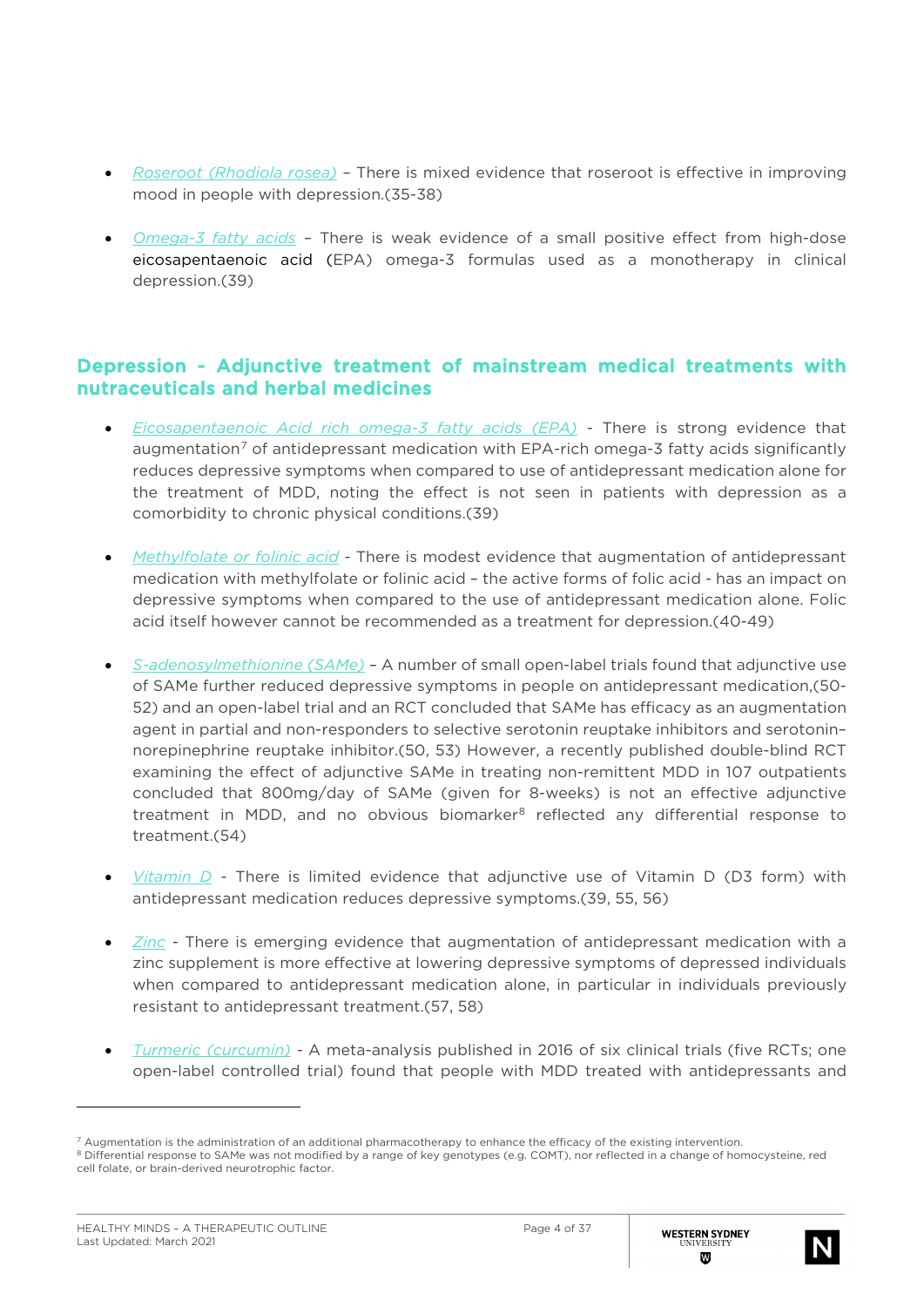- *Roseroot (Rhodiola rosea)* – There is mixed evidence that roseroot is effective in improving mood in people with depression.(35-38)

- *Omega-3 fatty acids* – There is weak evidence of a small positive effect from high-dose eicosapentaenoic acid (EPA) omega-3 formulas used as a monotherapy in clinical depression.(39)

## Depression - Adjunctive treatment of mainstream medical treatments with nutraceuticals and herbal medicines

- *Eicosapentaenoic Acid rich omega-3 fatty acids (EPA)* - There is strong evidence that augmentation[7] of antidepressant medication with EPA-rich omega-3 fatty acids significantly reduces depressive symptoms when compared to use of antidepressant medication alone for the treatment of MDD, noting the effect is not seen in patients with depression as a comorbidity to chronic physical conditions.(39)

- *Methylfolate or folinic acid* - There is modest evidence that augmentation of antidepressant medication with methylfolate or folinic acid – the active forms of folic acid - has an impact on depressive symptoms when compared to the use of antidepressant medication alone. Folic acid itself however cannot be recommended as a treatment for depression.(40-49)

- *S-adenosylmethionine (SAMe)* – A number of small open-label trials found that adjunctive use of SAMe further reduced depressive symptoms in people on antidepressant medication,(50-52) and an open-label trial and an RCT concluded that SAMe has efficacy as an augmentation agent in partial and non-responders to selective serotonin reuptake inhibitors and serotonin–norepinephrine reuptake inhibitor.(50, 53) However, a recently published double-blind RCT examining the effect of adjunctive SAMe in treating non-remittent MDD in 107 outpatients concluded that 800mg/day of SAMe (given for 8-weeks) is not an effective adjunctive treatment in MDD, and no obvious biomarker[8] reflected any differential response to treatment.(54)

- *Vitamin D* - There is limited evidence that adjunctive use of Vitamin D (D3 form) with antidepressant medication reduces depressive symptoms.(39, 55, 56)

- *Zinc* - There is emerging evidence that augmentation of antidepressant medication with a zinc supplement is more effective at lowering depressive symptoms of depressed individuals when compared to antidepressant medication alone, in particular in individuals previously resistant to antidepressant treatment.(57, 58)

- *Turmeric (curcumin)* - A meta-analysis published in 2016 of six clinical trials (five RCTs; one open-label controlled trial) found that people with MDD treated with antidepressants and

---

[7] Augmentation is the administration of an additional pharmacotherapy to enhance the efficacy of the existing intervention.

[8] Differential response to SAMe was not modified by a range of key genotypes (e.g. COMT), nor reflected in a change of homocysteine, red cell folate, or brain-derived neurotrophic factor.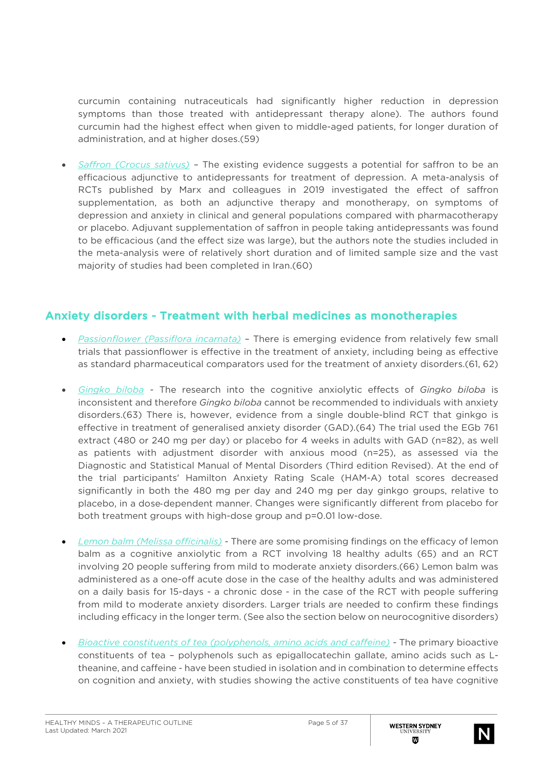curcumin containing nutraceuticals had significantly higher reduction in depression symptoms than those treated with antidepressant therapy alone). The authors found curcumin had the highest effect when given to middle-aged patients, for longer duration of administration, and at higher doses.(59)

- *Saffron (Crocus sativus)* – The existing evidence suggests a potential for saffron to be an efficacious adjunctive to antidepressants for treatment of depression. A meta-analysis of RCTs published by Marx and colleagues in 2019 investigated the effect of saffron supplementation, as both an adjunctive therapy and monotherapy, on symptoms of depression and anxiety in clinical and general populations compared with pharmacotherapy or placebo. Adjuvant supplementation of saffron in people taking antidepressants was found to be efficacious (and the effect size was large), but the authors note the studies included in the meta-analysis were of relatively short duration and of limited sample size and the vast majority of studies had been completed in Iran.(60)

## Anxiety disorders - Treatment with herbal medicines as monotherapies

- *Passionflower (Passiflora incarnata)* – There is emerging evidence from relatively few small trials that passionflower is effective in the treatment of anxiety, including being as effective as standard pharmaceutical comparators used for the treatment of anxiety disorders.(61, 62)

- *Gingko biloba* - The research into the cognitive anxiolytic effects of *Gingko biloba* is inconsistent and therefore *Gingko biloba* cannot be recommended to individuals with anxiety disorders.(63) There is, however, evidence from a single double-blind RCT that ginkgo is effective in treatment of generalised anxiety disorder (GAD).(64) The trial used the EGb 761 extract (480 or 240 mg per day) or placebo for 4 weeks in adults with GAD (n=82), as well as patients with adjustment disorder with anxious mood (n=25), as assessed via the Diagnostic and Statistical Manual of Mental Disorders (Third edition Revised). At the end of the trial participants' Hamilton Anxiety Rating Scale (HAM-A) total scores decreased significantly in both the 480 mg per day and 240 mg per day ginkgo groups, relative to placebo, in a dose-dependent manner. Changes were significantly different from placebo for both treatment groups with high-dose group and p=0.01 low-dose.

- *Lemon balm (Melissa officinalis)* - There are some promising findings on the efficacy of lemon balm as a cognitive anxiolytic from a RCT involving 18 healthy adults (65) and an RCT involving 20 people suffering from mild to moderate anxiety disorders.(66) Lemon balm was administered as a one-off acute dose in the case of the healthy adults and was administered on a daily basis for 15-days - a chronic dose - in the case of the RCT with people suffering from mild to moderate anxiety disorders. Larger trials are needed to confirm these findings including efficacy in the longer term. (See also the section below on neurocognitive disorders)

- *Bioactive constituents of tea (polyphenols, amino acids and caffeine)* - The primary bioactive constituents of tea – polyphenols such as epigallocatechin gallate, amino acids such as L-theanine, and caffeine - have been studied in isolation and in combination to determine effects on cognition and anxiety, with studies showing the active constituents of tea have cognitive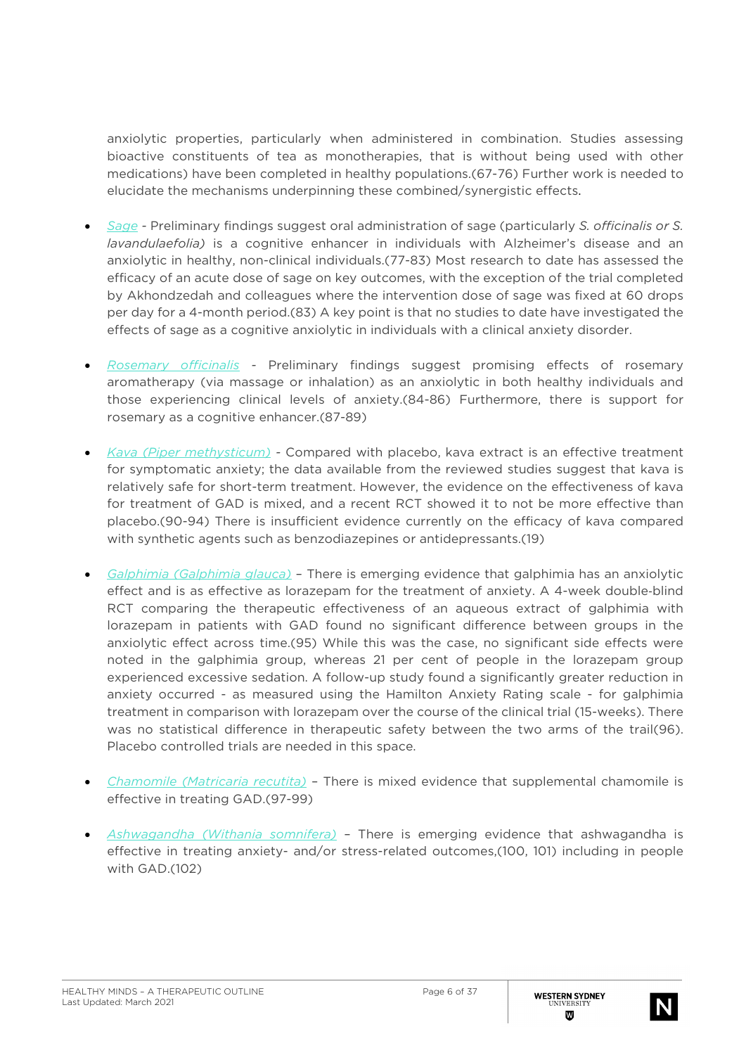anxiolytic properties, particularly when administered in combination. Studies assessing bioactive constituents of tea as monotherapies, that is without being used with other medications) have been completed in healthy populations.(67-76) Further work is needed to elucidate the mechanisms underpinning these combined/synergistic effects.

- Sage - Preliminary findings suggest oral administration of sage (particularly *S. officinalis or S. lavandulaefolia)* is a cognitive enhancer in individuals with Alzheimer's disease and an anxiolytic in healthy, non-clinical individuals.(77-83) Most research to date has assessed the efficacy of an acute dose of sage on key outcomes, with the exception of the trial completed by Akhondzedah and colleagues where the intervention dose of sage was fixed at 60 drops per day for a 4-month period.(83) A key point is that no studies to date have investigated the effects of sage as a cognitive anxiolytic in individuals with a clinical anxiety disorder.

- *Rosemary officinalis* - Preliminary findings suggest promising effects of rosemary aromatherapy (via massage or inhalation) as an anxiolytic in both healthy individuals and those experiencing clinical levels of anxiety.(84-86) Furthermore, there is support for rosemary as a cognitive enhancer.(87-89)

- *Kava (Piper methysticum)* - Compared with placebo, kava extract is an effective treatment for symptomatic anxiety; the data available from the reviewed studies suggest that kava is relatively safe for short-term treatment. However, the evidence on the effectiveness of kava for treatment of GAD is mixed, and a recent RCT showed it to not be more effective than placebo.(90-94) There is insufficient evidence currently on the efficacy of kava compared with synthetic agents such as benzodiazepines or antidepressants.(19)

- *Galphimia (Galphimia glauca)* – There is emerging evidence that galphimia has an anxiolytic effect and is as effective as lorazepam for the treatment of anxiety. A 4-week double-blind RCT comparing the therapeutic effectiveness of an aqueous extract of galphimia with lorazepam in patients with GAD found no significant difference between groups in the anxiolytic effect across time.(95) While this was the case, no significant side effects were noted in the galphimia group, whereas 21 per cent of people in the lorazepam group experienced excessive sedation. A follow-up study found a significantly greater reduction in anxiety occurred - as measured using the Hamilton Anxiety Rating scale - for galphimia treatment in comparison with lorazepam over the course of the clinical trial (15-weeks). There was no statistical difference in therapeutic safety between the two arms of the trail(96). Placebo controlled trials are needed in this space.

- *Chamomile (Matricaria recutita)* – There is mixed evidence that supplemental chamomile is effective in treating GAD.(97-99)

- *Ashwagandha (Withania somnifera)* – There is emerging evidence that ashwagandha is effective in treating anxiety- and/or stress-related outcomes,(100, 101) including in people with GAD.(102)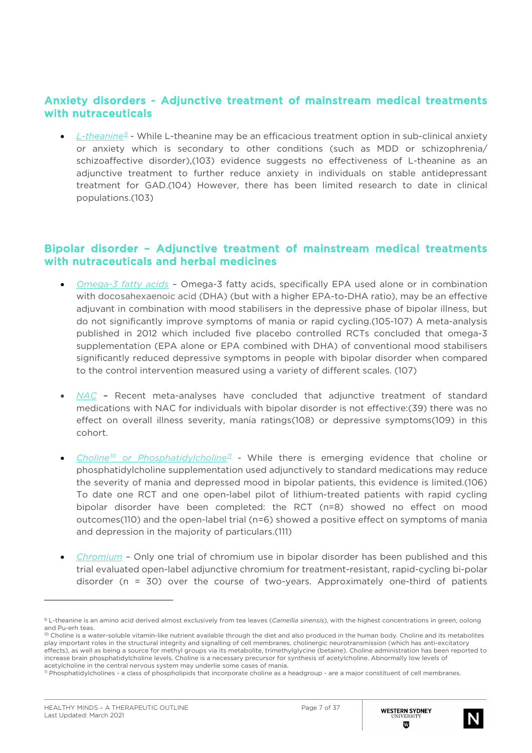## Anxiety disorders - Adjunctive treatment of mainstream medical treatments with nutraceuticals

- *L-theanine*[9] - While L-theanine may be an efficacious treatment option in sub-clinical anxiety or anxiety which is secondary to other conditions (such as MDD or schizophrenia/ schizoaffective disorder),(103) evidence suggests no effectiveness of L-theanine as an adjunctive treatment to further reduce anxiety in individuals on stable antidepressant treatment for GAD.(104) However, there has been limited research to date in clinical populations.(103)

## Bipolar disorder – Adjunctive treatment of mainstream medical treatments with nutraceuticals and herbal medicines

- *Omega-3 fatty acids* – Omega-3 fatty acids, specifically EPA used alone or in combination with docosahexaenoic acid (DHA) (but with a higher EPA-to-DHA ratio), may be an effective adjuvant in combination with mood stabilisers in the depressive phase of bipolar illness, but do not significantly improve symptoms of mania or rapid cycling.(105-107) A meta-analysis published in 2012 which included five placebo controlled RCTs concluded that omega-3 supplementation (EPA alone or EPA combined with DHA) of conventional mood stabilisers significantly reduced depressive symptoms in people with bipolar disorder when compared to the control intervention measured using a variety of different scales. (107)

- *NAC* – Recent meta-analyses have concluded that adjunctive treatment of standard medications with NAC for individuals with bipolar disorder is not effective:(39) there was no effect on overall illness severity, mania ratings(108) or depressive symptoms(109) in this cohort.

- *Choline*[10] *or Phosphatidylcholine*[11] - While there is emerging evidence that choline or phosphatidylcholine supplementation used adjunctively to standard medications may reduce the severity of mania and depressed mood in bipolar patients, this evidence is limited.(106) To date one RCT and one open-label pilot of lithium-treated patients with rapid cycling bipolar disorder have been completed: the RCT (n=8) showed no effect on mood outcomes(110) and the open-label trial (n=6) showed a positive effect on symptoms of mania and depression in the majority of particulars.(111)

- *Chromium* – Only one trial of chromium use in bipolar disorder has been published and this trial evaluated open-label adjunctive chromium for treatment-resistant, rapid-cycling bi-polar disorder (n = 30) over the course of two-years. Approximately one-third of patients

---

[9] L-theanine is an amino acid derived almost exclusively from tea leaves (*Camellia sinensis*), with the highest concentrations in green, oolong and Pu-erh teas.

[10] Choline is a water-soluble vitamin-like nutrient available through the diet and also produced in the human body. Choline and its metabolites play important roles in the structural integrity and signalling of cell membranes, cholinergic neurotransmission (which has anti-excitatory effects), as well as being a source for methyl groups via its metabolite, trimethylglycine (betaine). Choline administration has been reported to increase brain phosphatidylcholine levels. Choline is a necessary precursor for synthesis of acetylcholine. Abnormally low levels of acetylcholine in the central nervous system may underlie some cases of mania.

[11] Phosphatidylcholines - a class of phospholipids that incorporate choline as a headgroup - are a major constituent of cell membranes.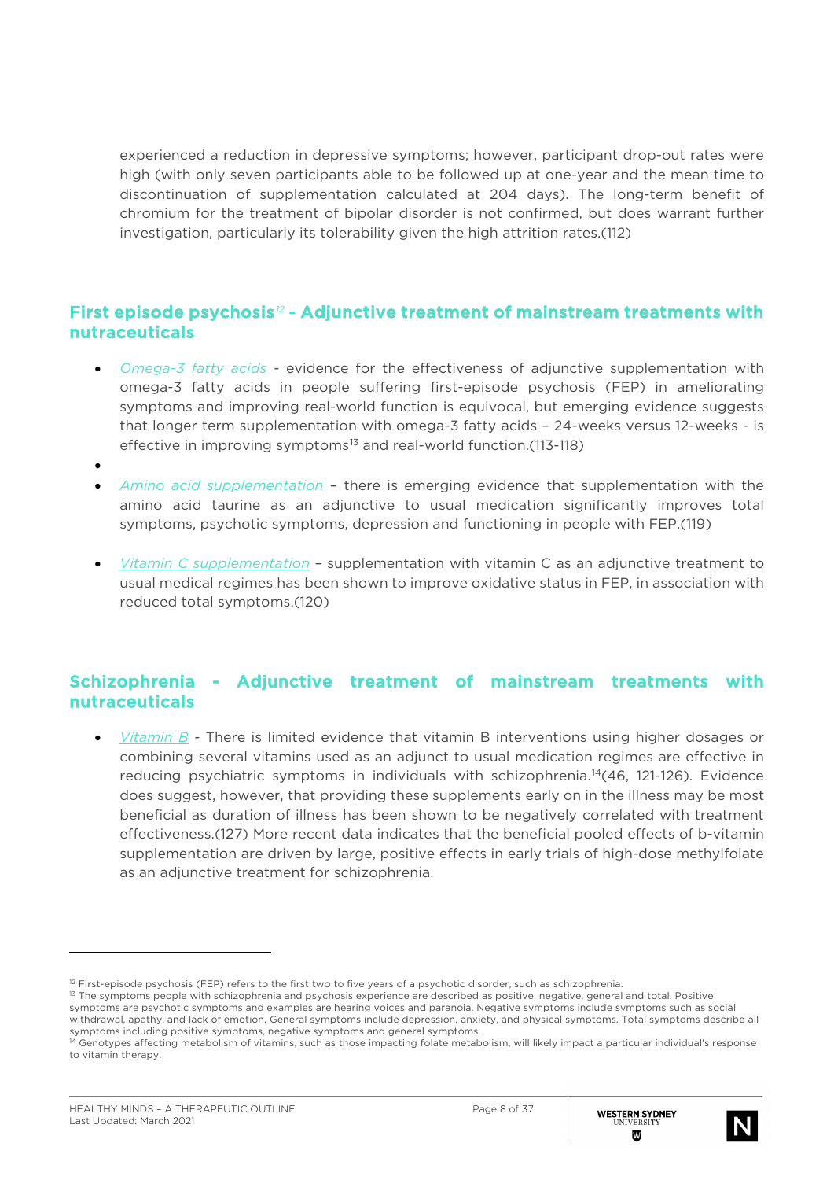experienced a reduction in depressive symptoms; however, participant drop-out rates were high (with only seven participants able to be followed up at one-year and the mean time to discontinuation of supplementation calculated at 204 days). The long-term benefit of chromium for the treatment of bipolar disorder is not confirmed, but does warrant further investigation, particularly its tolerability given the high attrition rates.(112)

## First episode psychosis[12] - Adjunctive treatment of mainstream treatments with nutraceuticals

- *Omega-3 fatty acids* - evidence for the effectiveness of adjunctive supplementation with omega-3 fatty acids in people suffering first-episode psychosis (FEP) in ameliorating symptoms and improving real-world function is equivocal, but emerging evidence suggests that longer term supplementation with omega-3 fatty acids – 24-weeks versus 12-weeks - is effective in improving symptoms[13] and real-world function.(113-118)
- *Amino acid supplementation* – there is emerging evidence that supplementation with the amino acid taurine as an adjunctive to usual medication significantly improves total symptoms, psychotic symptoms, depression and functioning in people with FEP.(119)
- *Vitamin C supplementation* – supplementation with vitamin C as an adjunctive treatment to usual medical regimes has been shown to improve oxidative status in FEP, in association with reduced total symptoms.(120)

## Schizophrenia - Adjunctive treatment of mainstream treatments with nutraceuticals

- *Vitamin B* - There is limited evidence that vitamin B interventions using higher dosages or combining several vitamins used as an adjunct to usual medication regimes are effective in reducing psychiatric symptoms in individuals with schizophrenia.[14](46, 121-126). Evidence does suggest, however, that providing these supplements early on in the illness may be most beneficial as duration of illness has been shown to be negatively correlated with treatment effectiveness.(127) More recent data indicates that the beneficial pooled effects of b-vitamin supplementation are driven by large, positive effects in early trials of high-dose methylfolate as an adjunctive treatment for schizophrenia.

---

[12] First-episode psychosis (FEP) refers to the first two to five years of a psychotic disorder, such as schizophrenia.

[13] The symptoms people with schizophrenia and psychosis experience are described as positive, negative, general and total. Positive symptoms are psychotic symptoms and examples are hearing voices and paranoia. Negative symptoms include symptoms such as social withdrawal, apathy, and lack of emotion. General symptoms include depression, anxiety, and physical symptoms. Total symptoms describe all symptoms including positive symptoms, negative symptoms and general symptoms.

[14] Genotypes affecting metabolism of vitamins, such as those impacting folate metabolism, will likely impact a particular individual's response to vitamin therapy.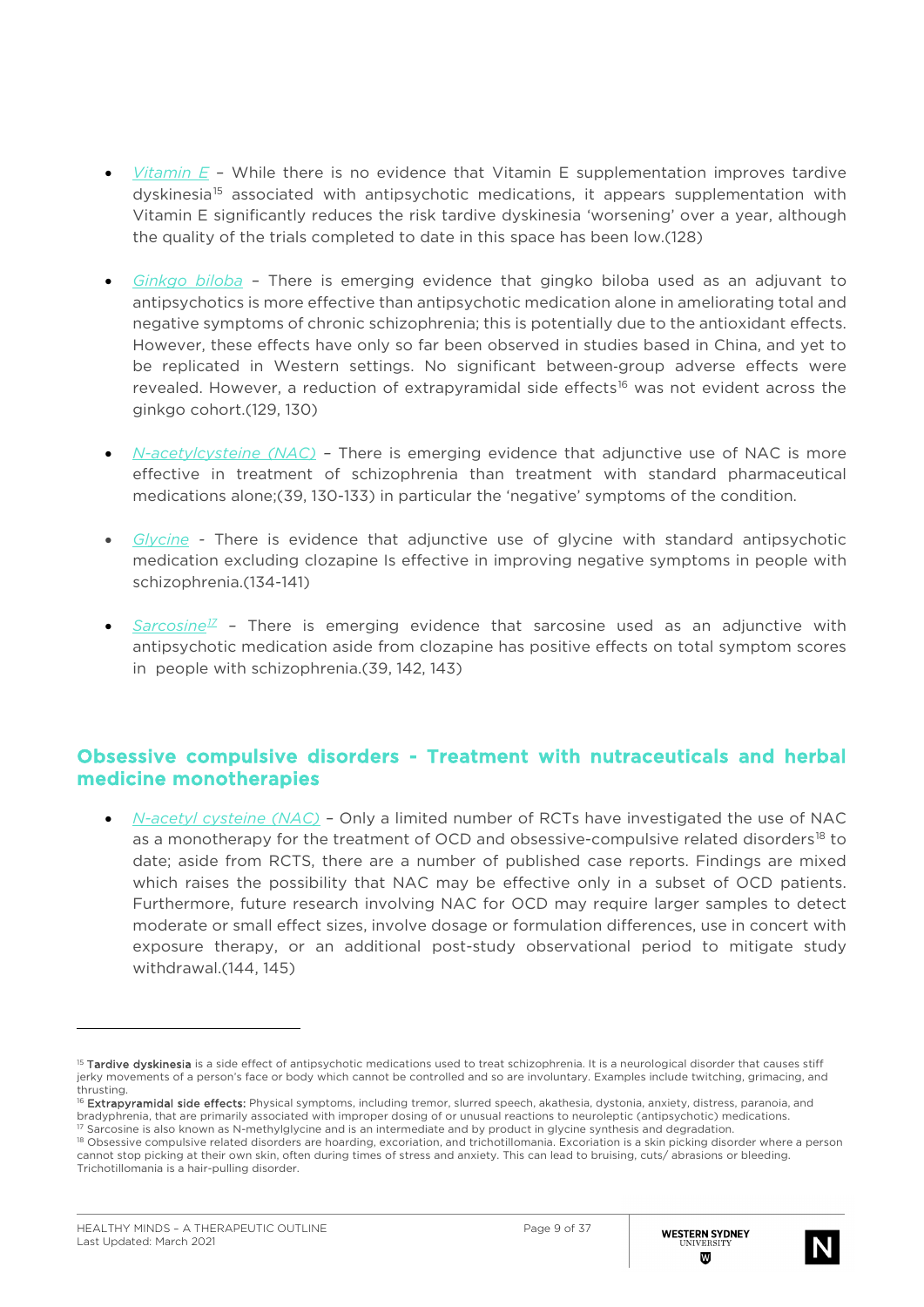- *Vitamin E* – While there is no evidence that Vitamin E supplementation improves tardive dyskinesia[15] associated with antipsychotic medications, it appears supplementation with Vitamin E significantly reduces the risk tardive dyskinesia 'worsening' over a year, although the quality of the trials completed to date in this space has been low.(128)

- *Ginkgo biloba* – There is emerging evidence that gingko biloba used as an adjuvant to antipsychotics is more effective than antipsychotic medication alone in ameliorating total and negative symptoms of chronic schizophrenia; this is potentially due to the antioxidant effects. However, these effects have only so far been observed in studies based in China, and yet to be replicated in Western settings. No significant between-group adverse effects were revealed. However, a reduction of extrapyramidal side effects[16] was not evident across the ginkgo cohort.(129, 130)

- *N-acetylcysteine (NAC)* – There is emerging evidence that adjunctive use of NAC is more effective in treatment of schizophrenia than treatment with standard pharmaceutical medications alone;(39, 130-133) in particular the 'negative' symptoms of the condition.

- *Glycine* - There is evidence that adjunctive use of glycine with standard antipsychotic medication excluding clozapine Is effective in improving negative symptoms in people with schizophrenia.(134-141)

- *Sarcosine*[17] – There is emerging evidence that sarcosine used as an adjunctive with antipsychotic medication aside from clozapine has positive effects on total symptom scores in people with schizophrenia.(39, 142, 143)

## Obsessive compulsive disorders - Treatment with nutraceuticals and herbal medicine monotherapies

- *N-acetyl cysteine (NAC)* – Only a limited number of RCTs have investigated the use of NAC as a monotherapy for the treatment of OCD and obsessive-compulsive related disorders[18] to date; aside from RCTS, there are a number of published case reports. Findings are mixed which raises the possibility that NAC may be effective only in a subset of OCD patients. Furthermore, future research involving NAC for OCD may require larger samples to detect moderate or small effect sizes, involve dosage or formulation differences, use in concert with exposure therapy, or an additional post-study observational period to mitigate study withdrawal.(144, 145)

---

[15] **Tardive dyskinesia** is a side effect of antipsychotic medications used to treat schizophrenia. It is a neurological disorder that causes stiff jerky movements of a person's face or body which cannot be controlled and so are involuntary. Examples include twitching, grimacing, and thrusting.

[16] **Extrapyramidal side effects:** Physical symptoms, including tremor, slurred speech, akathesia, dystonia, anxiety, distress, paranoia, and bradyphrenia, that are primarily associated with improper dosing of or unusual reactions to neuroleptic (antipsychotic) medications.

[17] Sarcosine is also known as N-methylglycine and is an intermediate and by product in glycine synthesis and degradation.

[18] Obsessive compulsive related disorders are hoarding, excoriation, and trichotillomania. Excoriation is a skin picking disorder where a person cannot stop picking at their own skin, often during times of stress and anxiety. This can lead to bruising, cuts/ abrasions or bleeding. Trichotillomania is a hair-pulling disorder.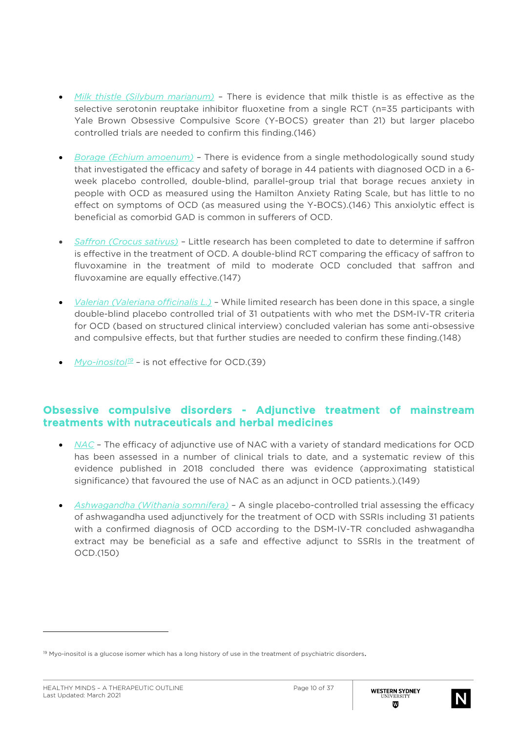- *Milk thistle (Silybum marianum)* – There is evidence that milk thistle is as effective as the selective serotonin reuptake inhibitor fluoxetine from a single RCT (n=35 participants with Yale Brown Obsessive Compulsive Score (Y-BOCS) greater than 21) but larger placebo controlled trials are needed to confirm this finding.(146)

- *Borage (Echium amoenum)* – There is evidence from a single methodologically sound study that investigated the efficacy and safety of borage in 44 patients with diagnosed OCD in a 6-week placebo controlled, double-blind, parallel-group trial that borage recues anxiety in people with OCD as measured using the Hamilton Anxiety Rating Scale, but has little to no effect on symptoms of OCD (as measured using the Y-BOCS).(146) This anxiolytic effect is beneficial as comorbid GAD is common in sufferers of OCD.

- *Saffron (Crocus sativus)* – Little research has been completed to date to determine if saffron is effective in the treatment of OCD. A double-blind RCT comparing the efficacy of saffron to fluvoxamine in the treatment of mild to moderate OCD concluded that saffron and fluvoxamine are equally effective.(147)

- *Valerian (Valeriana officinalis L.)* – While limited research has been done in this space, a single double-blind placebo controlled trial of 31 outpatients with who met the DSM-IV-TR criteria for OCD (based on structured clinical interview) concluded valerian has some anti-obsessive and compulsive effects, but that further studies are needed to confirm these finding.(148)

- *Myo-inositol*[19] – is not effective for OCD.(39)

## Obsessive compulsive disorders - Adjunctive treatment of mainstream treatments with nutraceuticals and herbal medicines

- *NAC* – The efficacy of adjunctive use of NAC with a variety of standard medications for OCD has been assessed in a number of clinical trials to date, and a systematic review of this evidence published in 2018 concluded there was evidence (approximating statistical significance) that favoured the use of NAC as an adjunct in OCD patients.).(149)

- *Ashwagandha (Withania somnifera)* – A single placebo-controlled trial assessing the efficacy of ashwagandha used adjunctively for the treatment of OCD with SSRIs including 31 patients with a confirmed diagnosis of OCD according to the DSM-IV-TR concluded ashwagandha extract may be beneficial as a safe and effective adjunct to SSRIs in the treatment of OCD.(150)

---

[19] Myo-inositol is a glucose isomer which has a long history of use in the treatment of psychiatric disorders.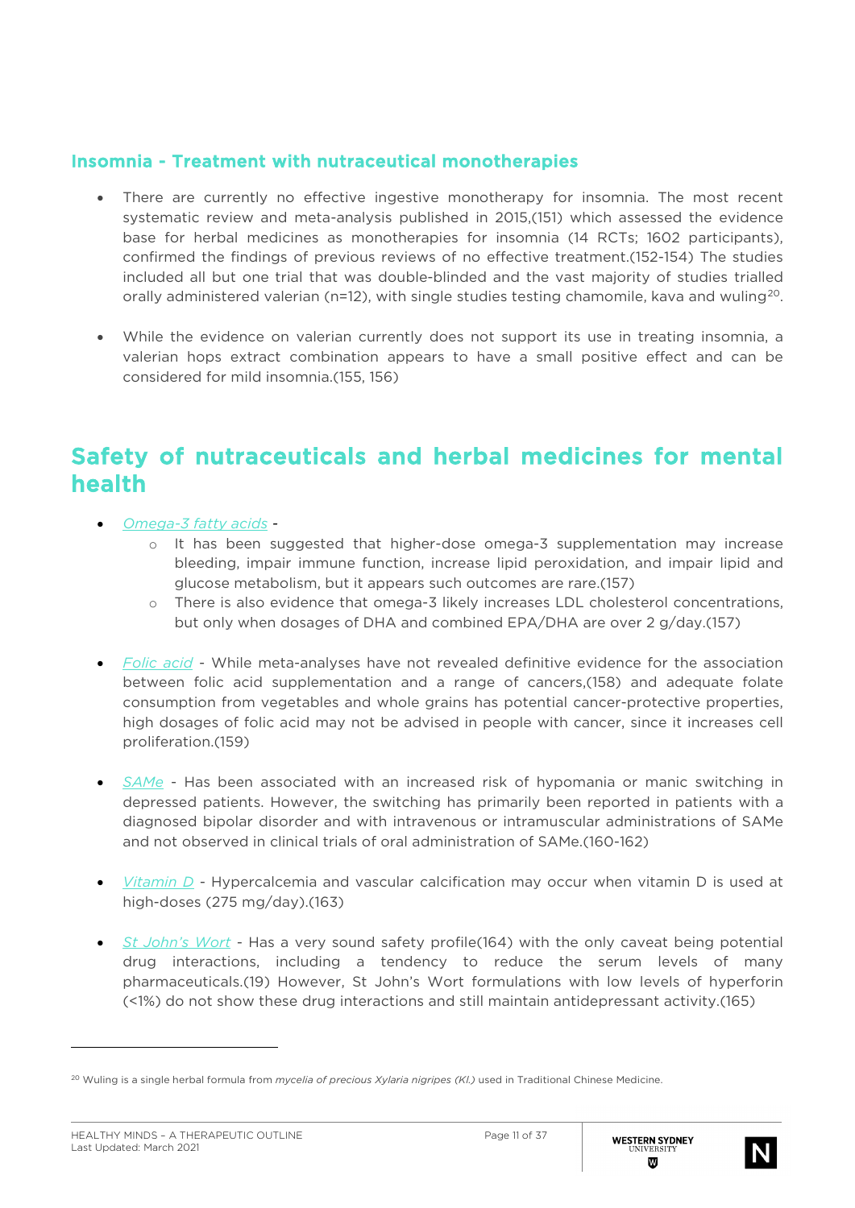### Insomnia - Treatment with nutraceutical monotherapies

- There are currently no effective ingestive monotherapy for insomnia. The most recent systematic review and meta-analysis published in 2015,(151) which assessed the evidence base for herbal medicines as monotherapies for insomnia (14 RCTs; 1602 participants), confirmed the findings of previous reviews of no effective treatment.(152-154) The studies included all but one trial that was double-blinded and the vast majority of studies trialled orally administered valerian (n=12), with single studies testing chamomile, kava and wuling[20].

- While the evidence on valerian currently does not support its use in treating insomnia, a valerian hops extract combination appears to have a small positive effect and can be considered for mild insomnia.(155, 156)

## Safety of nutraceuticals and herbal medicines for mental health

- *Omega-3 fatty acids* -
  - It has been suggested that higher-dose omega-3 supplementation may increase bleeding, impair immune function, increase lipid peroxidation, and impair lipid and glucose metabolism, but it appears such outcomes are rare.(157)
  - There is also evidence that omega-3 likely increases LDL cholesterol concentrations, but only when dosages of DHA and combined EPA/DHA are over 2 g/day.(157)

- *Folic acid* - While meta-analyses have not revealed definitive evidence for the association between folic acid supplementation and a range of cancers,(158) and adequate folate consumption from vegetables and whole grains has potential cancer-protective properties, high dosages of folic acid may not be advised in people with cancer, since it increases cell proliferation.(159)

- *SAMe* - Has been associated with an increased risk of hypomania or manic switching in depressed patients. However, the switching has primarily been reported in patients with a diagnosed bipolar disorder and with intravenous or intramuscular administrations of SAMe and not observed in clinical trials of oral administration of SAMe.(160-162)

- *Vitamin D* - Hypercalcemia and vascular calcification may occur when vitamin D is used at high-doses (275 mg/day).(163)

- *St John's Wort* - Has a very sound safety profile(164) with the only caveat being potential drug interactions, including a tendency to reduce the serum levels of many pharmaceuticals.(19) However, St John's Wort formulations with low levels of hyperforin (<1%) do not show these drug interactions and still maintain antidepressant activity.(165)

---

[20] Wuling is a single herbal formula from *mycelia of precious Xylaria nigripes (Kl.)* used in Traditional Chinese Medicine.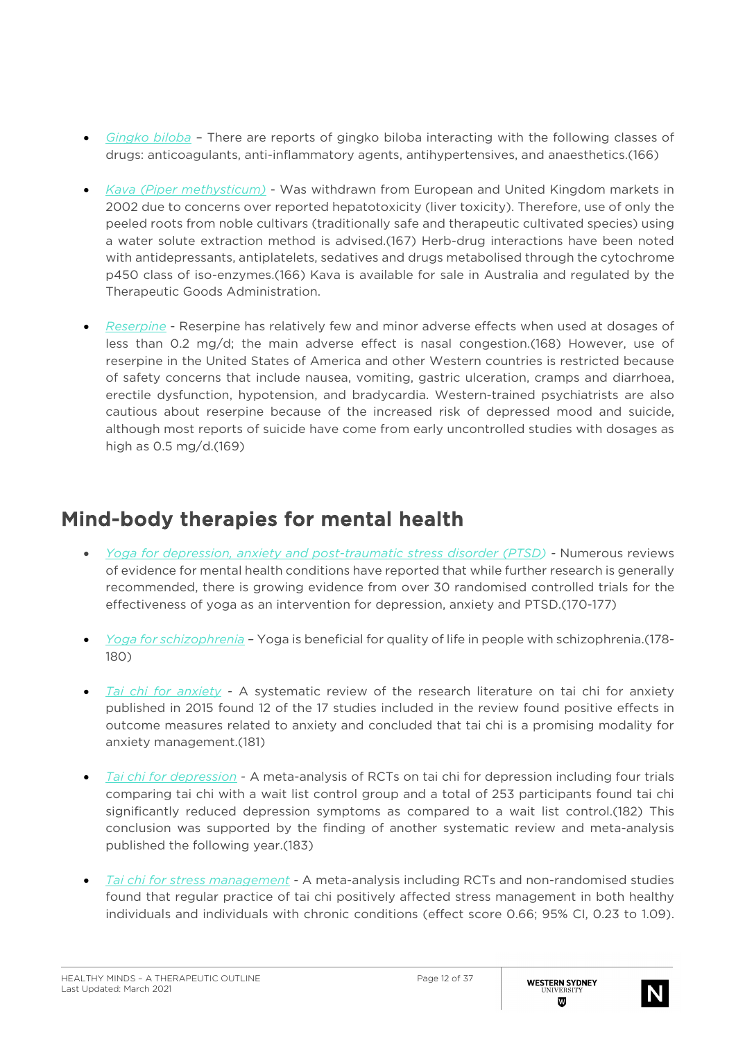- *Gingko biloba* – There are reports of gingko biloba interacting with the following classes of drugs: anticoagulants, anti-inflammatory agents, antihypertensives, and anaesthetics.(166)

- *Kava (Piper methysticum)* - Was withdrawn from European and United Kingdom markets in 2002 due to concerns over reported hepatotoxicity (liver toxicity). Therefore, use of only the peeled roots from noble cultivars (traditionally safe and therapeutic cultivated species) using a water solute extraction method is advised.(167) Herb-drug interactions have been noted with antidepressants, antiplatelets, sedatives and drugs metabolised through the cytochrome p450 class of iso-enzymes.(166) Kava is available for sale in Australia and regulated by the Therapeutic Goods Administration.

- *Reserpine* - Reserpine has relatively few and minor adverse effects when used at dosages of less than 0.2 mg/d; the main adverse effect is nasal congestion.(168) However, use of reserpine in the United States of America and other Western countries is restricted because of safety concerns that include nausea, vomiting, gastric ulceration, cramps and diarrhoea, erectile dysfunction, hypotension, and bradycardia. Western-trained psychiatrists are also cautious about reserpine because of the increased risk of depressed mood and suicide, although most reports of suicide have come from early uncontrolled studies with dosages as high as 0.5 mg/d.(169)

## Mind-body therapies for mental health

- *Yoga for depression, anxiety and post-traumatic stress disorder (PTSD)* - Numerous reviews of evidence for mental health conditions have reported that while further research is generally recommended, there is growing evidence from over 30 randomised controlled trials for the effectiveness of yoga as an intervention for depression, anxiety and PTSD.(170-177)

- *Yoga for schizophrenia* – Yoga is beneficial for quality of life in people with schizophrenia.(178-180)

- *Tai chi for anxiety* - A systematic review of the research literature on tai chi for anxiety published in 2015 found 12 of the 17 studies included in the review found positive effects in outcome measures related to anxiety and concluded that tai chi is a promising modality for anxiety management.(181)

- *Tai chi for depression* - A meta-analysis of RCTs on tai chi for depression including four trials comparing tai chi with a wait list control group and a total of 253 participants found tai chi significantly reduced depression symptoms as compared to a wait list control.(182) This conclusion was supported by the finding of another systematic review and meta-analysis published the following year.(183)

- *Tai chi for stress management* - A meta-analysis including RCTs and non-randomised studies found that regular practice of tai chi positively affected stress management in both healthy individuals and individuals with chronic conditions (effect score 0.66; 95% CI, 0.23 to 1.09).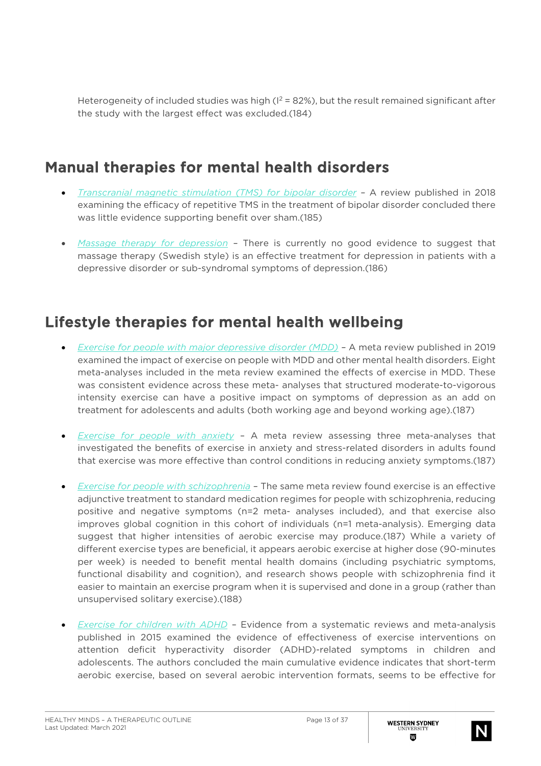Heterogeneity of included studies was high ($I^2$ = 82%), but the result remained significant after the study with the largest effect was excluded.(184)

## Manual therapies for mental health disorders

- *Transcranial magnetic stimulation (TMS) for bipolar disorder* – A review published in 2018 examining the efficacy of repetitive TMS in the treatment of bipolar disorder concluded there was little evidence supporting benefit over sham.(185)

- *Massage therapy for depression* – There is currently no good evidence to suggest that massage therapy (Swedish style) is an effective treatment for depression in patients with a depressive disorder or sub-syndromal symptoms of depression.(186)

## Lifestyle therapies for mental health wellbeing

- *Exercise for people with major depressive disorder (MDD)* – A meta review published in 2019 examined the impact of exercise on people with MDD and other mental health disorders. Eight meta-analyses included in the meta review examined the effects of exercise in MDD. These was consistent evidence across these meta- analyses that structured moderate-to-vigorous intensity exercise can have a positive impact on symptoms of depression as an add on treatment for adolescents and adults (both working age and beyond working age).(187)

- *Exercise for people with anxiety* – A meta review assessing three meta-analyses that investigated the benefits of exercise in anxiety and stress-related disorders in adults found that exercise was more effective than control conditions in reducing anxiety symptoms.(187)

- *Exercise for people with schizophrenia* – The same meta review found exercise is an effective adjunctive treatment to standard medication regimes for people with schizophrenia, reducing positive and negative symptoms (n=2 meta- analyses included), and that exercise also improves global cognition in this cohort of individuals (n=1 meta-analysis). Emerging data suggest that higher intensities of aerobic exercise may produce.(187) While a variety of different exercise types are beneficial, it appears aerobic exercise at higher dose (90-minutes per week) is needed to benefit mental health domains (including psychiatric symptoms, functional disability and cognition), and research shows people with schizophrenia find it easier to maintain an exercise program when it is supervised and done in a group (rather than unsupervised solitary exercise).(188)

- *Exercise for children with ADHD* – Evidence from a systematic reviews and meta-analysis published in 2015 examined the evidence of effectiveness of exercise interventions on attention deficit hyperactivity disorder (ADHD)-related symptoms in children and adolescents. The authors concluded the main cumulative evidence indicates that short-term aerobic exercise, based on several aerobic intervention formats, seems to be effective for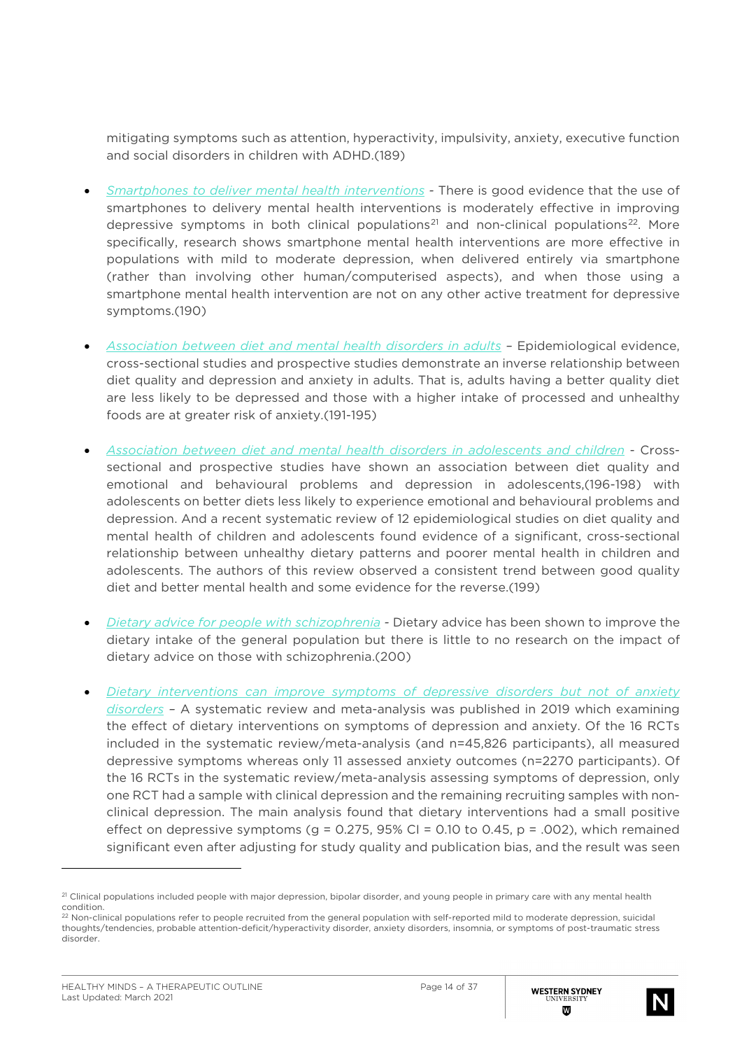mitigating symptoms such as attention, hyperactivity, impulsivity, anxiety, executive function and social disorders in children with ADHD.(189)

- *Smartphones to deliver mental health interventions* - There is good evidence that the use of smartphones to delivery mental health interventions is moderately effective in improving depressive symptoms in both clinical populations[21] and non-clinical populations[22]. More specifically, research shows smartphone mental health interventions are more effective in populations with mild to moderate depression, when delivered entirely via smartphone (rather than involving other human/computerised aspects), and when those using a smartphone mental health intervention are not on any other active treatment for depressive symptoms.(190)

- *Association between diet and mental health disorders in adults* – Epidemiological evidence, cross-sectional studies and prospective studies demonstrate an inverse relationship between diet quality and depression and anxiety in adults. That is, adults having a better quality diet are less likely to be depressed and those with a higher intake of processed and unhealthy foods are at greater risk of anxiety.(191-195)

- *Association between diet and mental health disorders in adolescents and children* - Cross-sectional and prospective studies have shown an association between diet quality and emotional and behavioural problems and depression in adolescents,(196-198) with adolescents on better diets less likely to experience emotional and behavioural problems and depression. And a recent systematic review of 12 epidemiological studies on diet quality and mental health of children and adolescents found evidence of a significant, cross-sectional relationship between unhealthy dietary patterns and poorer mental health in children and adolescents. The authors of this review observed a consistent trend between good quality diet and better mental health and some evidence for the reverse.(199)

- *Dietary advice for people with schizophrenia* - Dietary advice has been shown to improve the dietary intake of the general population but there is little to no research on the impact of dietary advice on those with schizophrenia.(200)

- *Dietary interventions can improve symptoms of depressive disorders but not of anxiety disorders* – A systematic review and meta-analysis was published in 2019 which examining the effect of dietary interventions on symptoms of depression and anxiety. Of the 16 RCTs included in the systematic review/meta-analysis (and n=45,826 participants), all measured depressive symptoms whereas only 11 assessed anxiety outcomes (n=2270 participants). Of the 16 RCTs in the systematic review/meta-analysis assessing symptoms of depression, only one RCT had a sample with clinical depression and the remaining recruiting samples with non-clinical depression. The main analysis found that dietary interventions had a small positive effect on depressive symptoms ($g = 0.275$, 95% CI = 0.10 to 0.45, $p = .002$), which remained significant even after adjusting for study quality and publication bias, and the result was seen

---

[21] Clinical populations included people with major depression, bipolar disorder, and young people in primary care with any mental health condition.

[22] Non-clinical populations refer to people recruited from the general population with self-reported mild to moderate depression, suicidal thoughts/tendencies, probable attention-deficit/hyperactivity disorder, anxiety disorders, insomnia, or symptoms of post-traumatic stress disorder.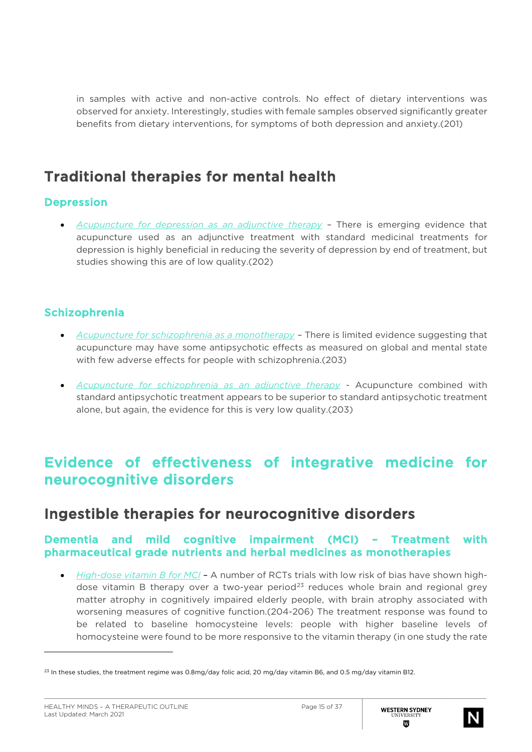in samples with active and non-active controls. No effect of dietary interventions was observed for anxiety. Interestingly, studies with female samples observed significantly greater benefits from dietary interventions, for symptoms of both depression and anxiety.(201)

## Traditional therapies for mental health

### Depression

- *Acupuncture for depression as an adjunctive therapy* – There is emerging evidence that acupuncture used as an adjunctive treatment with standard medicinal treatments for depression is highly beneficial in reducing the severity of depression by end of treatment, but studies showing this are of low quality.(202)

### Schizophrenia

- *Acupuncture for schizophrenia as a monotherapy* – There is limited evidence suggesting that acupuncture may have some antipsychotic effects as measured on global and mental state with few adverse effects for people with schizophrenia.(203)

- *Acupuncture for schizophrenia as an adjunctive therapy* - Acupuncture combined with standard antipsychotic treatment appears to be superior to standard antipsychotic treatment alone, but again, the evidence for this is very low quality.(203)

# Evidence of effectiveness of integrative medicine for neurocognitive disorders

## Ingestible therapies for neurocognitive disorders

### Dementia and mild cognitive impairment (MCI) – Treatment with pharmaceutical grade nutrients and herbal medicines as monotherapies

- *High-dose vitamin B for MCI* – A number of RCTs trials with low risk of bias have shown high-dose vitamin B therapy over a two-year period[23] reduces whole brain and regional grey matter atrophy in cognitively impaired elderly people, with brain atrophy associated with worsening measures of cognitive function.(204-206) The treatment response was found to be related to baseline homocysteine levels: people with higher baseline levels of homocysteine were found to be more responsive to the vitamin therapy (in one study the rate

[23] In these studies, the treatment regime was 0.8mg/day folic acid, 20 mg/day vitamin B6, and 0.5 mg/day vitamin B12.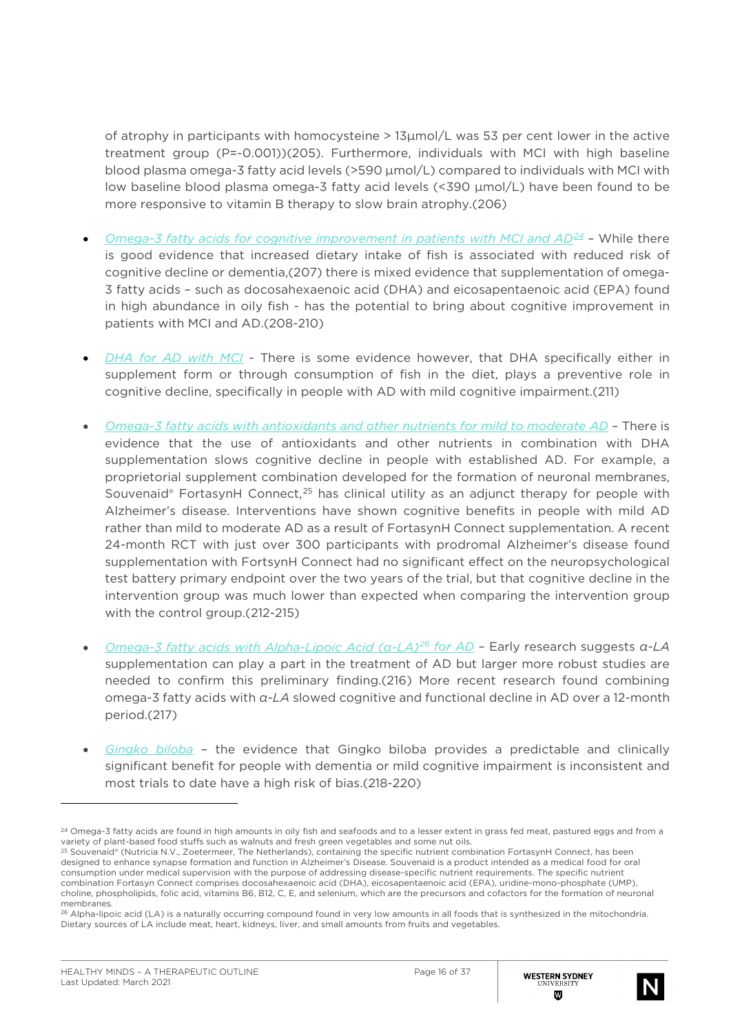of atrophy in participants with homocysteine > 13µmol/L was 53 per cent lower in the active treatment group (P=-0.001))(205). Furthermore, individuals with MCI with high baseline blood plasma omega-3 fatty acid levels (>590 µmol/L) compared to individuals with MCI with low baseline blood plasma omega-3 fatty acid levels (<390 µmol/L) have been found to be more responsive to vitamin B therapy to slow brain atrophy.(206)

- *Omega-3 fatty acids for cognitive improvement in patients with MCI and AD*[24] – While there is good evidence that increased dietary intake of fish is associated with reduced risk of cognitive decline or dementia,(207) there is mixed evidence that supplementation of omega-3 fatty acids – such as docosahexaenoic acid (DHA) and eicosapentaenoic acid (EPA) found in high abundance in oily fish - has the potential to bring about cognitive improvement in patients with MCI and AD.(208-210)

- *DHA for AD with MCI* - There is some evidence however, that DHA specifically either in supplement form or through consumption of fish in the diet, plays a preventive role in cognitive decline, specifically in people with AD with mild cognitive impairment.(211)

- *Omega-3 fatty acids with antioxidants and other nutrients for mild to moderate AD* – There is evidence that the use of antioxidants and other nutrients in combination with DHA supplementation slows cognitive decline in people with established AD. For example, a proprietorial supplement combination developed for the formation of neuronal membranes, Souvenaid® FortasynH Connect,[25] has clinical utility as an adjunct therapy for people with Alzheimer's disease. Interventions have shown cognitive benefits in people with mild AD rather than mild to moderate AD as a result of FortasynH Connect supplementation. A recent 24-month RCT with just over 300 participants with prodromal Alzheimer's disease found supplementation with FortsynH Connect had no significant effect on the neuropsychological test battery primary endpoint over the two years of the trial, but that cognitive decline in the intervention group was much lower than expected when comparing the intervention group with the control group.(212-215)

- *Omega-3 fatty acids with Alpha-Lipoic Acid (α-LA)*[26] *for AD* – Early research suggests *α-LA* supplementation can play a part in the treatment of AD but larger more robust studies are needed to confirm this preliminary finding.(216) More recent research found combining omega-3 fatty acids with *α-LA* slowed cognitive and functional decline in AD over a 12-month period.(217)

- *Gingko biloba* – the evidence that Gingko biloba provides a predictable and clinically significant benefit for people with dementia or mild cognitive impairment is inconsistent and most trials to date have a high risk of bias.(218-220)

---

[24] Omega-3 fatty acids are found in high amounts in oily fish and seafoods and to a lesser extent in grass fed meat, pastured eggs and from a variety of plant-based food stuffs such as walnuts and fresh green vegetables and some nut oils.

[25] Souvenaid® (Nutricia N.V., Zoetermeer, The Netherlands), containing the specific nutrient combination FortasynH Connect, has been designed to enhance synapse formation and function in Alzheimer's Disease. Souvenaid is a product intended as a medical food for oral consumption under medical supervision with the purpose of addressing disease-specific nutrient requirements. The specific nutrient combination Fortasyn Connect comprises docosahexaenoic acid (DHA), eicosapentaenoic acid (EPA), uridine-mono-phosphate (UMP), choline, phospholipids, folic acid, vitamins B6, B12, C, E, and selenium, which are the precursors and cofactors for the formation of neuronal membranes.

[26] Alpha-lipoic acid (LA) is a naturally occurring compound found in very low amounts in all foods that is synthesized in the mitochondria. Dietary sources of LA include meat, heart, kidneys, liver, and small amounts from fruits and vegetables.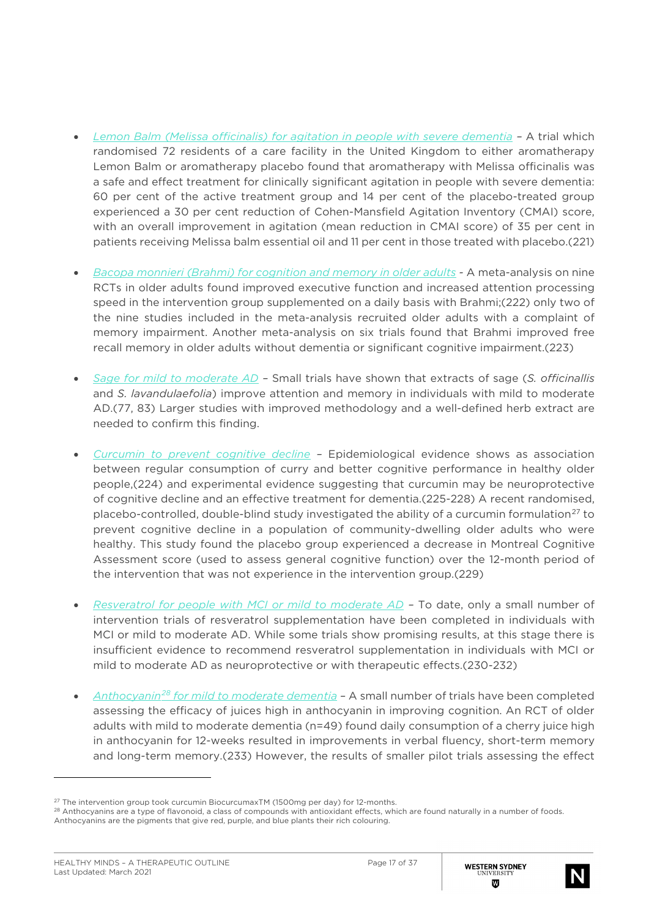- *Lemon Balm (Melissa officinalis) for agitation in people with severe dementia* – A trial which randomised 72 residents of a care facility in the United Kingdom to either aromatherapy Lemon Balm or aromatherapy placebo found that aromatherapy with Melissa officinalis was a safe and effect treatment for clinically significant agitation in people with severe dementia: 60 per cent of the active treatment group and 14 per cent of the placebo-treated group experienced a 30 per cent reduction of Cohen-Mansfield Agitation Inventory (CMAI) score, with an overall improvement in agitation (mean reduction in CMAI score) of 35 per cent in patients receiving Melissa balm essential oil and 11 per cent in those treated with placebo.(221)

- *Bacopa monnieri (Brahmi) for cognition and memory in older adults* - A meta-analysis on nine RCTs in older adults found improved executive function and increased attention processing speed in the intervention group supplemented on a daily basis with Brahmi;(222) only two of the nine studies included in the meta-analysis recruited older adults with a complaint of memory impairment. Another meta-analysis on six trials found that Brahmi improved free recall memory in older adults without dementia or significant cognitive impairment.(223)

- *Sage for mild to moderate AD* – Small trials have shown that extracts of sage (*S. officinallis* and *S. lavandulaefolia*) improve attention and memory in individuals with mild to moderate AD.(77, 83) Larger studies with improved methodology and a well-defined herb extract are needed to confirm this finding.

- *Curcumin to prevent cognitive decline* – Epidemiological evidence shows as association between regular consumption of curry and better cognitive performance in healthy older people,(224) and experimental evidence suggesting that curcumin may be neuroprotective of cognitive decline and an effective treatment for dementia.(225-228) A recent randomised, placebo-controlled, double-blind study investigated the ability of a curcumin formulation[27] to prevent cognitive decline in a population of community-dwelling older adults who were healthy. This study found the placebo group experienced a decrease in Montreal Cognitive Assessment score (used to assess general cognitive function) over the 12-month period of the intervention that was not experience in the intervention group.(229)

- *Resveratrol for people with MCI or mild to moderate AD* – To date, only a small number of intervention trials of resveratrol supplementation have been completed in individuals with MCI or mild to moderate AD. While some trials show promising results, at this stage there is insufficient evidence to recommend resveratrol supplementation in individuals with MCI or mild to moderate AD as neuroprotective or with therapeutic effects.(230-232)

- *Anthocyanin[28] for mild to moderate dementia* – A small number of trials have been completed assessing the efficacy of juices high in anthocyanin in improving cognition. An RCT of older adults with mild to moderate dementia (n=49) found daily consumption of a cherry juice high in anthocyanin for 12-weeks resulted in improvements in verbal fluency, short-term memory and long-term memory.(233) However, the results of smaller pilot trials assessing the effect

---

[27] The intervention group took curcumin BiocurcumaxTM (1500mg per day) for 12-months.

[28] Anthocyanins are a type of flavonoid, a class of compounds with antioxidant effects, which are found naturally in a number of foods. Anthocyanins are the pigments that give red, purple, and blue plants their rich colouring.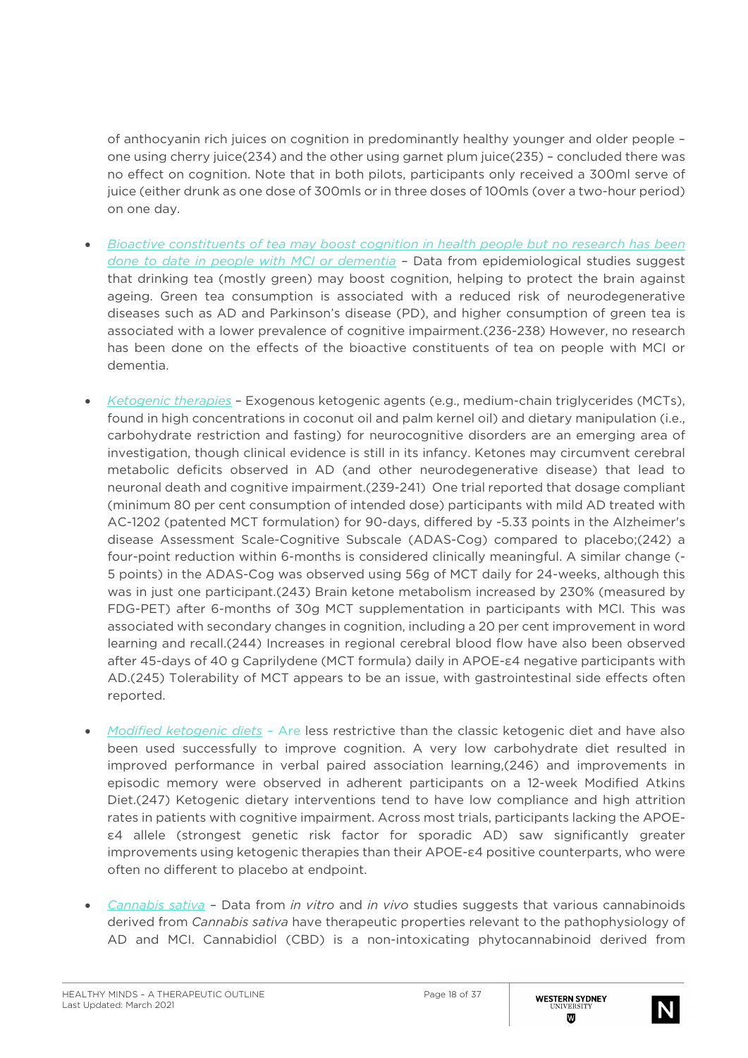of anthocyanin rich juices on cognition in predominantly healthy younger and older people – one using cherry juice(234) and the other using garnet plum juice(235) – concluded there was no effect on cognition. Note that in both pilots, participants only received a 300ml serve of juice (either drunk as one dose of 300mls or in three doses of 100mls (over a two-hour period) on one day.

- *Bioactive constituents of tea may boost cognition in health people but no research has been done to date in people with MCI or dementia* – Data from epidemiological studies suggest that drinking tea (mostly green) may boost cognition, helping to protect the brain against ageing. Green tea consumption is associated with a reduced risk of neurodegenerative diseases such as AD and Parkinson's disease (PD), and higher consumption of green tea is associated with a lower prevalence of cognitive impairment.(236-238) However, no research has been done on the effects of the bioactive constituents of tea on people with MCI or dementia.

- *Ketogenic therapies* – Exogenous ketogenic agents (e.g., medium-chain triglycerides (MCTs), found in high concentrations in coconut oil and palm kernel oil) and dietary manipulation (i.e., carbohydrate restriction and fasting) for neurocognitive disorders are an emerging area of investigation, though clinical evidence is still in its infancy. Ketones may circumvent cerebral metabolic deficits observed in AD (and other neurodegenerative disease) that lead to neuronal death and cognitive impairment.(239-241) One trial reported that dosage compliant (minimum 80 per cent consumption of intended dose) participants with mild AD treated with AC-1202 (patented MCT formulation) for 90-days, differed by -5.33 points in the Alzheimer's disease Assessment Scale-Cognitive Subscale (ADAS-Cog) compared to placebo;(242) a four-point reduction within 6-months is considered clinically meaningful. A similar change (-5 points) in the ADAS-Cog was observed using 56g of MCT daily for 24-weeks, although this was in just one participant.(243) Brain ketone metabolism increased by 230% (measured by FDG-PET) after 6-months of 30g MCT supplementation in participants with MCI. This was associated with secondary changes in cognition, including a 20 per cent improvement in word learning and recall.(244) Increases in regional cerebral blood flow have also been observed after 45-days of 40 g Caprilydene (MCT formula) daily in APOE-ε4 negative participants with AD.(245) Tolerability of MCT appears to be an issue, with gastrointestinal side effects often reported.

- *Modified ketogenic diets* – Are less restrictive than the classic ketogenic diet and have also been used successfully to improve cognition. A very low carbohydrate diet resulted in improved performance in verbal paired association learning,(246) and improvements in episodic memory were observed in adherent participants on a 12-week Modified Atkins Diet.(247) Ketogenic dietary interventions tend to have low compliance and high attrition rates in patients with cognitive impairment. Across most trials, participants lacking the APOE-ε4 allele (strongest genetic risk factor for sporadic AD) saw significantly greater improvements using ketogenic therapies than their APOE-ε4 positive counterparts, who were often no different to placebo at endpoint.

- *Cannabis sativa* – Data from *in vitro* and *in vivo* studies suggests that various cannabinoids derived from *Cannabis sativa* have therapeutic properties relevant to the pathophysiology of AD and MCI. Cannabidiol (CBD) is a non-intoxicating phytocannabinoid derived from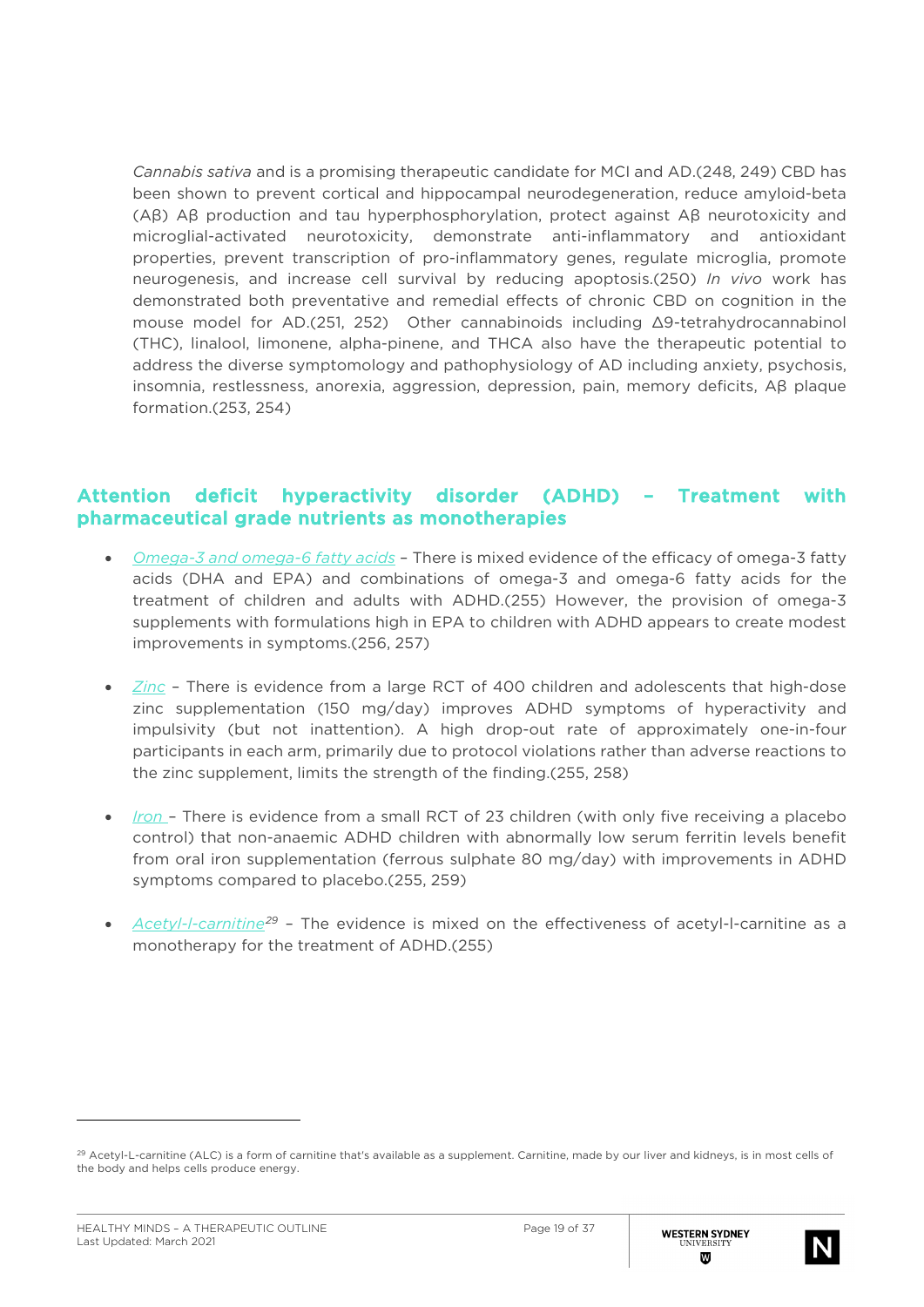*Cannabis sativa* and is a promising therapeutic candidate for MCI and AD.(248, 249) CBD has been shown to prevent cortical and hippocampal neurodegeneration, reduce amyloid-beta (Aβ) Aβ production and tau hyperphosphorylation, protect against Aβ neurotoxicity and microglial-activated neurotoxicity, demonstrate anti-inflammatory and antioxidant properties, prevent transcription of pro-inflammatory genes, regulate microglia, promote neurogenesis, and increase cell survival by reducing apoptosis.(250) *In vivo* work has demonstrated both preventative and remedial effects of chronic CBD on cognition in the mouse model for AD.(251, 252) Other cannabinoids including Δ9-tetrahydrocannabinol (THC), linalool, limonene, alpha-pinene, and THCA also have the therapeutic potential to address the diverse symptomology and pathophysiology of AD including anxiety, psychosis, insomnia, restlessness, anorexia, aggression, depression, pain, memory deficits, Aβ plaque formation.(253, 254)

## Attention deficit hyperactivity disorder (ADHD) – Treatment with pharmaceutical grade nutrients as monotherapies

- *Omega-3 and omega-6 fatty acids* – There is mixed evidence of the efficacy of omega-3 fatty acids (DHA and EPA) and combinations of omega-3 and omega-6 fatty acids for the treatment of children and adults with ADHD.(255) However, the provision of omega-3 supplements with formulations high in EPA to children with ADHD appears to create modest improvements in symptoms.(256, 257)

- *Zinc* – There is evidence from a large RCT of 400 children and adolescents that high-dose zinc supplementation (150 mg/day) improves ADHD symptoms of hyperactivity and impulsivity (but not inattention). A high drop-out rate of approximately one-in-four participants in each arm, primarily due to protocol violations rather than adverse reactions to the zinc supplement, limits the strength of the finding.(255, 258)

- *Iron* – There is evidence from a small RCT of 23 children (with only five receiving a placebo control) that non-anaemic ADHD children with abnormally low serum ferritin levels benefit from oral iron supplementation (ferrous sulphate 80 mg/day) with improvements in ADHD symptoms compared to placebo.(255, 259)

- *Acetyl-l-carnitine*[29] – The evidence is mixed on the effectiveness of acetyl-l-carnitine as a monotherapy for the treatment of ADHD.(255)

---

[29] Acetyl-L-carnitine (ALC) is a form of carnitine that's available as a supplement. Carnitine, made by our liver and kidneys, is in most cells of the body and helps cells produce energy.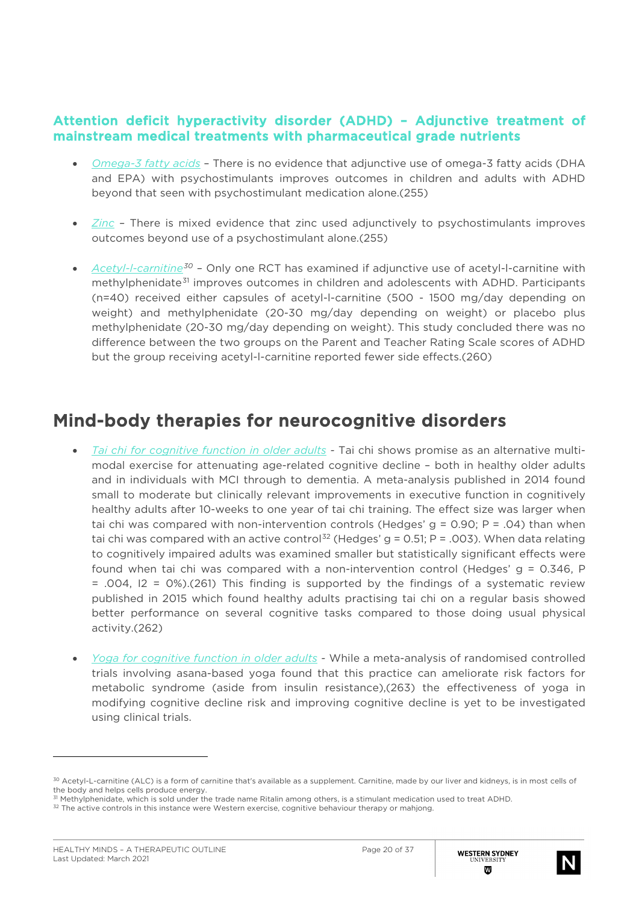### Attention deficit hyperactivity disorder (ADHD) – Adjunctive treatment of mainstream medical treatments with pharmaceutical grade nutrients

- *Omega-3 fatty acids* – There is no evidence that adjunctive use of omega-3 fatty acids (DHA and EPA) with psychostimulants improves outcomes in children and adults with ADHD beyond that seen with psychostimulant medication alone.(255)

- *Zinc* – There is mixed evidence that zinc used adjunctively to psychostimulants improves outcomes beyond use of a psychostimulant alone.(255)

- *Acetyl-l-carnitine*[30] – Only one RCT has examined if adjunctive use of acetyl-l-carnitine with methylphenidate[31] improves outcomes in children and adolescents with ADHD. Participants (n=40) received either capsules of acetyl-l-carnitine (500 - 1500 mg/day depending on weight) and methylphenidate (20-30 mg/day depending on weight) or placebo plus methylphenidate (20-30 mg/day depending on weight). This study concluded there was no difference between the two groups on the Parent and Teacher Rating Scale scores of ADHD but the group receiving acetyl-l-carnitine reported fewer side effects.(260)

## Mind-body therapies for neurocognitive disorders

- *Tai chi for cognitive function in older adults* - Tai chi shows promise as an alternative multi-modal exercise for attenuating age-related cognitive decline – both in healthy older adults and in individuals with MCI through to dementia. A meta-analysis published in 2014 found small to moderate but clinically relevant improvements in executive function in cognitively healthy adults after 10-weeks to one year of tai chi training. The effect size was larger when tai chi was compared with non-intervention controls (Hedges' g = 0.90; P = .04) than when tai chi was compared with an active control[32] (Hedges' g = 0.51; P = .003). When data relating to cognitively impaired adults was examined smaller but statistically significant effects were found when tai chi was compared with a non-intervention control (Hedges' g = 0.346, P = .004, I2 = 0%).(261) This finding is supported by the findings of a systematic review published in 2015 which found healthy adults practising tai chi on a regular basis showed better performance on several cognitive tasks compared to those doing usual physical activity.(262)

- *Yoga for cognitive function in older adults* - While a meta-analysis of randomised controlled trials involving asana-based yoga found that this practice can ameliorate risk factors for metabolic syndrome (aside from insulin resistance),(263) the effectiveness of yoga in modifying cognitive decline risk and improving cognitive decline is yet to be investigated using clinical trials.

---

[30] Acetyl-L-carnitine (ALC) is a form of carnitine that's available as a supplement. Carnitine, made by our liver and kidneys, is in most cells of the body and helps cells produce energy.

[31] Methylphenidate, which is sold under the trade name Ritalin among others, is a stimulant medication used to treat ADHD.

[32] The active controls in this instance were Western exercise, cognitive behaviour therapy or mahjong.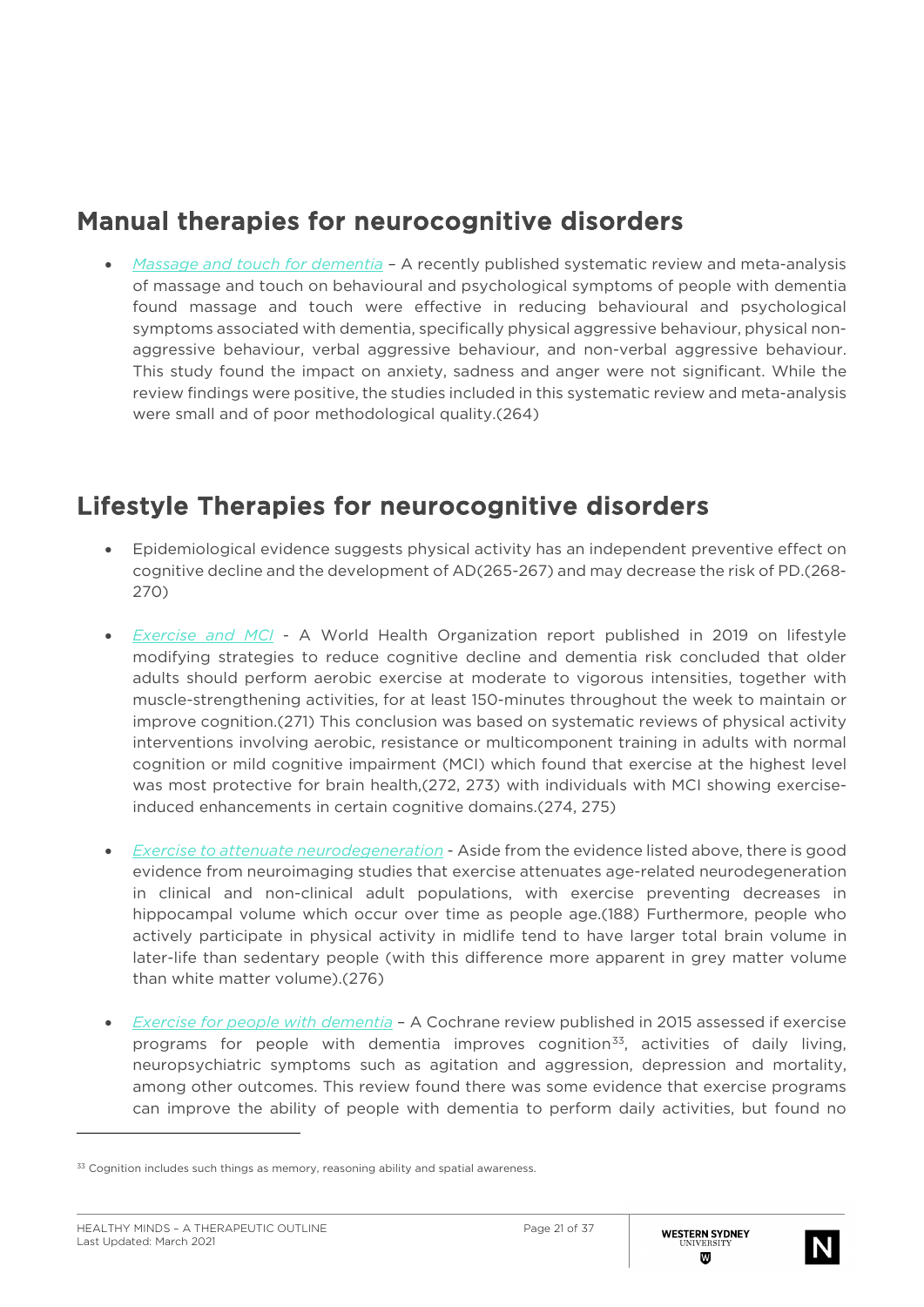## Manual therapies for neurocognitive disorders

- *Massage and touch for dementia* – A recently published systematic review and meta-analysis of massage and touch on behavioural and psychological symptoms of people with dementia found massage and touch were effective in reducing behavioural and psychological symptoms associated with dementia, specifically physical aggressive behaviour, physical non-aggressive behaviour, verbal aggressive behaviour, and non-verbal aggressive behaviour. This study found the impact on anxiety, sadness and anger were not significant. While the review findings were positive, the studies included in this systematic review and meta-analysis were small and of poor methodological quality.(264)

## Lifestyle Therapies for neurocognitive disorders

- Epidemiological evidence suggests physical activity has an independent preventive effect on cognitive decline and the development of AD(265-267) and may decrease the risk of PD.(268-270)

- *Exercise and MCI* - A World Health Organization report published in 2019 on lifestyle modifying strategies to reduce cognitive decline and dementia risk concluded that older adults should perform aerobic exercise at moderate to vigorous intensities, together with muscle-strengthening activities, for at least 150-minutes throughout the week to maintain or improve cognition.(271) This conclusion was based on systematic reviews of physical activity interventions involving aerobic, resistance or multicomponent training in adults with normal cognition or mild cognitive impairment (MCI) which found that exercise at the highest level was most protective for brain health,(272, 273) with individuals with MCI showing exercise-induced enhancements in certain cognitive domains.(274, 275)

- *Exercise to attenuate neurodegeneration* - Aside from the evidence listed above, there is good evidence from neuroimaging studies that exercise attenuates age-related neurodegeneration in clinical and non-clinical adult populations, with exercise preventing decreases in hippocampal volume which occur over time as people age.(188) Furthermore, people who actively participate in physical activity in midlife tend to have larger total brain volume in later-life than sedentary people (with this difference more apparent in grey matter volume than white matter volume).(276)

- *Exercise for people with dementia* – A Cochrane review published in 2015 assessed if exercise programs for people with dementia improves cognition[33], activities of daily living, neuropsychiatric symptoms such as agitation and aggression, depression and mortality, among other outcomes. This review found there was some evidence that exercise programs can improve the ability of people with dementia to perform daily activities, but found no

[33] Cognition includes such things as memory, reasoning ability and spatial awareness.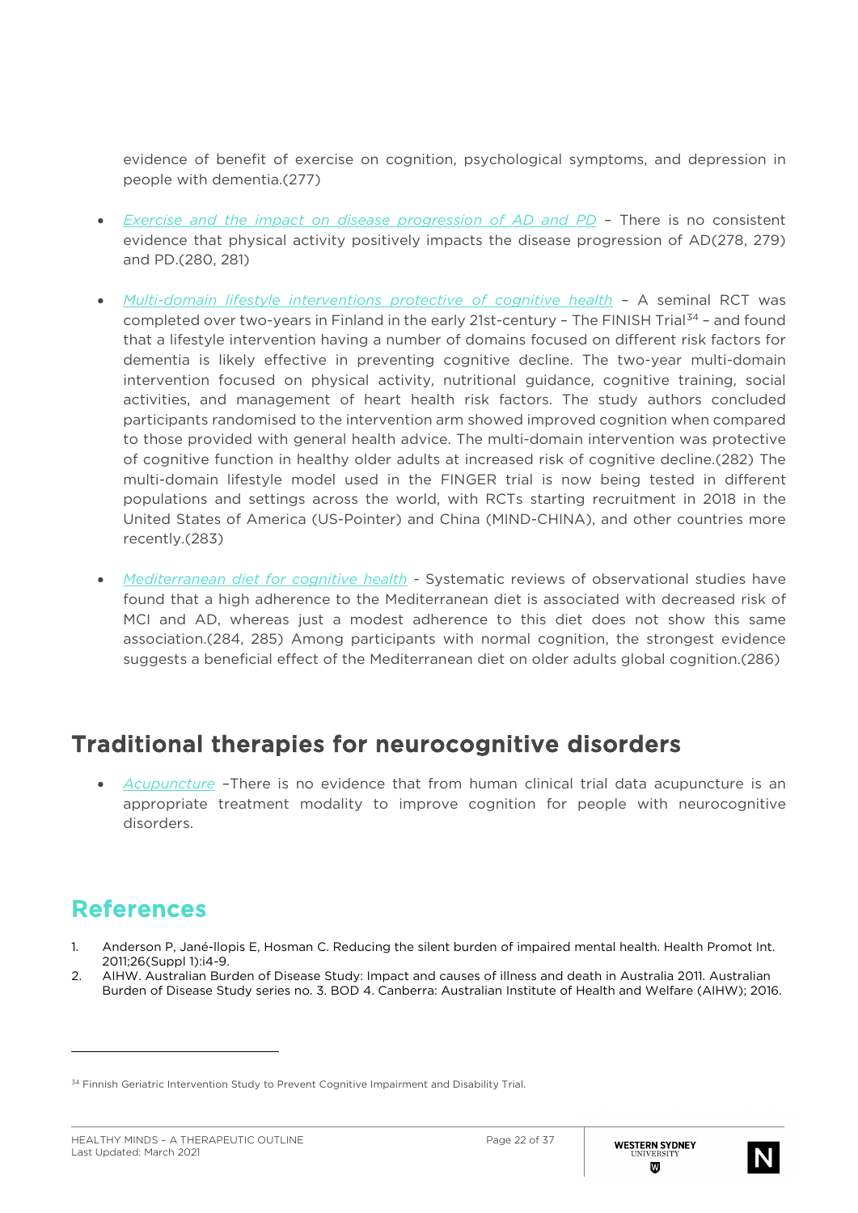evidence of benefit of exercise on cognition, psychological symptoms, and depression in people with dementia.(277)

- *Exercise and the impact on disease progression of AD and PD* – There is no consistent evidence that physical activity positively impacts the disease progression of AD(278, 279) and PD.(280, 281)

- *Multi-domain lifestyle interventions protective of cognitive health* – A seminal RCT was completed over two-years in Finland in the early 21st-century – The FINISH Trial[34] – and found that a lifestyle intervention having a number of domains focused on different risk factors for dementia is likely effective in preventing cognitive decline. The two-year multi-domain intervention focused on physical activity, nutritional guidance, cognitive training, social activities, and management of heart health risk factors. The study authors concluded participants randomised to the intervention arm showed improved cognition when compared to those provided with general health advice. The multi-domain intervention was protective of cognitive function in healthy older adults at increased risk of cognitive decline.(282) The multi-domain lifestyle model used in the FINGER trial is now being tested in different populations and settings across the world, with RCTs starting recruitment in 2018 in the United States of America (US-Pointer) and China (MIND-CHINA), and other countries more recently.(283)

- *Mediterranean diet for cognitive health* - Systematic reviews of observational studies have found that a high adherence to the Mediterranean diet is associated with decreased risk of MCI and AD, whereas just a modest adherence to this diet does not show this same association.(284, 285) Among participants with normal cognition, the strongest evidence suggests a beneficial effect of the Mediterranean diet on older adults global cognition.(286)

## Traditional therapies for neurocognitive disorders

- *Acupuncture* –There is no evidence that from human clinical trial data acupuncture is an appropriate treatment modality to improve cognition for people with neurocognitive disorders.

# References

1. Anderson P, Jané-llopis E, Hosman C. Reducing the silent burden of impaired mental health. Health Promot Int. 2011;26(Suppl 1):i4-9.
2. AIHW. Australian Burden of Disease Study: Impact and causes of illness and death in Australia 2011. Australian Burden of Disease Study series no. 3. BOD 4. Canberra: Australian Institute of Health and Welfare (AIHW); 2016.

---

[34] Finnish Geriatric Intervention Study to Prevent Cognitive Impairment and Disability Trial.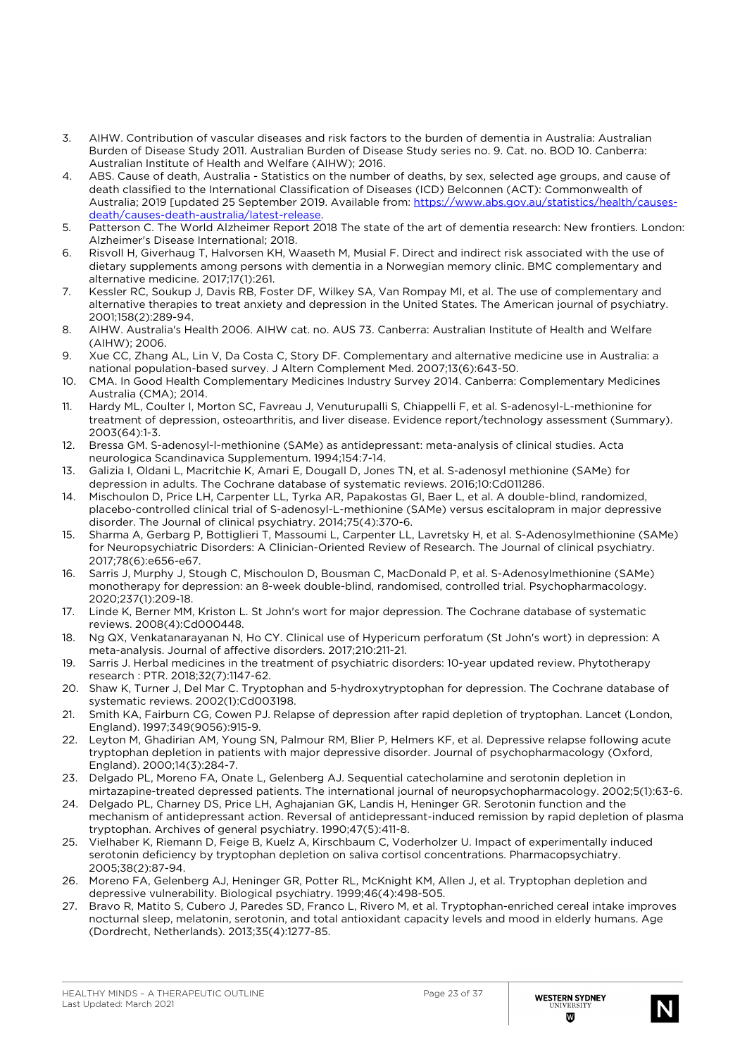3. AIHW. Contribution of vascular diseases and risk factors to the burden of dementia in Australia: Australian Burden of Disease Study 2011. Australian Burden of Disease Study series no. 9. Cat. no. BOD 10. Canberra: Australian Institute of Health and Welfare (AIHW); 2016.
4. ABS. Cause of death, Australia - Statistics on the number of deaths, by sex, selected age groups, and cause of death classified to the International Classification of Diseases (ICD) Belconnen (ACT): Commonwealth of Australia; 2019 [updated 25 September 2019. Available from: https://www.abs.gov.au/statistics/health/causes-death/causes-death-australia/latest-release.
5. Patterson C. The World Alzheimer Report 2018 The state of the art of dementia research: New frontiers. London: Alzheimer's Disease International; 2018.
6. Risvoll H, Giverhaug T, Halvorsen KH, Waaseth M, Musial F. Direct and indirect risk associated with the use of dietary supplements among persons with dementia in a Norwegian memory clinic. BMC complementary and alternative medicine. 2017;17(1):261.
7. Kessler RC, Soukup J, Davis RB, Foster DF, Wilkey SA, Van Rompay MI, et al. The use of complementary and alternative therapies to treat anxiety and depression in the United States. The American journal of psychiatry. 2001;158(2):289-94.
8. AIHW. Australia's Health 2006. AIHW cat. no. AUS 73. Canberra: Australian Institute of Health and Welfare (AIHW); 2006.
9. Xue CC, Zhang AL, Lin V, Da Costa C, Story DF. Complementary and alternative medicine use in Australia: a national population-based survey. J Altern Complement Med. 2007;13(6):643-50.
10. CMA. In Good Health Complementary Medicines Industry Survey 2014. Canberra: Complementary Medicines Australia (CMA); 2014.
11. Hardy ML, Coulter I, Morton SC, Favreau J, Venuturupalli S, Chiappelli F, et al. S-adenosyl-L-methionine for treatment of depression, osteoarthritis, and liver disease. Evidence report/technology assessment (Summary). 2003(64):1-3.
12. Bressa GM. S-adenosyl-l-methionine (SAMe) as antidepressant: meta-analysis of clinical studies. Acta neurologica Scandinavica Supplementum. 1994;154:7-14.
13. Galizia I, Oldani L, Macritchie K, Amari E, Dougall D, Jones TN, et al. S-adenosyl methionine (SAMe) for depression in adults. The Cochrane database of systematic reviews. 2016;10:Cd011286.
14. Mischoulon D, Price LH, Carpenter LL, Tyrka AR, Papakostas GI, Baer L, et al. A double-blind, randomized, placebo-controlled clinical trial of S-adenosyl-L-methionine (SAMe) versus escitalopram in major depressive disorder. The Journal of clinical psychiatry. 2014;75(4):370-6.
15. Sharma A, Gerbarg P, Bottiglieri T, Massoumi L, Carpenter LL, Lavretsky H, et al. S-Adenosylmethionine (SAMe) for Neuropsychiatric Disorders: A Clinician-Oriented Review of Research. The Journal of clinical psychiatry. 2017;78(6):e656-e67.
16. Sarris J, Murphy J, Stough C, Mischoulon D, Bousman C, MacDonald P, et al. S-Adenosylmethionine (SAMe) monotherapy for depression: an 8-week double-blind, randomised, controlled trial. Psychopharmacology. 2020;237(1):209-18.
17. Linde K, Berner MM, Kriston L. St John's wort for major depression. The Cochrane database of systematic reviews. 2008(4):Cd000448.
18. Ng QX, Venkatanarayanan N, Ho CY. Clinical use of Hypericum perforatum (St John's wort) in depression: A meta-analysis. Journal of affective disorders. 2017;210:211-21.
19. Sarris J. Herbal medicines in the treatment of psychiatric disorders: 10-year updated review. Phytotherapy research : PTR. 2018;32(7):1147-62.
20. Shaw K, Turner J, Del Mar C. Tryptophan and 5-hydroxytryptophan for depression. The Cochrane database of systematic reviews. 2002(1):Cd003198.
21. Smith KA, Fairburn CG, Cowen PJ. Relapse of depression after rapid depletion of tryptophan. Lancet (London, England). 1997;349(9056):915-9.
22. Leyton M, Ghadirian AM, Young SN, Palmour RM, Blier P, Helmers KF, et al. Depressive relapse following acute tryptophan depletion in patients with major depressive disorder. Journal of psychopharmacology (Oxford, England). 2000;14(3):284-7.
23. Delgado PL, Moreno FA, Onate L, Gelenberg AJ. Sequential catecholamine and serotonin depletion in mirtazapine-treated depressed patients. The international journal of neuropsychopharmacology. 2002;5(1):63-6.
24. Delgado PL, Charney DS, Price LH, Aghajanian GK, Landis H, Heninger GR. Serotonin function and the mechanism of antidepressant action. Reversal of antidepressant-induced remission by rapid depletion of plasma tryptophan. Archives of general psychiatry. 1990;47(5):411-8.
25. Vielhaber K, Riemann D, Feige B, Kuelz A, Kirschbaum C, Voderholzer U. Impact of experimentally induced serotonin deficiency by tryptophan depletion on saliva cortisol concentrations. Pharmacopsychiatry. 2005;38(2):87-94.
26. Moreno FA, Gelenberg AJ, Heninger GR, Potter RL, McKnight KM, Allen J, et al. Tryptophan depletion and depressive vulnerability. Biological psychiatry. 1999;46(4):498-505.
27. Bravo R, Matito S, Cubero J, Paredes SD, Franco L, Rivero M, et al. Tryptophan-enriched cereal intake improves nocturnal sleep, melatonin, serotonin, and total antioxidant capacity levels and mood in elderly humans. Age (Dordrecht, Netherlands). 2013;35(4):1277-85.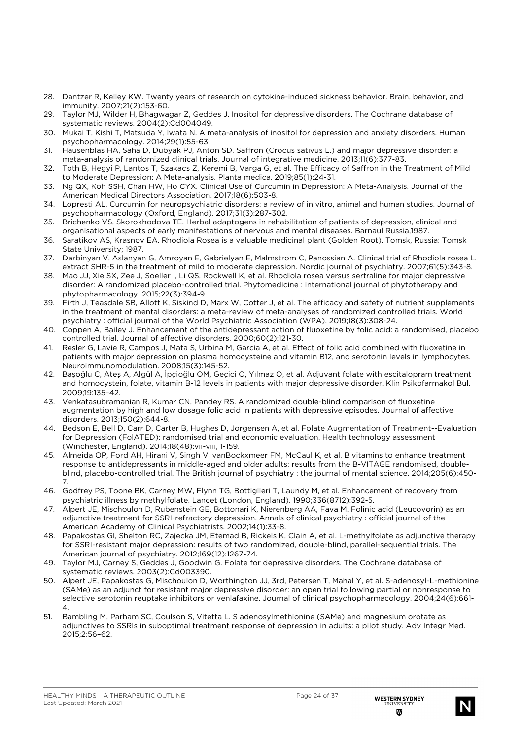28. Dantzer R, Kelley KW. Twenty years of research on cytokine-induced sickness behavior. Brain, behavior, and immunity. 2007;21(2):153-60.
29. Taylor MJ, Wilder H, Bhagwagar Z, Geddes J. Inositol for depressive disorders. The Cochrane database of systematic reviews. 2004(2):Cd004049.
30. Mukai T, Kishi T, Matsuda Y, Iwata N. A meta-analysis of inositol for depression and anxiety disorders. Human psychopharmacology. 2014;29(1):55-63.
31. Hausenblas HA, Saha D, Dubyak PJ, Anton SD. Saffron (Crocus sativus L.) and major depressive disorder: a meta-analysis of randomized clinical trials. Journal of integrative medicine. 2013;11(6):377-83.
32. Toth B, Hegyi P, Lantos T, Szakacs Z, Keremi B, Varga G, et al. The Efficacy of Saffron in the Treatment of Mild to Moderate Depression: A Meta-analysis. Planta medica. 2019;85(1):24-31.
33. Ng QX, Koh SSH, Chan HW, Ho CYX. Clinical Use of Curcumin in Depression: A Meta-Analysis. Journal of the American Medical Directors Association. 2017;18(6):503-8.
34. Lopresti AL. Curcumin for neuropsychiatric disorders: a review of in vitro, animal and human studies. Journal of psychopharmacology (Oxford, England). 2017;31(3):287-302.
35. Brichenko VS, Skorokhodova TE. Herbal adaptogens in rehabilitation of patients of depression, clinical and organisational aspects of early manifestations of nervous and mental diseases. Barnaul Russia,1987.
36. Saratikov AS, Krasnov EA. Rhodiola Rosea is a valuable medicinal plant (Golden Root). Tomsk, Russia: Tomsk State University; 1987.
37. Darbinyan V, Aslanyan G, Amroyan E, Gabrielyan E, Malmstrom C, Panossian A. Clinical trial of Rhodiola rosea L. extract SHR-5 in the treatment of mild to moderate depression. Nordic journal of psychiatry. 2007;61(5):343-8.
38. Mao JJ, Xie SX, Zee J, Soeller I, Li QS, Rockwell K, et al. Rhodiola rosea versus sertraline for major depressive disorder: A randomized placebo-controlled trial. Phytomedicine : international journal of phytotherapy and phytopharmacology. 2015;22(3):394-9.
39. Firth J, Teasdale SB, Allott K, Siskind D, Marx W, Cotter J, et al. The efficacy and safety of nutrient supplements in the treatment of mental disorders: a meta-review of meta-analyses of randomized controlled trials. World psychiatry : official journal of the World Psychiatric Association (WPA). 2019;18(3):308-24.
40. Coppen A, Bailey J. Enhancement of the antidepressant action of fluoxetine by folic acid: a randomised, placebo controlled trial. Journal of affective disorders. 2000;60(2):121-30.
41. Resler G, Lavie R, Campos J, Mata S, Urbina M, Garcia A, et al. Effect of folic acid combined with fluoxetine in patients with major depression on plasma homocysteine and vitamin B12, and serotonin levels in lymphocytes. Neuroimmunomodulation. 2008;15(3):145-52.
42. Başoğlu C, Ateş A, Algül A, İpçioğlu OM, Geçici O, Yılmaz O, et al. Adjuvant folate with escitalopram treatment and homocystein, folate, vitamin B-12 levels in patients with major depressive disorder. Klin Psikofarmakol Bul. 2009;19:135–42.
43. Venkatasubramanian R, Kumar CN, Pandey RS. A randomized double-blind comparison of fluoxetine augmentation by high and low dosage folic acid in patients with depressive episodes. Journal of affective disorders. 2013;150(2):644-8.
44. Bedson E, Bell D, Carr D, Carter B, Hughes D, Jorgensen A, et al. Folate Augmentation of Treatment--Evaluation for Depression (FolATED): randomised trial and economic evaluation. Health technology assessment (Winchester, England). 2014;18(48):vii-viii, 1-159.
45. Almeida OP, Ford AH, Hirani V, Singh V, vanBockxmeer FM, McCaul K, et al. B vitamins to enhance treatment response to antidepressants in middle-aged and older adults: results from the B-VITAGE randomised, double-blind, placebo-controlled trial. The British journal of psychiatry : the journal of mental science. 2014;205(6):450-7.
46. Godfrey PS, Toone BK, Carney MW, Flynn TG, Bottiglieri T, Laundy M, et al. Enhancement of recovery from psychiatric illness by methylfolate. Lancet (London, England). 1990;336(8712):392-5.
47. Alpert JE, Mischoulon D, Rubenstein GE, Bottonari K, Nierenberg AA, Fava M. Folinic acid (Leucovorin) as an adjunctive treatment for SSRI-refractory depression. Annals of clinical psychiatry : official journal of the American Academy of Clinical Psychiatrists. 2002;14(1):33-8.
48. Papakostas GI, Shelton RC, Zajecka JM, Etemad B, Rickels K, Clain A, et al. L-methylfolate as adjunctive therapy for SSRI-resistant major depression: results of two randomized, double-blind, parallel-sequential trials. The American journal of psychiatry. 2012;169(12):1267-74.
49. Taylor MJ, Carney S, Geddes J, Goodwin G. Folate for depressive disorders. The Cochrane database of systematic reviews. 2003(2):Cd003390.
50. Alpert JE, Papakostas G, Mischoulon D, Worthington JJ, 3rd, Petersen T, Mahal Y, et al. S-adenosyl-L-methionine (SAMe) as an adjunct for resistant major depressive disorder: an open trial following partial or nonresponse to selective serotonin reuptake inhibitors or venlafaxine. Journal of clinical psychopharmacology. 2004;24(6):661-4.
51. Bambling M, Parham SC, Coulson S, Vitetta L. S adenosylmethionine (SAMe) and magnesium orotate as adjunctives to SSRIs in suboptimal treatment response of depression in adults: a pilot study. Adv Integr Med. 2015;2:56–62.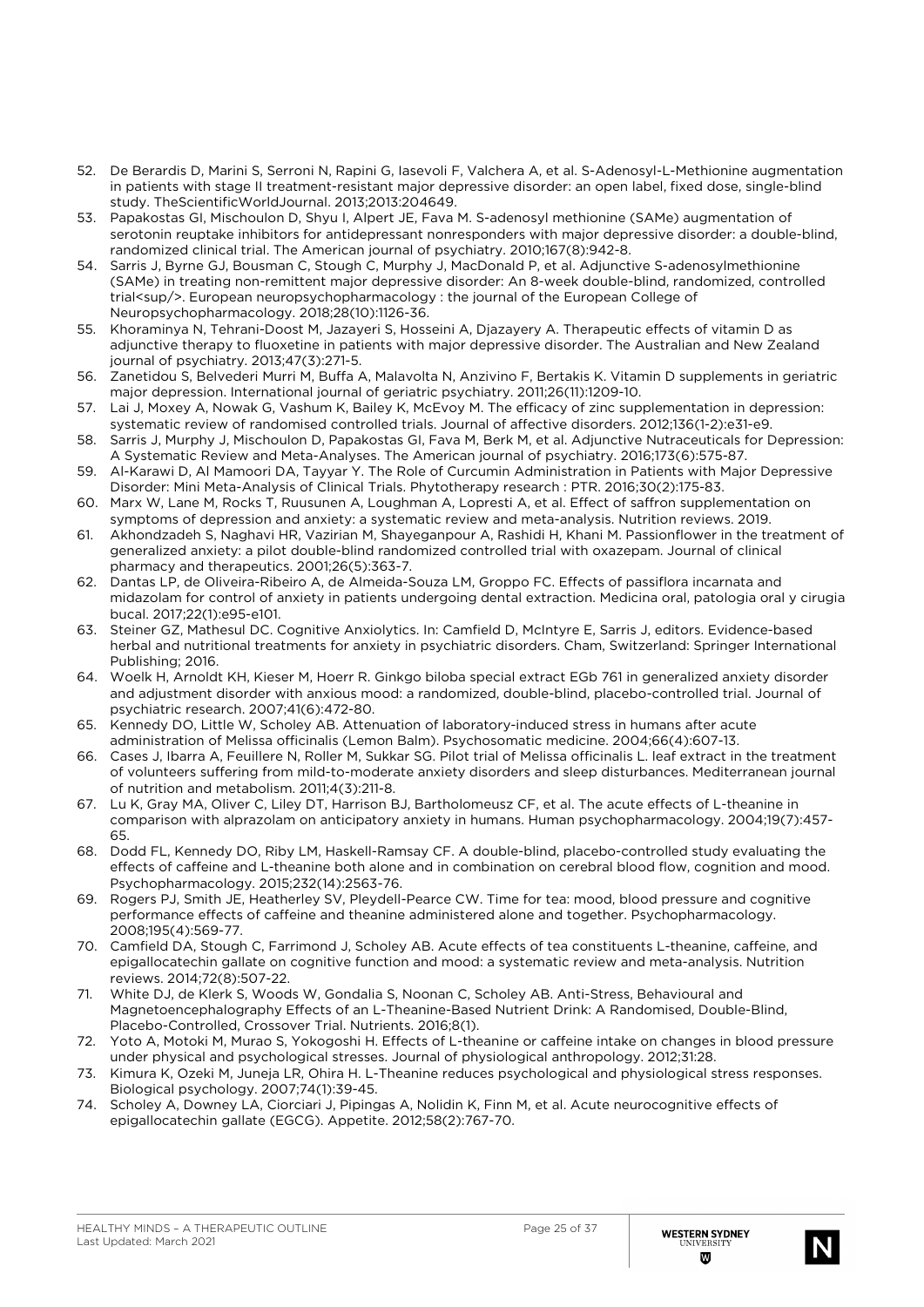52. De Berardis D, Marini S, Serroni N, Rapini G, Iasevoli F, Valchera A, et al. S-Adenosyl-L-Methionine augmentation in patients with stage II treatment-resistant major depressive disorder: an open label, fixed dose, single-blind study. TheScientificWorldJournal. 2013;2013:204649.
53. Papakostas GI, Mischoulon D, Shyu I, Alpert JE, Fava M. S-adenosyl methionine (SAMe) augmentation of serotonin reuptake inhibitors for antidepressant nonresponders with major depressive disorder: a double-blind, randomized clinical trial. The American journal of psychiatry. 2010;167(8):942-8.
54. Sarris J, Byrne GJ, Bousman C, Stough C, Murphy J, MacDonald P, et al. Adjunctive S-adenosylmethionine (SAMe) in treating non-remittent major depressive disorder: An 8-week double-blind, randomized, controlled trial<sup/>. European neuropsychopharmacology : the journal of the European College of Neuropsychopharmacology. 2018;28(10):1126-36.
55. Khoraminya N, Tehrani-Doost M, Jazayeri S, Hosseini A, Djazayery A. Therapeutic effects of vitamin D as adjunctive therapy to fluoxetine in patients with major depressive disorder. The Australian and New Zealand journal of psychiatry. 2013;47(3):271-5.
56. Zanetidou S, Belvederi Murri M, Buffa A, Malavolta N, Anzivino F, Bertakis K. Vitamin D supplements in geriatric major depression. International journal of geriatric psychiatry. 2011;26(11):1209-10.
57. Lai J, Moxey A, Nowak G, Vashum K, Bailey K, McEvoy M. The efficacy of zinc supplementation in depression: systematic review of randomised controlled trials. Journal of affective disorders. 2012;136(1-2):e31-e9.
58. Sarris J, Murphy J, Mischoulon D, Papakostas GI, Fava M, Berk M, et al. Adjunctive Nutraceuticals for Depression: A Systematic Review and Meta-Analyses. The American journal of psychiatry. 2016;173(6):575-87.
59. Al-Karawi D, Al Mamoori DA, Tayyar Y. The Role of Curcumin Administration in Patients with Major Depressive Disorder: Mini Meta-Analysis of Clinical Trials. Phytotherapy research : PTR. 2016;30(2):175-83.
60. Marx W, Lane M, Rocks T, Ruusunen A, Loughman A, Lopresti A, et al. Effect of saffron supplementation on symptoms of depression and anxiety: a systematic review and meta-analysis. Nutrition reviews. 2019.
61. Akhondzadeh S, Naghavi HR, Vazirian M, Shayeganpour A, Rashidi H, Khani M. Passionflower in the treatment of generalized anxiety: a pilot double-blind randomized controlled trial with oxazepam. Journal of clinical pharmacy and therapeutics. 2001;26(5):363-7.
62. Dantas LP, de Oliveira-Ribeiro A, de Almeida-Souza LM, Groppo FC. Effects of passiflora incarnata and midazolam for control of anxiety in patients undergoing dental extraction. Medicina oral, patologia oral y cirugia bucal. 2017;22(1):e95-e101.
63. Steiner GZ, Mathesul DC. Cognitive Anxiolytics. In: Camfield D, McIntyre E, Sarris J, editors. Evidence-based herbal and nutritional treatments for anxiety in psychiatric disorders. Cham, Switzerland: Springer International Publishing; 2016.
64. Woelk H, Arnoldt KH, Kieser M, Hoerr R. Ginkgo biloba special extract EGb 761 in generalized anxiety disorder and adjustment disorder with anxious mood: a randomized, double-blind, placebo-controlled trial. Journal of psychiatric research. 2007;41(6):472-80.
65. Kennedy DO, Little W, Scholey AB. Attenuation of laboratory-induced stress in humans after acute administration of Melissa officinalis (Lemon Balm). Psychosomatic medicine. 2004;66(4):607-13.
66. Cases J, Ibarra A, Feuillere N, Roller M, Sukkar SG. Pilot trial of Melissa officinalis L. leaf extract in the treatment of volunteers suffering from mild-to-moderate anxiety disorders and sleep disturbances. Mediterranean journal of nutrition and metabolism. 2011;4(3):211-8.
67. Lu K, Gray MA, Oliver C, Liley DT, Harrison BJ, Bartholomeusz CF, et al. The acute effects of L-theanine in comparison with alprazolam on anticipatory anxiety in humans. Human psychopharmacology. 2004;19(7):457-65.
68. Dodd FL, Kennedy DO, Riby LM, Haskell-Ramsay CF. A double-blind, placebo-controlled study evaluating the effects of caffeine and L-theanine both alone and in combination on cerebral blood flow, cognition and mood. Psychopharmacology. 2015;232(14):2563-76.
69. Rogers PJ, Smith JE, Heatherley SV, Pleydell-Pearce CW. Time for tea: mood, blood pressure and cognitive performance effects of caffeine and theanine administered alone and together. Psychopharmacology. 2008;195(4):569-77.
70. Camfield DA, Stough C, Farrimond J, Scholey AB. Acute effects of tea constituents L-theanine, caffeine, and epigallocatechin gallate on cognitive function and mood: a systematic review and meta-analysis. Nutrition reviews. 2014;72(8):507-22.
71. White DJ, de Klerk S, Woods W, Gondalia S, Noonan C, Scholey AB. Anti-Stress, Behavioural and Magnetoencephalography Effects of an L-Theanine-Based Nutrient Drink: A Randomised, Double-Blind, Placebo-Controlled, Crossover Trial. Nutrients. 2016;8(1).
72. Yoto A, Motoki M, Murao S, Yokogoshi H. Effects of L-theanine or caffeine intake on changes in blood pressure under physical and psychological stresses. Journal of physiological anthropology. 2012;31:28.
73. Kimura K, Ozeki M, Juneja LR, Ohira H. L-Theanine reduces psychological and physiological stress responses. Biological psychology. 2007;74(1):39-45.
74. Scholey A, Downey LA, Ciorciari J, Pipingas A, Nolidin K, Finn M, et al. Acute neurocognitive effects of epigallocatechin gallate (EGCG). Appetite. 2012;58(2):767-70.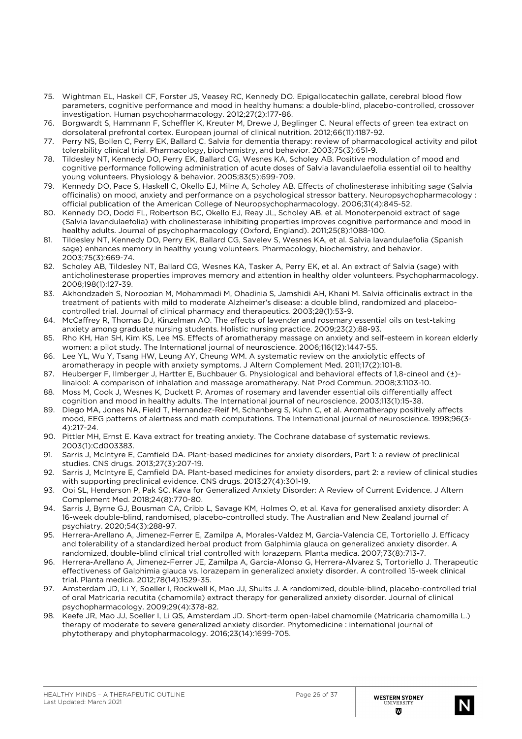75. Wightman EL, Haskell CF, Forster JS, Veasey RC, Kennedy DO. Epigallocatechin gallate, cerebral blood flow parameters, cognitive performance and mood in healthy humans: a double-blind, placebo-controlled, crossover investigation. Human psychopharmacology. 2012;27(2):177-86.
76. Borgwardt S, Hammann F, Scheffler K, Kreuter M, Drewe J, Beglinger C. Neural effects of green tea extract on dorsolateral prefrontal cortex. European journal of clinical nutrition. 2012;66(11):1187-92.
77. Perry NS, Bollen C, Perry EK, Ballard C. Salvia for dementia therapy: review of pharmacological activity and pilot tolerability clinical trial. Pharmacology, biochemistry, and behavior. 2003;75(3):651-9.
78. Tildesley NT, Kennedy DO, Perry EK, Ballard CG, Wesnes KA, Scholey AB. Positive modulation of mood and cognitive performance following administration of acute doses of Salvia lavandulaefolia essential oil to healthy young volunteers. Physiology & behavior. 2005;83(5):699-709.
79. Kennedy DO, Pace S, Haskell C, Okello EJ, Milne A, Scholey AB. Effects of cholinesterase inhibiting sage (Salvia officinalis) on mood, anxiety and performance on a psychological stressor battery. Neuropsychopharmacology : official publication of the American College of Neuropsychopharmacology. 2006;31(4):845-52.
80. Kennedy DO, Dodd FL, Robertson BC, Okello EJ, Reay JL, Scholey AB, et al. Monoterpenoid extract of sage (Salvia lavandulaefolia) with cholinesterase inhibiting properties improves cognitive performance and mood in healthy adults. Journal of psychopharmacology (Oxford, England). 2011;25(8):1088-100.
81. Tildesley NT, Kennedy DO, Perry EK, Ballard CG, Savelev S, Wesnes KA, et al. Salvia lavandulaefolia (Spanish sage) enhances memory in healthy young volunteers. Pharmacology, biochemistry, and behavior. 2003;75(3):669-74.
82. Scholey AB, Tildesley NT, Ballard CG, Wesnes KA, Tasker A, Perry EK, et al. An extract of Salvia (sage) with anticholinesterase properties improves memory and attention in healthy older volunteers. Psychopharmacology. 2008;198(1):127-39.
83. Akhondzadeh S, Noroozian M, Mohammadi M, Ohadinia S, Jamshidi AH, Khani M. Salvia officinalis extract in the treatment of patients with mild to moderate Alzheimer's disease: a double blind, randomized and placebo-controlled trial. Journal of clinical pharmacy and therapeutics. 2003;28(1):53-9.
84. McCaffrey R, Thomas DJ, Kinzelman AO. The effects of lavender and rosemary essential oils on test-taking anxiety among graduate nursing students. Holistic nursing practice. 2009;23(2):88-93.
85. Rho KH, Han SH, Kim KS, Lee MS. Effects of aromatherapy massage on anxiety and self-esteem in korean elderly women: a pilot study. The International journal of neuroscience. 2006;116(12):1447-55.
86. Lee YL, Wu Y, Tsang HW, Leung AY, Cheung WM. A systematic review on the anxiolytic effects of aromatherapy in people with anxiety symptoms. J Altern Complement Med. 2011;17(2):101-8.
87. Heuberger F, Ilmberger J, Hartter E, Buchbauer G. Physiological and behavioral effects of 1,8-cineol and (±)-linalool: A comparison of inhalation and massage aromatherapy. Nat Prod Commun. 2008;3:1103-10.
88. Moss M, Cook J, Wesnes K, Duckett P. Aromas of rosemary and lavender essential oils differentially affect cognition and mood in healthy adults. The International journal of neuroscience. 2003;113(1):15-38.
89. Diego MA, Jones NA, Field T, Hernandez-Reif M, Schanberg S, Kuhn C, et al. Aromatherapy positively affects mood, EEG patterns of alertness and math computations. The International journal of neuroscience. 1998;96(3-4):217-24.
90. Pittler MH, Ernst E. Kava extract for treating anxiety. The Cochrane database of systematic reviews. 2003(1):Cd003383.
91. Sarris J, McIntyre E, Camfield DA. Plant-based medicines for anxiety disorders, Part 1: a review of preclinical studies. CNS drugs. 2013;27(3):207-19.
92. Sarris J, McIntyre E, Camfield DA. Plant-based medicines for anxiety disorders, part 2: a review of clinical studies with supporting preclinical evidence. CNS drugs. 2013;27(4):301-19.
93. Ooi SL, Henderson P, Pak SC. Kava for Generalized Anxiety Disorder: A Review of Current Evidence. J Altern Complement Med. 2018;24(8):770-80.
94. Sarris J, Byrne GJ, Bousman CA, Cribb L, Savage KM, Holmes O, et al. Kava for generalised anxiety disorder: A 16-week double-blind, randomised, placebo-controlled study. The Australian and New Zealand journal of psychiatry. 2020;54(3):288-97.
95. Herrera-Arellano A, Jimenez-Ferrer E, Zamilpa A, Morales-Valdez M, Garcia-Valencia CE, Tortoriello J. Efficacy and tolerability of a standardized herbal product from Galphimia glauca on generalized anxiety disorder. A randomized, double-blind clinical trial controlled with lorazepam. Planta medica. 2007;73(8):713-7.
96. Herrera-Arellano A, Jimenez-Ferrer JE, Zamilpa A, Garcia-Alonso G, Herrera-Alvarez S, Tortoriello J. Therapeutic effectiveness of Galphimia glauca vs. lorazepam in generalized anxiety disorder. A controlled 15-week clinical trial. Planta medica. 2012;78(14):1529-35.
97. Amsterdam JD, Li Y, Soeller I, Rockwell K, Mao JJ, Shults J. A randomized, double-blind, placebo-controlled trial of oral Matricaria recutita (chamomile) extract therapy for generalized anxiety disorder. Journal of clinical psychopharmacology. 2009;29(4):378-82.
98. Keefe JR, Mao JJ, Soeller I, Li QS, Amsterdam JD. Short-term open-label chamomile (Matricaria chamomilla L.) therapy of moderate to severe generalized anxiety disorder. Phytomedicine : international journal of phytotherapy and phytopharmacology. 2016;23(14):1699-705.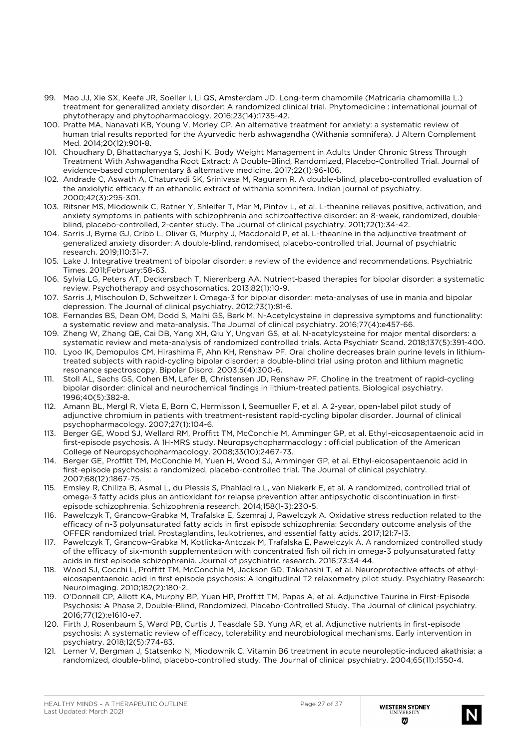99. Mao JJ, Xie SX, Keefe JR, Soeller I, Li QS, Amsterdam JD. Long-term chamomile (Matricaria chamomilla L.) treatment for generalized anxiety disorder: A randomized clinical trial. Phytomedicine : international journal of phytotherapy and phytopharmacology. 2016;23(14):1735-42.
100. Pratte MA, Nanavati KB, Young V, Morley CP. An alternative treatment for anxiety: a systematic review of human trial results reported for the Ayurvedic herb ashwagandha (Withania somnifera). J Altern Complement Med. 2014;20(12):901-8.
101. Choudhary D, Bhattacharyya S, Joshi K. Body Weight Management in Adults Under Chronic Stress Through Treatment With Ashwagandha Root Extract: A Double-Blind, Randomized, Placebo-Controlled Trial. Journal of evidence-based complementary & alternative medicine. 2017;22(1):96-106.
102. Andrade C, Aswath A, Chaturvedi SK, Srinivasa M, Raguram R. A double-blind, placebo-controlled evaluation of the anxiolytic efficacy ff an ethanolic extract of withania somnifera. Indian journal of psychiatry. 2000;42(3):295-301.
103. Ritsner MS, Miodownik C, Ratner Y, Shleifer T, Mar M, Pintov L, et al. L-theanine relieves positive, activation, and anxiety symptoms in patients with schizophrenia and schizoaffective disorder: an 8-week, randomized, double-blind, placebo-controlled, 2-center study. The Journal of clinical psychiatry. 2011;72(1):34-42.
104. Sarris J, Byrne GJ, Cribb L, Oliver G, Murphy J, Macdonald P, et al. L-theanine in the adjunctive treatment of generalized anxiety disorder: A double-blind, randomised, placebo-controlled trial. Journal of psychiatric research. 2019;110:31-7.
105. Lake J. Integrative treatment of bipolar disorder: a review of the evidence and recommendations. Psychiatric Times. 2011;February:58-63.
106. Sylvia LG, Peters AT, Deckersbach T, Nierenberg AA. Nutrient-based therapies for bipolar disorder: a systematic review. Psychotherapy and psychosomatics. 2013;82(1):10-9.
107. Sarris J, Mischoulon D, Schweitzer I. Omega-3 for bipolar disorder: meta-analyses of use in mania and bipolar depression. The Journal of clinical psychiatry. 2012;73(1):81-6.
108. Fernandes BS, Dean OM, Dodd S, Malhi GS, Berk M. N-Acetylcysteine in depressive symptoms and functionality: a systematic review and meta-analysis. The Journal of clinical psychiatry. 2016;77(4):e457-66.
109. Zheng W, Zhang QE, Cai DB, Yang XH, Qiu Y, Ungvari GS, et al. N-acetylcysteine for major mental disorders: a systematic review and meta-analysis of randomized controlled trials. Acta Psychiatr Scand. 2018;137(5):391-400.
110. Lyoo IK, Demopulos CM, Hirashima F, Ahn KH, Renshaw PF. Oral choline decreases brain purine levels in lithium-treated subjects with rapid-cycling bipolar disorder: a double-blind trial using proton and lithium magnetic resonance spectroscopy. Bipolar Disord. 2003;5(4):300-6.
111. Stoll AL, Sachs GS, Cohen BM, Lafer B, Christensen JD, Renshaw PF. Choline in the treatment of rapid-cycling bipolar disorder: clinical and neurochemical findings in lithium-treated patients. Biological psychiatry. 1996;40(5):382-8.
112. Amann BL, Mergl R, Vieta E, Born C, Hermisson I, Seemueller F, et al. A 2-year, open-label pilot study of adjunctive chromium in patients with treatment-resistant rapid-cycling bipolar disorder. Journal of clinical psychopharmacology. 2007;27(1):104-6.
113. Berger GE, Wood SJ, Wellard RM, Proffitt TM, McConchie M, Amminger GP, et al. Ethyl-eicosapentaenoic acid in first-episode psychosis. A 1H-MRS study. Neuropsychopharmacology : official publication of the American College of Neuropsychopharmacology. 2008;33(10):2467-73.
114. Berger GE, Proffitt TM, McConchie M, Yuen H, Wood SJ, Amminger GP, et al. Ethyl-eicosapentaenoic acid in first-episode psychosis: a randomized, placebo-controlled trial. The Journal of clinical psychiatry. 2007;68(12):1867-75.
115. Emsley R, Chiliza B, Asmal L, du Plessis S, Phahladira L, van Niekerk E, et al. A randomized, controlled trial of omega-3 fatty acids plus an antioxidant for relapse prevention after antipsychotic discontinuation in first-episode schizophrenia. Schizophrenia research. 2014;158(1-3):230-5.
116. Pawelczyk T, Grancow-Grabka M, Trafalska E, Szemraj J, Pawelczyk A. Oxidative stress reduction related to the efficacy of n-3 polyunsaturated fatty acids in first episode schizophrenia: Secondary outcome analysis of the OFFER randomized trial. Prostaglandins, leukotrienes, and essential fatty acids. 2017;121:7-13.
117. Pawelczyk T, Grancow-Grabka M, Kotlicka-Antczak M, Trafalska E, Pawelczyk A. A randomized controlled study of the efficacy of six-month supplementation with concentrated fish oil rich in omega-3 polyunsaturated fatty acids in first episode schizophrenia. Journal of psychiatric research. 2016;73:34-44.
118. Wood SJ, Cocchi L, Proffitt TM, McConchie M, Jackson GD, Takahashi T, et al. Neuroprotective effects of ethyl-eicosapentaenoic acid in first episode psychosis: A longitudinal T2 relaxometry pilot study. Psychiatry Research: Neuroimaging. 2010;182(2):180-2.
119. O'Donnell CP, Allott KA, Murphy BP, Yuen HP, Proffitt TM, Papas A, et al. Adjunctive Taurine in First-Episode Psychosis: A Phase 2, Double-Blind, Randomized, Placebo-Controlled Study. The Journal of clinical psychiatry. 2016;77(12):e1610-e7.
120. Firth J, Rosenbaum S, Ward PB, Curtis J, Teasdale SB, Yung AR, et al. Adjunctive nutrients in first-episode psychosis: A systematic review of efficacy, tolerability and neurobiological mechanisms. Early intervention in psychiatry. 2018;12(5):774-83.
121. Lerner V, Bergman J, Statsenko N, Miodownik C. Vitamin B6 treatment in acute neuroleptic-induced akathisia: a randomized, double-blind, placebo-controlled study. The Journal of clinical psychiatry. 2004;65(11):1550-4.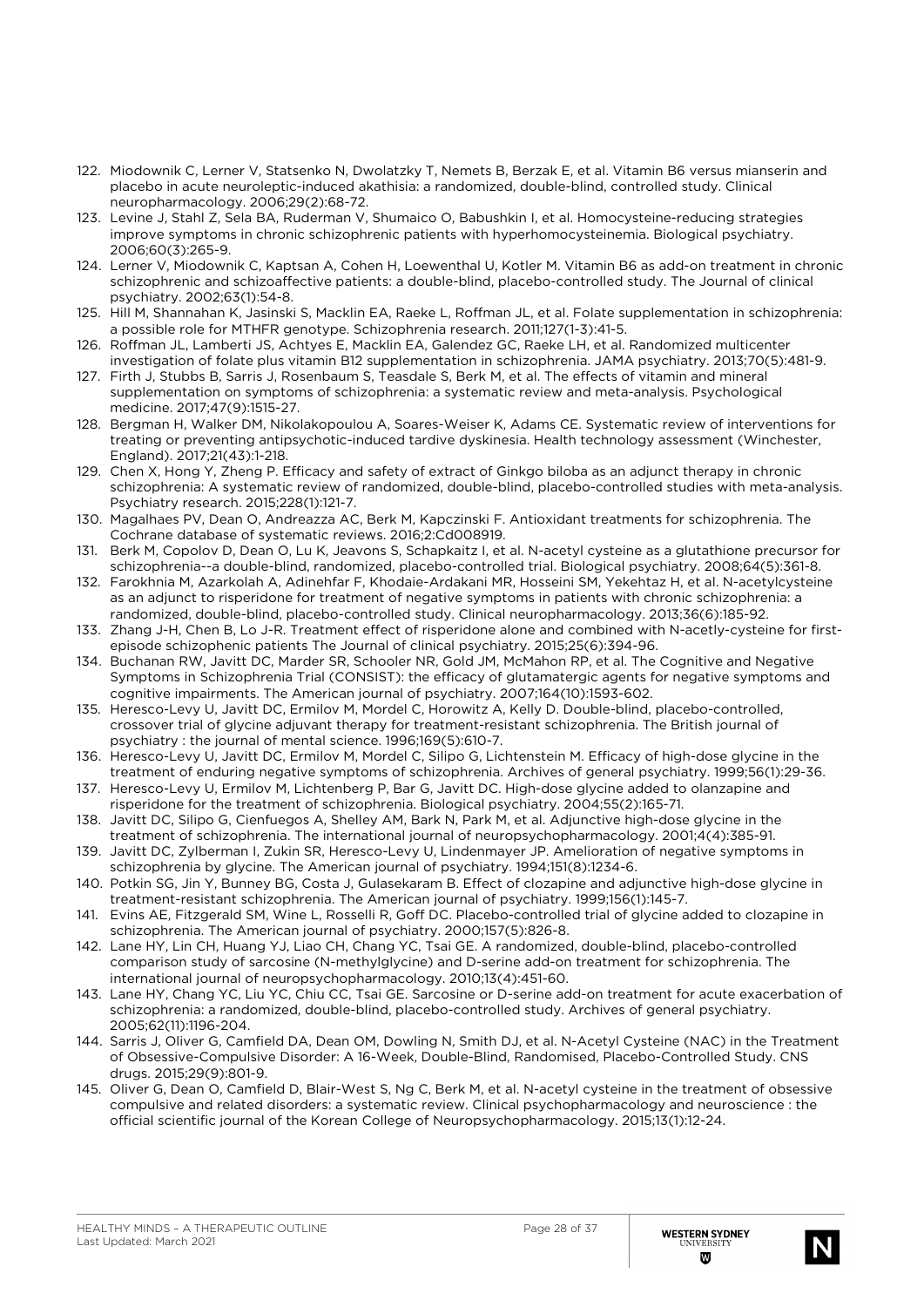122. Miodownik C, Lerner V, Statsenko N, Dwolatzky T, Nemets B, Berzak E, et al. Vitamin B6 versus mianserin and placebo in acute neuroleptic-induced akathisia: a randomized, double-blind, controlled study. Clinical neuropharmacology. 2006;29(2):68-72.
123. Levine J, Stahl Z, Sela BA, Ruderman V, Shumaico O, Babushkin I, et al. Homocysteine-reducing strategies improve symptoms in chronic schizophrenic patients with hyperhomocysteinemia. Biological psychiatry. 2006;60(3):265-9.
124. Lerner V, Miodownik C, Kaptsan A, Cohen H, Loewenthal U, Kotler M. Vitamin B6 as add-on treatment in chronic schizophrenic and schizoaffective patients: a double-blind, placebo-controlled study. The Journal of clinical psychiatry. 2002;63(1):54-8.
125. Hill M, Shannahan K, Jasinski S, Macklin EA, Raeke L, Roffman JL, et al. Folate supplementation in schizophrenia: a possible role for MTHFR genotype. Schizophrenia research. 2011;127(1-3):41-5.
126. Roffman JL, Lamberti JS, Achtyes E, Macklin EA, Galendez GC, Raeke LH, et al. Randomized multicenter investigation of folate plus vitamin B12 supplementation in schizophrenia. JAMA psychiatry. 2013;70(5):481-9.
127. Firth J, Stubbs B, Sarris J, Rosenbaum S, Teasdale S, Berk M, et al. The effects of vitamin and mineral supplementation on symptoms of schizophrenia: a systematic review and meta-analysis. Psychological medicine. 2017;47(9):1515-27.
128. Bergman H, Walker DM, Nikolakopoulou A, Soares-Weiser K, Adams CE. Systematic review of interventions for treating or preventing antipsychotic-induced tardive dyskinesia. Health technology assessment (Winchester, England). 2017;21(43):1-218.
129. Chen X, Hong Y, Zheng P. Efficacy and safety of extract of Ginkgo biloba as an adjunct therapy in chronic schizophrenia: A systematic review of randomized, double-blind, placebo-controlled studies with meta-analysis. Psychiatry research. 2015;228(1):121-7.
130. Magalhaes PV, Dean O, Andreazza AC, Berk M, Kapczinski F. Antioxidant treatments for schizophrenia. The Cochrane database of systematic reviews. 2016;2:Cd008919.
131. Berk M, Copolov D, Dean O, Lu K, Jeavons S, Schapkaitz I, et al. N-acetyl cysteine as a glutathione precursor for schizophrenia--a double-blind, randomized, placebo-controlled trial. Biological psychiatry. 2008;64(5):361-8.
132. Farokhnia M, Azarkolah A, Adinehfar F, Khodaie-Ardakani MR, Hosseini SM, Yekehtaz H, et al. N-acetylcysteine as an adjunct to risperidone for treatment of negative symptoms in patients with chronic schizophrenia: a randomized, double-blind, placebo-controlled study. Clinical neuropharmacology. 2013;36(6):185-92.
133. Zhang J-H, Chen B, Lo J-R. Treatment effect of risperidone alone and combined with N-acetly-cysteine for first-episode schizophenic patients The Journal of clinical psychiatry. 2015;25(6):394-96.
134. Buchanan RW, Javitt DC, Marder SR, Schooler NR, Gold JM, McMahon RP, et al. The Cognitive and Negative Symptoms in Schizophrenia Trial (CONSIST): the efficacy of glutamatergic agents for negative symptoms and cognitive impairments. The American journal of psychiatry. 2007;164(10):1593-602.
135. Heresco-Levy U, Javitt DC, Ermilov M, Mordel C, Horowitz A, Kelly D. Double-blind, placebo-controlled, crossover trial of glycine adjuvant therapy for treatment-resistant schizophrenia. The British journal of psychiatry : the journal of mental science. 1996;169(5):610-7.
136. Heresco-Levy U, Javitt DC, Ermilov M, Mordel C, Silipo G, Lichtenstein M. Efficacy of high-dose glycine in the treatment of enduring negative symptoms of schizophrenia. Archives of general psychiatry. 1999;56(1):29-36.
137. Heresco-Levy U, Ermilov M, Lichtenberg P, Bar G, Javitt DC. High-dose glycine added to olanzapine and risperidone for the treatment of schizophrenia. Biological psychiatry. 2004;55(2):165-71.
138. Javitt DC, Silipo G, Cienfuegos A, Shelley AM, Bark N, Park M, et al. Adjunctive high-dose glycine in the treatment of schizophrenia. The international journal of neuropsychopharmacology. 2001;4(4):385-91.
139. Javitt DC, Zylberman I, Zukin SR, Heresco-Levy U, Lindenmayer JP. Amelioration of negative symptoms in schizophrenia by glycine. The American journal of psychiatry. 1994;151(8):1234-6.
140. Potkin SG, Jin Y, Bunney BG, Costa J, Gulasekaram B. Effect of clozapine and adjunctive high-dose glycine in treatment-resistant schizophrenia. The American journal of psychiatry. 1999;156(1):145-7.
141. Evins AE, Fitzgerald SM, Wine L, Rosselli R, Goff DC. Placebo-controlled trial of glycine added to clozapine in schizophrenia. The American journal of psychiatry. 2000;157(5):826-8.
142. Lane HY, Lin CH, Huang YJ, Liao CH, Chang YC, Tsai GE. A randomized, double-blind, placebo-controlled comparison study of sarcosine (N-methylglycine) and D-serine add-on treatment for schizophrenia. The international journal of neuropsychopharmacology. 2010;13(4):451-60.
143. Lane HY, Chang YC, Liu YC, Chiu CC, Tsai GE. Sarcosine or D-serine add-on treatment for acute exacerbation of schizophrenia: a randomized, double-blind, placebo-controlled study. Archives of general psychiatry. 2005;62(11):1196-204.
144. Sarris J, Oliver G, Camfield DA, Dean OM, Dowling N, Smith DJ, et al. N-Acetyl Cysteine (NAC) in the Treatment of Obsessive-Compulsive Disorder: A 16-Week, Double-Blind, Randomised, Placebo-Controlled Study. CNS drugs. 2015;29(9):801-9.
145. Oliver G, Dean O, Camfield D, Blair-West S, Ng C, Berk M, et al. N-acetyl cysteine in the treatment of obsessive compulsive and related disorders: a systematic review. Clinical psychopharmacology and neuroscience : the official scientific journal of the Korean College of Neuropsychopharmacology. 2015;13(1):12-24.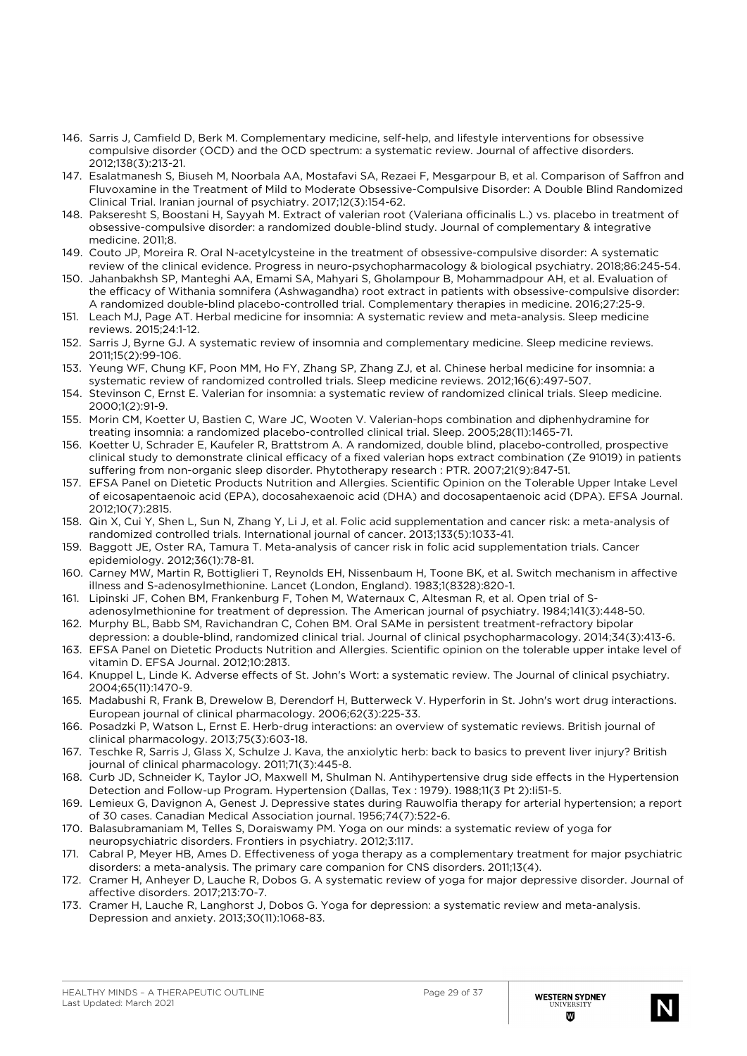146. Sarris J, Camfield D, Berk M. Complementary medicine, self-help, and lifestyle interventions for obsessive compulsive disorder (OCD) and the OCD spectrum: a systematic review. Journal of affective disorders. 2012;138(3):213-21.
147. Esalatmanesh S, Biuseh M, Noorbala AA, Mostafavi SA, Rezaei F, Mesgarpour B, et al. Comparison of Saffron and Fluvoxamine in the Treatment of Mild to Moderate Obsessive-Compulsive Disorder: A Double Blind Randomized Clinical Trial. Iranian journal of psychiatry. 2017;12(3):154-62.
148. Pakseresht S, Boostani H, Sayyah M. Extract of valerian root (Valeriana officinalis L.) vs. placebo in treatment of obsessive-compulsive disorder: a randomized double-blind study. Journal of complementary & integrative medicine. 2011;8.
149. Couto JP, Moreira R. Oral N-acetylcysteine in the treatment of obsessive-compulsive disorder: A systematic review of the clinical evidence. Progress in neuro-psychopharmacology & biological psychiatry. 2018;86:245-54.
150. Jahanbakhsh SP, Manteghi AA, Emami SA, Mahyari S, Gholampour B, Mohammadpour AH, et al. Evaluation of the efficacy of Withania somnifera (Ashwagandha) root extract in patients with obsessive-compulsive disorder: A randomized double-blind placebo-controlled trial. Complementary therapies in medicine. 2016;27:25-9.
151. Leach MJ, Page AT. Herbal medicine for insomnia: A systematic review and meta-analysis. Sleep medicine reviews. 2015;24:1-12.
152. Sarris J, Byrne GJ. A systematic review of insomnia and complementary medicine. Sleep medicine reviews. 2011;15(2):99-106.
153. Yeung WF, Chung KF, Poon MM, Ho FY, Zhang SP, Zhang ZJ, et al. Chinese herbal medicine for insomnia: a systematic review of randomized controlled trials. Sleep medicine reviews. 2012;16(6):497-507.
154. Stevinson C, Ernst E. Valerian for insomnia: a systematic review of randomized clinical trials. Sleep medicine. 2000;1(2):91-9.
155. Morin CM, Koetter U, Bastien C, Ware JC, Wooten V. Valerian-hops combination and diphenhydramine for treating insomnia: a randomized placebo-controlled clinical trial. Sleep. 2005;28(11):1465-71.
156. Koetter U, Schrader E, Kaufeler R, Brattstrom A. A randomized, double blind, placebo-controlled, prospective clinical study to demonstrate clinical efficacy of a fixed valerian hops extract combination (Ze 91019) in patients suffering from non-organic sleep disorder. Phytotherapy research : PTR. 2007;21(9):847-51.
157. EFSA Panel on Dietetic Products Nutrition and Allergies. Scientific Opinion on the Tolerable Upper Intake Level of eicosapentaenoic acid (EPA), docosahexaenoic acid (DHA) and docosapentaenoic acid (DPA). EFSA Journal. 2012;10(7):2815.
158. Qin X, Cui Y, Shen L, Sun N, Zhang Y, Li J, et al. Folic acid supplementation and cancer risk: a meta-analysis of randomized controlled trials. International journal of cancer. 2013;133(5):1033-41.
159. Baggott JE, Oster RA, Tamura T. Meta-analysis of cancer risk in folic acid supplementation trials. Cancer epidemiology. 2012;36(1):78-81.
160. Carney MW, Martin R, Bottiglieri T, Reynolds EH, Nissenbaum H, Toone BK, et al. Switch mechanism in affective illness and S-adenosylmethionine. Lancet (London, England). 1983;1(8328):820-1.
161. Lipinski JF, Cohen BM, Frankenburg F, Tohen M, Waternaux C, Altesman R, et al. Open trial of S-adenosylmethionine for treatment of depression. The American journal of psychiatry. 1984;141(3):448-50.
162. Murphy BL, Babb SM, Ravichandran C, Cohen BM. Oral SAMe in persistent treatment-refractory bipolar depression: a double-blind, randomized clinical trial. Journal of clinical psychopharmacology. 2014;34(3):413-6.
163. EFSA Panel on Dietetic Products Nutrition and Allergies. Scientific opinion on the tolerable upper intake level of vitamin D. EFSA Journal. 2012;10:2813.
164. Knuppel L, Linde K. Adverse effects of St. John's Wort: a systematic review. The Journal of clinical psychiatry. 2004;65(11):1470-9.
165. Madabushi R, Frank B, Drewelow B, Derendorf H, Butterweck V. Hyperforin in St. John's wort drug interactions. European journal of clinical pharmacology. 2006;62(3):225-33.
166. Posadzki P, Watson L, Ernst E. Herb-drug interactions: an overview of systematic reviews. British journal of clinical pharmacology. 2013;75(3):603-18.
167. Teschke R, Sarris J, Glass X, Schulze J. Kava, the anxiolytic herb: back to basics to prevent liver injury? British journal of clinical pharmacology. 2011;71(3):445-8.
168. Curb JD, Schneider K, Taylor JO, Maxwell M, Shulman N. Antihypertensive drug side effects in the Hypertension Detection and Follow-up Program. Hypertension (Dallas, Tex : 1979). 1988;11(3 Pt 2):Ii51-5.
169. Lemieux G, Davignon A, Genest J. Depressive states during Rauwolfia therapy for arterial hypertension; a report of 30 cases. Canadian Medical Association journal. 1956;74(7):522-6.
170. Balasubramaniam M, Telles S, Doraiswamy PM. Yoga on our minds: a systematic review of yoga for neuropsychiatric disorders. Frontiers in psychiatry. 2012;3:117.
171. Cabral P, Meyer HB, Ames D. Effectiveness of yoga therapy as a complementary treatment for major psychiatric disorders: a meta-analysis. The primary care companion for CNS disorders. 2011;13(4).
172. Cramer H, Anheyer D, Lauche R, Dobos G. A systematic review of yoga for major depressive disorder. Journal of affective disorders. 2017;213:70-7.
173. Cramer H, Lauche R, Langhorst J, Dobos G. Yoga for depression: a systematic review and meta-analysis. Depression and anxiety. 2013;30(11):1068-83.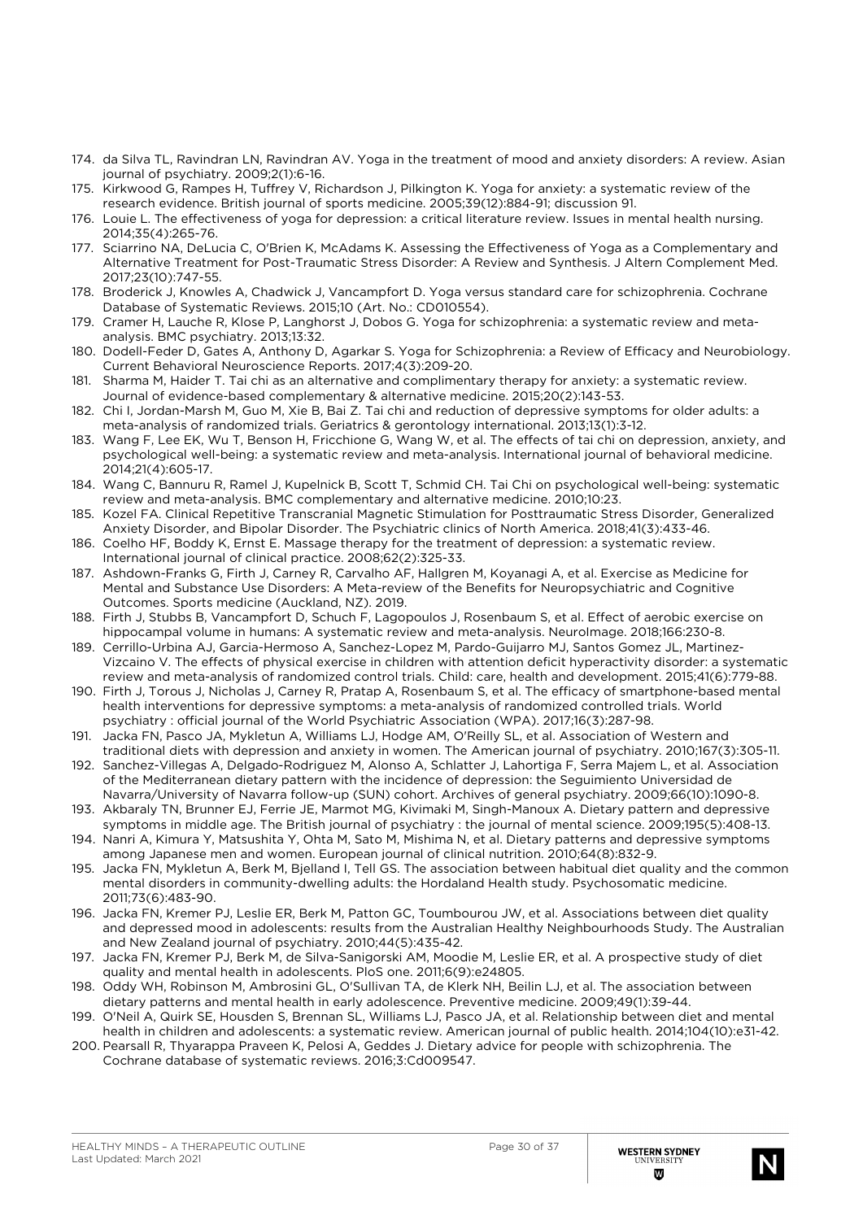174. da Silva TL, Ravindran LN, Ravindran AV. Yoga in the treatment of mood and anxiety disorders: A review. Asian journal of psychiatry. 2009;2(1):6-16.
175. Kirkwood G, Rampes H, Tuffrey V, Richardson J, Pilkington K. Yoga for anxiety: a systematic review of the research evidence. British journal of sports medicine. 2005;39(12):884-91; discussion 91.
176. Louie L. The effectiveness of yoga for depression: a critical literature review. Issues in mental health nursing. 2014;35(4):265-76.
177. Sciarrino NA, DeLucia C, O'Brien K, McAdams K. Assessing the Effectiveness of Yoga as a Complementary and Alternative Treatment for Post-Traumatic Stress Disorder: A Review and Synthesis. J Altern Complement Med. 2017;23(10):747-55.
178. Broderick J, Knowles A, Chadwick J, Vancampfort D. Yoga versus standard care for schizophrenia. Cochrane Database of Systematic Reviews. 2015;10 (Art. No.: CD010554).
179. Cramer H, Lauche R, Klose P, Langhorst J, Dobos G. Yoga for schizophrenia: a systematic review and meta-analysis. BMC psychiatry. 2013;13:32.
180. Dodell-Feder D, Gates A, Anthony D, Agarkar S. Yoga for Schizophrenia: a Review of Efficacy and Neurobiology. Current Behavioral Neuroscience Reports. 2017;4(3):209-20.
181. Sharma M, Haider T. Tai chi as an alternative and complimentary therapy for anxiety: a systematic review. Journal of evidence-based complementary & alternative medicine. 2015;20(2):143-53.
182. Chi I, Jordan-Marsh M, Guo M, Xie B, Bai Z. Tai chi and reduction of depressive symptoms for older adults: a meta-analysis of randomized trials. Geriatrics & gerontology international. 2013;13(1):3-12.
183. Wang F, Lee EK, Wu T, Benson H, Fricchione G, Wang W, et al. The effects of tai chi on depression, anxiety, and psychological well-being: a systematic review and meta-analysis. International journal of behavioral medicine. 2014;21(4):605-17.
184. Wang C, Bannuru R, Ramel J, Kupelnick B, Scott T, Schmid CH. Tai Chi on psychological well-being: systematic review and meta-analysis. BMC complementary and alternative medicine. 2010;10:23.
185. Kozel FA. Clinical Repetitive Transcranial Magnetic Stimulation for Posttraumatic Stress Disorder, Generalized Anxiety Disorder, and Bipolar Disorder. The Psychiatric clinics of North America. 2018;41(3):433-46.
186. Coelho HF, Boddy K, Ernst E. Massage therapy for the treatment of depression: a systematic review. International journal of clinical practice. 2008;62(2):325-33.
187. Ashdown-Franks G, Firth J, Carney R, Carvalho AF, Hallgren M, Koyanagi A, et al. Exercise as Medicine for Mental and Substance Use Disorders: A Meta-review of the Benefits for Neuropsychiatric and Cognitive Outcomes. Sports medicine (Auckland, NZ). 2019.
188. Firth J, Stubbs B, Vancampfort D, Schuch F, Lagopoulos J, Rosenbaum S, et al. Effect of aerobic exercise on hippocampal volume in humans: A systematic review and meta-analysis. NeuroImage. 2018;166:230-8.
189. Cerrillo-Urbina AJ, Garcia-Hermoso A, Sanchez-Lopez M, Pardo-Guijarro MJ, Santos Gomez JL, Martinez-Vizcaino V. The effects of physical exercise in children with attention deficit hyperactivity disorder: a systematic review and meta-analysis of randomized control trials. Child: care, health and development. 2015;41(6):779-88.
190. Firth J, Torous J, Nicholas J, Carney R, Pratap A, Rosenbaum S, et al. The efficacy of smartphone-based mental health interventions for depressive symptoms: a meta-analysis of randomized controlled trials. World psychiatry : official journal of the World Psychiatric Association (WPA). 2017;16(3):287-98.
191. Jacka FN, Pasco JA, Mykletun A, Williams LJ, Hodge AM, O'Reilly SL, et al. Association of Western and traditional diets with depression and anxiety in women. The American journal of psychiatry. 2010;167(3):305-11.
192. Sanchez-Villegas A, Delgado-Rodriguez M, Alonso A, Schlatter J, Lahortiga F, Serra Majem L, et al. Association of the Mediterranean dietary pattern with the incidence of depression: the Seguimiento Universidad de Navarra/University of Navarra follow-up (SUN) cohort. Archives of general psychiatry. 2009;66(10):1090-8.
193. Akbaraly TN, Brunner EJ, Ferrie JE, Marmot MG, Kivimaki M, Singh-Manoux A. Dietary pattern and depressive symptoms in middle age. The British journal of psychiatry : the journal of mental science. 2009;195(5):408-13.
194. Nanri A, Kimura Y, Matsushita Y, Ohta M, Sato M, Mishima N, et al. Dietary patterns and depressive symptoms among Japanese men and women. European journal of clinical nutrition. 2010;64(8):832-9.
195. Jacka FN, Mykletun A, Berk M, Bjelland I, Tell GS. The association between habitual diet quality and the common mental disorders in community-dwelling adults: the Hordaland Health study. Psychosomatic medicine. 2011;73(6):483-90.
196. Jacka FN, Kremer PJ, Leslie ER, Berk M, Patton GC, Toumbourou JW, et al. Associations between diet quality and depressed mood in adolescents: results from the Australian Healthy Neighbourhoods Study. The Australian and New Zealand journal of psychiatry. 2010;44(5):435-42.
197. Jacka FN, Kremer PJ, Berk M, de Silva-Sanigorski AM, Moodie M, Leslie ER, et al. A prospective study of diet quality and mental health in adolescents. PloS one. 2011;6(9):e24805.
198. Oddy WH, Robinson M, Ambrosini GL, O'Sullivan TA, de Klerk NH, Beilin LJ, et al. The association between dietary patterns and mental health in early adolescence. Preventive medicine. 2009;49(1):39-44.
199. O'Neil A, Quirk SE, Housden S, Brennan SL, Williams LJ, Pasco JA, et al. Relationship between diet and mental health in children and adolescents: a systematic review. American journal of public health. 2014;104(10):e31-42.
200. Pearsall R, Thyarappa Praveen K, Pelosi A, Geddes J. Dietary advice for people with schizophrenia. The Cochrane database of systematic reviews. 2016;3:Cd009547.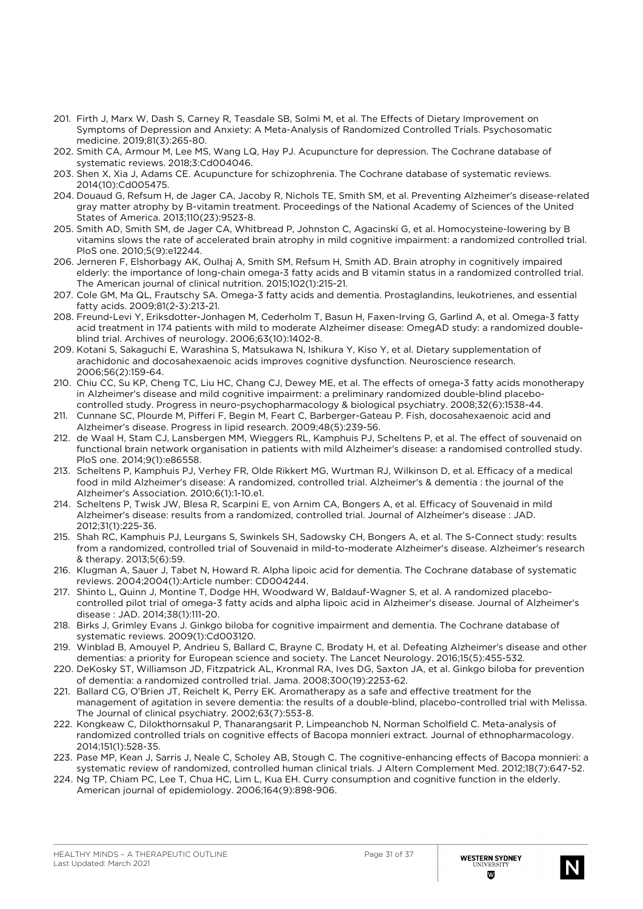201. Firth J, Marx W, Dash S, Carney R, Teasdale SB, Solmi M, et al. The Effects of Dietary Improvement on Symptoms of Depression and Anxiety: A Meta-Analysis of Randomized Controlled Trials. Psychosomatic medicine. 2019;81(3):265-80.
202. Smith CA, Armour M, Lee MS, Wang LQ, Hay PJ. Acupuncture for depression. The Cochrane database of systematic reviews. 2018;3:Cd004046.
203. Shen X, Xia J, Adams CE. Acupuncture for schizophrenia. The Cochrane database of systematic reviews. 2014(10):Cd005475.
204. Douaud G, Refsum H, de Jager CA, Jacoby R, Nichols TE, Smith SM, et al. Preventing Alzheimer's disease-related gray matter atrophy by B-vitamin treatment. Proceedings of the National Academy of Sciences of the United States of America. 2013;110(23):9523-8.
205. Smith AD, Smith SM, de Jager CA, Whitbread P, Johnston C, Agacinski G, et al. Homocysteine-lowering by B vitamins slows the rate of accelerated brain atrophy in mild cognitive impairment: a randomized controlled trial. PloS one. 2010;5(9):e12244.
206. Jerneren F, Elshorbagy AK, Oulhaj A, Smith SM, Refsum H, Smith AD. Brain atrophy in cognitively impaired elderly: the importance of long-chain omega-3 fatty acids and B vitamin status in a randomized controlled trial. The American journal of clinical nutrition. 2015;102(1):215-21.
207. Cole GM, Ma QL, Frautschy SA. Omega-3 fatty acids and dementia. Prostaglandins, leukotrienes, and essential fatty acids. 2009;81(2-3):213-21.
208. Freund-Levi Y, Eriksdotter-Jonhagen M, Cederholm T, Basun H, Faxen-Irving G, Garlind A, et al. Omega-3 fatty acid treatment in 174 patients with mild to moderate Alzheimer disease: OmegAD study: a randomized double-blind trial. Archives of neurology. 2006;63(10):1402-8.
209. Kotani S, Sakaguchi E, Warashina S, Matsukawa N, Ishikura Y, Kiso Y, et al. Dietary supplementation of arachidonic and docosahexaenoic acids improves cognitive dysfunction. Neuroscience research. 2006;56(2):159-64.
210. Chiu CC, Su KP, Cheng TC, Liu HC, Chang CJ, Dewey ME, et al. The effects of omega-3 fatty acids monotherapy in Alzheimer's disease and mild cognitive impairment: a preliminary randomized double-blind placebo-controlled study. Progress in neuro-psychopharmacology & biological psychiatry. 2008;32(6):1538-44.
211. Cunnane SC, Plourde M, Pifferi F, Begin M, Feart C, Barberger-Gateau P. Fish, docosahexaenoic acid and Alzheimer's disease. Progress in lipid research. 2009;48(5):239-56.
212. de Waal H, Stam CJ, Lansbergen MM, Wieggers RL, Kamphuis PJ, Scheltens P, et al. The effect of souvenaid on functional brain network organisation in patients with mild Alzheimer's disease: a randomised controlled study. PloS one. 2014;9(1):e86558.
213. Scheltens P, Kamphuis PJ, Verhey FR, Olde Rikkert MG, Wurtman RJ, Wilkinson D, et al. Efficacy of a medical food in mild Alzheimer's disease: A randomized, controlled trial. Alzheimer's & dementia : the journal of the Alzheimer's Association. 2010;6(1):1-10.e1.
214. Scheltens P, Twisk JW, Blesa R, Scarpini E, von Arnim CA, Bongers A, et al. Efficacy of Souvenaid in mild Alzheimer's disease: results from a randomized, controlled trial. Journal of Alzheimer's disease : JAD. 2012;31(1):225-36.
215. Shah RC, Kamphuis PJ, Leurgans S, Swinkels SH, Sadowsky CH, Bongers A, et al. The S-Connect study: results from a randomized, controlled trial of Souvenaid in mild-to-moderate Alzheimer's disease. Alzheimer's research & therapy. 2013;5(6):59.
216. Klugman A, Sauer J, Tabet N, Howard R. Alpha lipoic acid for dementia. The Cochrane database of systematic reviews. 2004;2004(1):Article number: CD004244.
217. Shinto L, Quinn J, Montine T, Dodge HH, Woodward W, Baldauf-Wagner S, et al. A randomized placebo-controlled pilot trial of omega-3 fatty acids and alpha lipoic acid in Alzheimer's disease. Journal of Alzheimer's disease : JAD. 2014;38(1):111-20.
218. Birks J, Grimley Evans J. Ginkgo biloba for cognitive impairment and dementia. The Cochrane database of systematic reviews. 2009(1):Cd003120.
219. Winblad B, Amouyel P, Andrieu S, Ballard C, Brayne C, Brodaty H, et al. Defeating Alzheimer's disease and other dementias: a priority for European science and society. The Lancet Neurology. 2016;15(5):455-532.
220. DeKosky ST, Williamson JD, Fitzpatrick AL, Kronmal RA, Ives DG, Saxton JA, et al. Ginkgo biloba for prevention of dementia: a randomized controlled trial. Jama. 2008;300(19):2253-62.
221. Ballard CG, O'Brien JT, Reichelt K, Perry EK. Aromatherapy as a safe and effective treatment for the management of agitation in severe dementia: the results of a double-blind, placebo-controlled trial with Melissa. The Journal of clinical psychiatry. 2002;63(7):553-8.
222. Kongkeaw C, Dilokthornsakul P, Thanarangsarit P, Limpeanchob N, Norman Scholfield C. Meta-analysis of randomized controlled trials on cognitive effects of Bacopa monnieri extract. Journal of ethnopharmacology. 2014;151(1):528-35.
223. Pase MP, Kean J, Sarris J, Neale C, Scholey AB, Stough C. The cognitive-enhancing effects of Bacopa monnieri: a systematic review of randomized, controlled human clinical trials. J Altern Complement Med. 2012;18(7):647-52.
224. Ng TP, Chiam PC, Lee T, Chua HC, Lim L, Kua EH. Curry consumption and cognitive function in the elderly. American journal of epidemiology. 2006;164(9):898-906.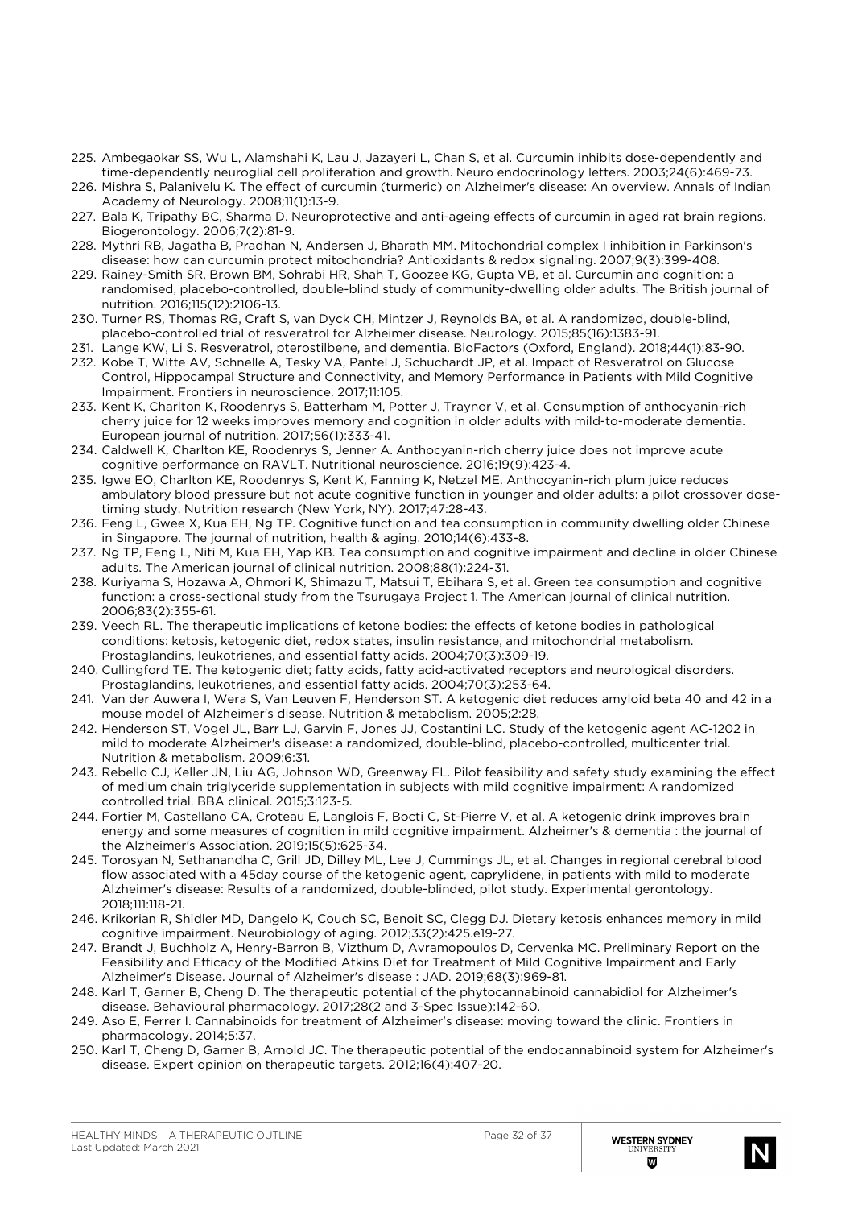225. Ambegaokar SS, Wu L, Alamshahi K, Lau J, Jazayeri L, Chan S, et al. Curcumin inhibits dose-dependently and time-dependently neuroglial cell proliferation and growth. Neuro endocrinology letters. 2003;24(6):469-73.
226. Mishra S, Palanivelu K. The effect of curcumin (turmeric) on Alzheimer's disease: An overview. Annals of Indian Academy of Neurology. 2008;11(1):13-9.
227. Bala K, Tripathy BC, Sharma D. Neuroprotective and anti-ageing effects of curcumin in aged rat brain regions. Biogerontology. 2006;7(2):81-9.
228. Mythri RB, Jagatha B, Pradhan N, Andersen J, Bharath MM. Mitochondrial complex I inhibition in Parkinson's disease: how can curcumin protect mitochondria? Antioxidants & redox signaling. 2007;9(3):399-408.
229. Rainey-Smith SR, Brown BM, Sohrabi HR, Shah T, Goozee KG, Gupta VB, et al. Curcumin and cognition: a randomised, placebo-controlled, double-blind study of community-dwelling older adults. The British journal of nutrition. 2016;115(12):2106-13.
230. Turner RS, Thomas RG, Craft S, van Dyck CH, Mintzer J, Reynolds BA, et al. A randomized, double-blind, placebo-controlled trial of resveratrol for Alzheimer disease. Neurology. 2015;85(16):1383-91.
231. Lange KW, Li S. Resveratrol, pterostilbene, and dementia. BioFactors (Oxford, England). 2018;44(1):83-90.
232. Kobe T, Witte AV, Schnelle A, Tesky VA, Pantel J, Schuchardt JP, et al. Impact of Resveratrol on Glucose Control, Hippocampal Structure and Connectivity, and Memory Performance in Patients with Mild Cognitive Impairment. Frontiers in neuroscience. 2017;11:105.
233. Kent K, Charlton K, Roodenrys S, Batterham M, Potter J, Traynor V, et al. Consumption of anthocyanin-rich cherry juice for 12 weeks improves memory and cognition in older adults with mild-to-moderate dementia. European journal of nutrition. 2017;56(1):333-41.
234. Caldwell K, Charlton KE, Roodenrys S, Jenner A. Anthocyanin-rich cherry juice does not improve acute cognitive performance on RAVLT. Nutritional neuroscience. 2016;19(9):423-4.
235. Igwe EO, Charlton KE, Roodenrys S, Kent K, Fanning K, Netzel ME. Anthocyanin-rich plum juice reduces ambulatory blood pressure but not acute cognitive function in younger and older adults: a pilot crossover dose-timing study. Nutrition research (New York, NY). 2017;47:28-43.
236. Feng L, Gwee X, Kua EH, Ng TP. Cognitive function and tea consumption in community dwelling older Chinese in Singapore. The journal of nutrition, health & aging. 2010;14(6):433-8.
237. Ng TP, Feng L, Niti M, Kua EH, Yap KB. Tea consumption and cognitive impairment and decline in older Chinese adults. The American journal of clinical nutrition. 2008;88(1):224-31.
238. Kuriyama S, Hozawa A, Ohmori K, Shimazu T, Matsui T, Ebihara S, et al. Green tea consumption and cognitive function: a cross-sectional study from the Tsurugaya Project 1. The American journal of clinical nutrition. 2006;83(2):355-61.
239. Veech RL. The therapeutic implications of ketone bodies: the effects of ketone bodies in pathological conditions: ketosis, ketogenic diet, redox states, insulin resistance, and mitochondrial metabolism. Prostaglandins, leukotrienes, and essential fatty acids. 2004;70(3):309-19.
240. Cullingford TE. The ketogenic diet; fatty acids, fatty acid-activated receptors and neurological disorders. Prostaglandins, leukotrienes, and essential fatty acids. 2004;70(3):253-64.
241. Van der Auwera I, Wera S, Van Leuven F, Henderson ST. A ketogenic diet reduces amyloid beta 40 and 42 in a mouse model of Alzheimer's disease. Nutrition & metabolism. 2005;2:28.
242. Henderson ST, Vogel JL, Barr LJ, Garvin F, Jones JJ, Costantini LC. Study of the ketogenic agent AC-1202 in mild to moderate Alzheimer's disease: a randomized, double-blind, placebo-controlled, multicenter trial. Nutrition & metabolism. 2009;6:31.
243. Rebello CJ, Keller JN, Liu AG, Johnson WD, Greenway FL. Pilot feasibility and safety study examining the effect of medium chain triglyceride supplementation in subjects with mild cognitive impairment: A randomized controlled trial. BBA clinical. 2015;3:123-5.
244. Fortier M, Castellano CA, Croteau E, Langlois F, Bocti C, St-Pierre V, et al. A ketogenic drink improves brain energy and some measures of cognition in mild cognitive impairment. Alzheimer's & dementia : the journal of the Alzheimer's Association. 2019;15(5):625-34.
245. Torosyan N, Sethanandha C, Grill JD, Dilley ML, Lee J, Cummings JL, et al. Changes in regional cerebral blood flow associated with a 45day course of the ketogenic agent, caprylidene, in patients with mild to moderate Alzheimer's disease: Results of a randomized, double-blinded, pilot study. Experimental gerontology. 2018;111:118-21.
246. Krikorian R, Shidler MD, Dangelo K, Couch SC, Benoit SC, Clegg DJ. Dietary ketosis enhances memory in mild cognitive impairment. Neurobiology of aging. 2012;33(2):425.e19-27.
247. Brandt J, Buchholz A, Henry-Barron B, Vizthum D, Avramopoulos D, Cervenka MC. Preliminary Report on the Feasibility and Efficacy of the Modified Atkins Diet for Treatment of Mild Cognitive Impairment and Early Alzheimer's Disease. Journal of Alzheimer's disease : JAD. 2019;68(3):969-81.
248. Karl T, Garner B, Cheng D. The therapeutic potential of the phytocannabinoid cannabidiol for Alzheimer's disease. Behavioural pharmacology. 2017;28(2 and 3-Spec Issue):142-60.
249. Aso E, Ferrer I. Cannabinoids for treatment of Alzheimer's disease: moving toward the clinic. Frontiers in pharmacology. 2014;5:37.
250. Karl T, Cheng D, Garner B, Arnold JC. The therapeutic potential of the endocannabinoid system for Alzheimer's disease. Expert opinion on therapeutic targets. 2012;16(4):407-20.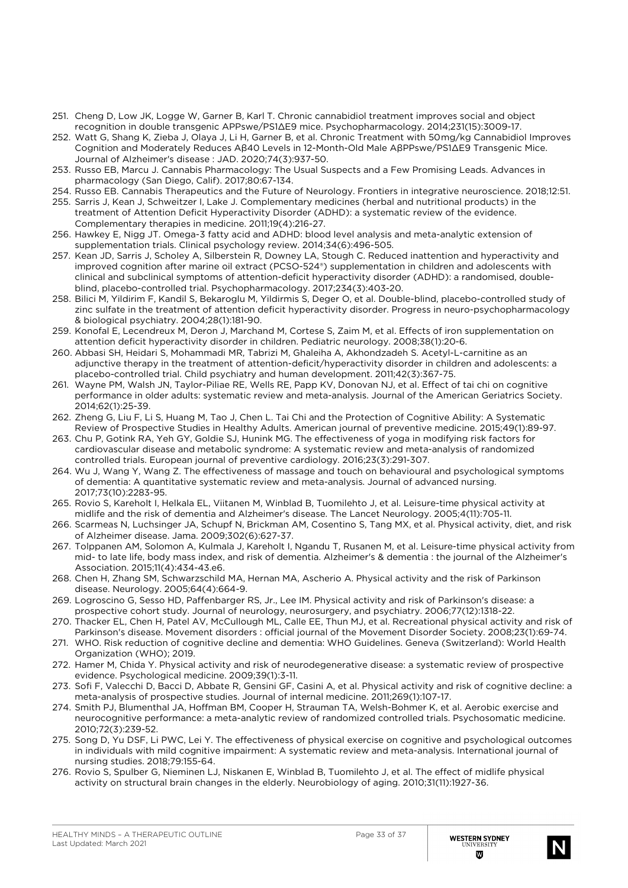251. Cheng D, Low JK, Logge W, Garner B, Karl T. Chronic cannabidiol treatment improves social and object recognition in double transgenic APPswe/PS1ΔE9 mice. Psychopharmacology. 2014;231(15):3009-17.
252. Watt G, Shang K, Zieba J, Olaya J, Li H, Garner B, et al. Chronic Treatment with 50mg/kg Cannabidiol Improves Cognition and Moderately Reduces Aβ40 Levels in 12-Month-Old Male AβPPswe/PS1ΔE9 Transgenic Mice. Journal of Alzheimer's disease : JAD. 2020;74(3):937-50.
253. Russo EB, Marcu J. Cannabis Pharmacology: The Usual Suspects and a Few Promising Leads. Advances in pharmacology (San Diego, Calif). 2017;80:67-134.
254. Russo EB. Cannabis Therapeutics and the Future of Neurology. Frontiers in integrative neuroscience. 2018;12:51.
255. Sarris J, Kean J, Schweitzer I, Lake J. Complementary medicines (herbal and nutritional products) in the treatment of Attention Deficit Hyperactivity Disorder (ADHD): a systematic review of the evidence. Complementary therapies in medicine. 2011;19(4):216-27.
256. Hawkey E, Nigg JT. Omega-3 fatty acid and ADHD: blood level analysis and meta-analytic extension of supplementation trials. Clinical psychology review. 2014;34(6):496-505.
257. Kean JD, Sarris J, Scholey A, Silberstein R, Downey LA, Stough C. Reduced inattention and hyperactivity and improved cognition after marine oil extract (PCSO-524®) supplementation in children and adolescents with clinical and subclinical symptoms of attention-deficit hyperactivity disorder (ADHD): a randomised, double-blind, placebo-controlled trial. Psychopharmacology. 2017;234(3):403-20.
258. Bilici M, Yildirim F, Kandil S, Bekaroglu M, Yildirmis S, Deger O, et al. Double-blind, placebo-controlled study of zinc sulfate in the treatment of attention deficit hyperactivity disorder. Progress in neuro-psychopharmacology & biological psychiatry. 2004;28(1):181-90.
259. Konofal E, Lecendreux M, Deron J, Marchand M, Cortese S, Zaim M, et al. Effects of iron supplementation on attention deficit hyperactivity disorder in children. Pediatric neurology. 2008;38(1):20-6.
260. Abbasi SH, Heidari S, Mohammadi MR, Tabrizi M, Ghaleiha A, Akhondzadeh S. Acetyl-L-carnitine as an adjunctive therapy in the treatment of attention-deficit/hyperactivity disorder in children and adolescents: a placebo-controlled trial. Child psychiatry and human development. 2011;42(3):367-75.
261. Wayne PM, Walsh JN, Taylor-Piliae RE, Wells RE, Papp KV, Donovan NJ, et al. Effect of tai chi on cognitive performance in older adults: systematic review and meta-analysis. Journal of the American Geriatrics Society. 2014;62(1):25-39.
262. Zheng G, Liu F, Li S, Huang M, Tao J, Chen L. Tai Chi and the Protection of Cognitive Ability: A Systematic Review of Prospective Studies in Healthy Adults. American journal of preventive medicine. 2015;49(1):89-97.
263. Chu P, Gotink RA, Yeh GY, Goldie SJ, Hunink MG. The effectiveness of yoga in modifying risk factors for cardiovascular disease and metabolic syndrome: A systematic review and meta-analysis of randomized controlled trials. European journal of preventive cardiology. 2016;23(3):291-307.
264. Wu J, Wang Y, Wang Z. The effectiveness of massage and touch on behavioural and psychological symptoms of dementia: A quantitative systematic review and meta-analysis. Journal of advanced nursing. 2017;73(10):2283-95.
265. Rovio S, Kareholt I, Helkala EL, Viitanen M, Winblad B, Tuomilehto J, et al. Leisure-time physical activity at midlife and the risk of dementia and Alzheimer's disease. The Lancet Neurology. 2005;4(11):705-11.
266. Scarmeas N, Luchsinger JA, Schupf N, Brickman AM, Cosentino S, Tang MX, et al. Physical activity, diet, and risk of Alzheimer disease. Jama. 2009;302(6):627-37.
267. Tolppanen AM, Solomon A, Kulmala J, Kareholt I, Ngandu T, Rusanen M, et al. Leisure-time physical activity from mid- to late life, body mass index, and risk of dementia. Alzheimer's & dementia : the journal of the Alzheimer's Association. 2015;11(4):434-43.e6.
268. Chen H, Zhang SM, Schwarzschild MA, Hernan MA, Ascherio A. Physical activity and the risk of Parkinson disease. Neurology. 2005;64(4):664-9.
269. Logroscino G, Sesso HD, Paffenbarger RS, Jr., Lee IM. Physical activity and risk of Parkinson's disease: a prospective cohort study. Journal of neurology, neurosurgery, and psychiatry. 2006;77(12):1318-22.
270. Thacker EL, Chen H, Patel AV, McCullough ML, Calle EE, Thun MJ, et al. Recreational physical activity and risk of Parkinson's disease. Movement disorders : official journal of the Movement Disorder Society. 2008;23(1):69-74.
271. WHO. Risk reduction of cognitive decline and dementia: WHO Guidelines. Geneva (Switzerland): World Health Organization (WHO); 2019.
272. Hamer M, Chida Y. Physical activity and risk of neurodegenerative disease: a systematic review of prospective evidence. Psychological medicine. 2009;39(1):3-11.
273. Sofi F, Valecchi D, Bacci D, Abbate R, Gensini GF, Casini A, et al. Physical activity and risk of cognitive decline: a meta-analysis of prospective studies. Journal of internal medicine. 2011;269(1):107-17.
274. Smith PJ, Blumenthal JA, Hoffman BM, Cooper H, Strauman TA, Welsh-Bohmer K, et al. Aerobic exercise and neurocognitive performance: a meta-analytic review of randomized controlled trials. Psychosomatic medicine. 2010;72(3):239-52.
275. Song D, Yu DSF, Li PWC, Lei Y. The effectiveness of physical exercise on cognitive and psychological outcomes in individuals with mild cognitive impairment: A systematic review and meta-analysis. International journal of nursing studies. 2018;79:155-64.
276. Rovio S, Spulber G, Nieminen LJ, Niskanen E, Winblad B, Tuomilehto J, et al. The effect of midlife physical activity on structural brain changes in the elderly. Neurobiology of aging. 2010;31(11):1927-36.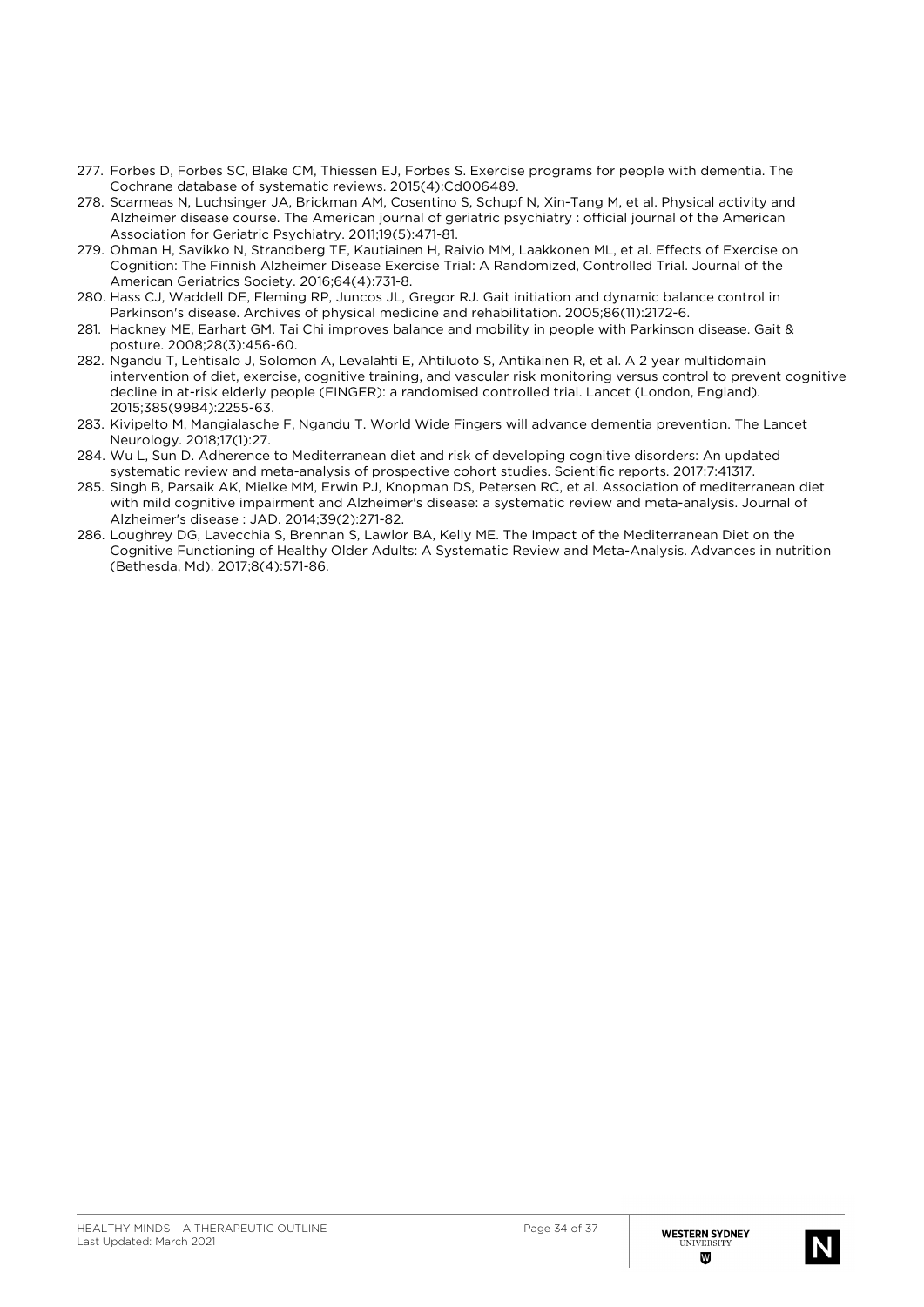277. Forbes D, Forbes SC, Blake CM, Thiessen EJ, Forbes S. Exercise programs for people with dementia. The Cochrane database of systematic reviews. 2015(4):Cd006489.
278. Scarmeas N, Luchsinger JA, Brickman AM, Cosentino S, Schupf N, Xin-Tang M, et al. Physical activity and Alzheimer disease course. The American journal of geriatric psychiatry : official journal of the American Association for Geriatric Psychiatry. 2011;19(5):471-81.
279. Ohman H, Savikko N, Strandberg TE, Kautiainen H, Raivio MM, Laakkonen ML, et al. Effects of Exercise on Cognition: The Finnish Alzheimer Disease Exercise Trial: A Randomized, Controlled Trial. Journal of the American Geriatrics Society. 2016;64(4):731-8.
280. Hass CJ, Waddell DE, Fleming RP, Juncos JL, Gregor RJ. Gait initiation and dynamic balance control in Parkinson's disease. Archives of physical medicine and rehabilitation. 2005;86(11):2172-6.
281. Hackney ME, Earhart GM. Tai Chi improves balance and mobility in people with Parkinson disease. Gait & posture. 2008;28(3):456-60.
282. Ngandu T, Lehtisalo J, Solomon A, Levalahti E, Ahtiluoto S, Antikainen R, et al. A 2 year multidomain intervention of diet, exercise, cognitive training, and vascular risk monitoring versus control to prevent cognitive decline in at-risk elderly people (FINGER): a randomised controlled trial. Lancet (London, England). 2015;385(9984):2255-63.
283. Kivipelto M, Mangialasche F, Ngandu T. World Wide Fingers will advance dementia prevention. The Lancet Neurology. 2018;17(1):27.
284. Wu L, Sun D. Adherence to Mediterranean diet and risk of developing cognitive disorders: An updated systematic review and meta-analysis of prospective cohort studies. Scientific reports. 2017;7:41317.
285. Singh B, Parsaik AK, Mielke MM, Erwin PJ, Knopman DS, Petersen RC, et al. Association of mediterranean diet with mild cognitive impairment and Alzheimer's disease: a systematic review and meta-analysis. Journal of Alzheimer's disease : JAD. 2014;39(2):271-82.
286. Loughrey DG, Lavecchia S, Brennan S, Lawlor BA, Kelly ME. The Impact of the Mediterranean Diet on the Cognitive Functioning of Healthy Older Adults: A Systematic Review and Meta-Analysis. Advances in nutrition (Bethesda, Md). 2017;8(4):571-86.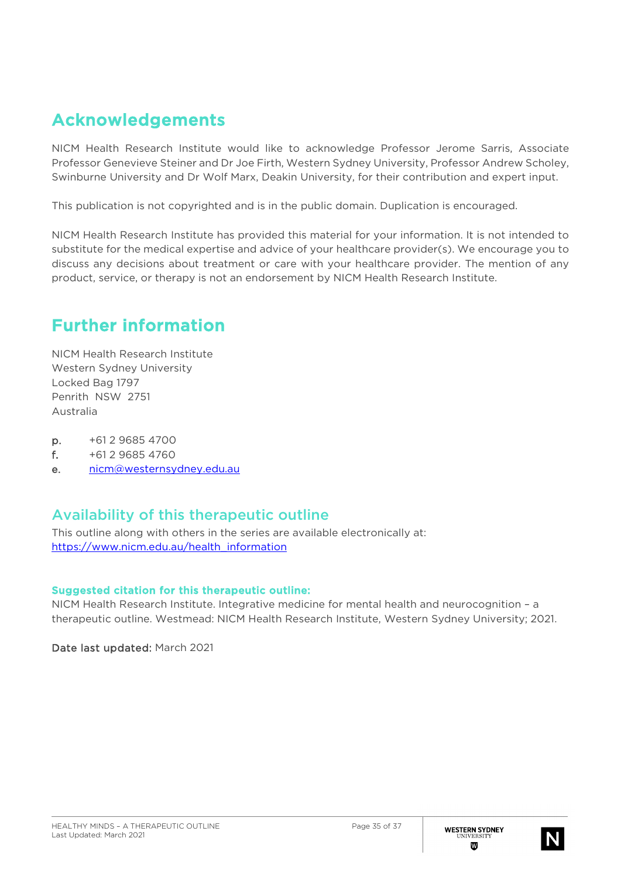## Acknowledgements

NICM Health Research Institute would like to acknowledge Professor Jerome Sarris, Associate Professor Genevieve Steiner and Dr Joe Firth, Western Sydney University, Professor Andrew Scholey, Swinburne University and Dr Wolf Marx, Deakin University, for their contribution and expert input.

This publication is not copyrighted and is in the public domain. Duplication is encouraged.

NICM Health Research Institute has provided this material for your information. It is not intended to substitute for the medical expertise and advice of your healthcare provider(s). We encourage you to discuss any decisions about treatment or care with your healthcare provider. The mention of any product, service, or therapy is not an endorsement by NICM Health Research Institute.

## Further information

NICM Health Research Institute
Western Sydney University
Locked Bag 1797
Penrith NSW 2751
Australia

p. +61 2 9685 4700
f. +61 2 9685 4760
e. nicm@westernsydney.edu.au

### Availability of this therapeutic outline

This outline along with others in the series are available electronically at:
https://www.nicm.edu.au/health_information

**Suggested citation for this therapeutic outline:**
NICM Health Research Institute. Integrative medicine for mental health and neurocognition – a therapeutic outline. Westmead: NICM Health Research Institute, Western Sydney University; 2021.

Date last updated: March 2021